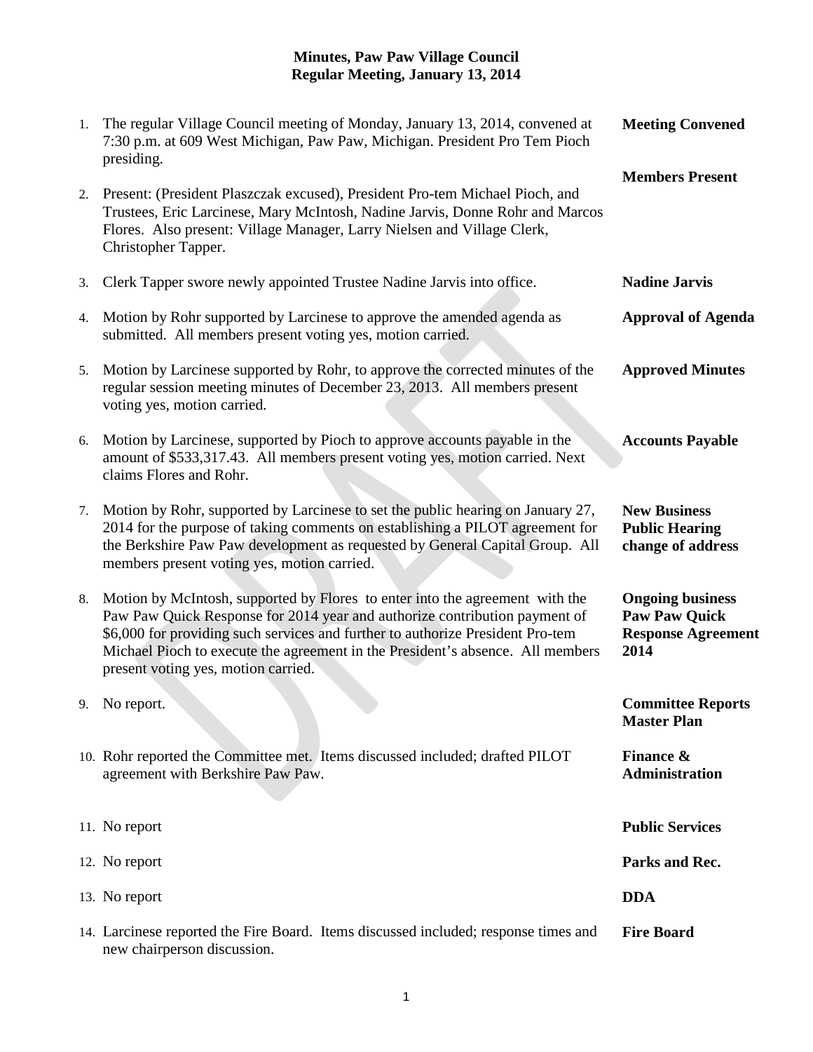# Minutes, Paw Paw Village Council
## Regular Meeting, January 13, 2014

| | | |
|---|---|---|
| 1. | The regular Village Council meeting of Monday, January 13, 2014, convened at 7:30 p.m. at 609 West Michigan, Paw Paw, Michigan. President Pro Tem Pioch presiding. | **Meeting Convened** |
| 2. | Present: (President Plaszczak excused), President Pro-tem Michael Pioch, and Trustees, Eric Larcinese, Mary McIntosh, Nadine Jarvis, Donne Rohr and Marcos Flores. Also present: Village Manager, Larry Nielsen and Village Clerk, Christopher Tapper. | **Members Present** |
| 3. | Clerk Tapper swore newly appointed Trustee Nadine Jarvis into office. | **Nadine Jarvis** |
| 4. | Motion by Rohr supported by Larcinese to approve the amended agenda as submitted. All members present voting yes, motion carried. | **Approval of Agenda** |
| 5. | Motion by Larcinese supported by Rohr, to approve the corrected minutes of the regular session meeting minutes of December 23, 2013. All members present voting yes, motion carried. | **Approved Minutes** |
| 6. | Motion by Larcinese, supported by Pioch to approve accounts payable in the amount of $533,317.43. All members present voting yes, motion carried. Next claims Flores and Rohr. | **Accounts Payable** |
| 7. | Motion by Rohr, supported by Larcinese to set the public hearing on January 27, 2014 for the purpose of taking comments on establishing a PILOT agreement for the Berkshire Paw Paw development as requested by General Capital Group. All members present voting yes, motion carried. | **New Business Public Hearing change of address** |
| 8. | Motion by McIntosh, supported by Flores to enter into the agreement with the Paw Paw Quick Response for 2014 year and authorize contribution payment of $6,000 for providing such services and further to authorize President Pro-tem Michael Pioch to execute the agreement in the President's absence. All members present voting yes, motion carried. | **Ongoing business Paw Paw Quick Response Agreement 2014** |
| 9. | No report. | **Committee Reports Master Plan** |
| 10. | Rohr reported the Committee met. Items discussed included; drafted PILOT agreement with Berkshire Paw Paw. | **Finance & Administration** |
| 11. | No report | **Public Services** |
| 12. | No report | **Parks and Rec.** |
| 13. | No report | **DDA** |
| 14. | Larcinese reported the Fire Board. Items discussed included; response times and new chairperson discussion. | **Fire Board** |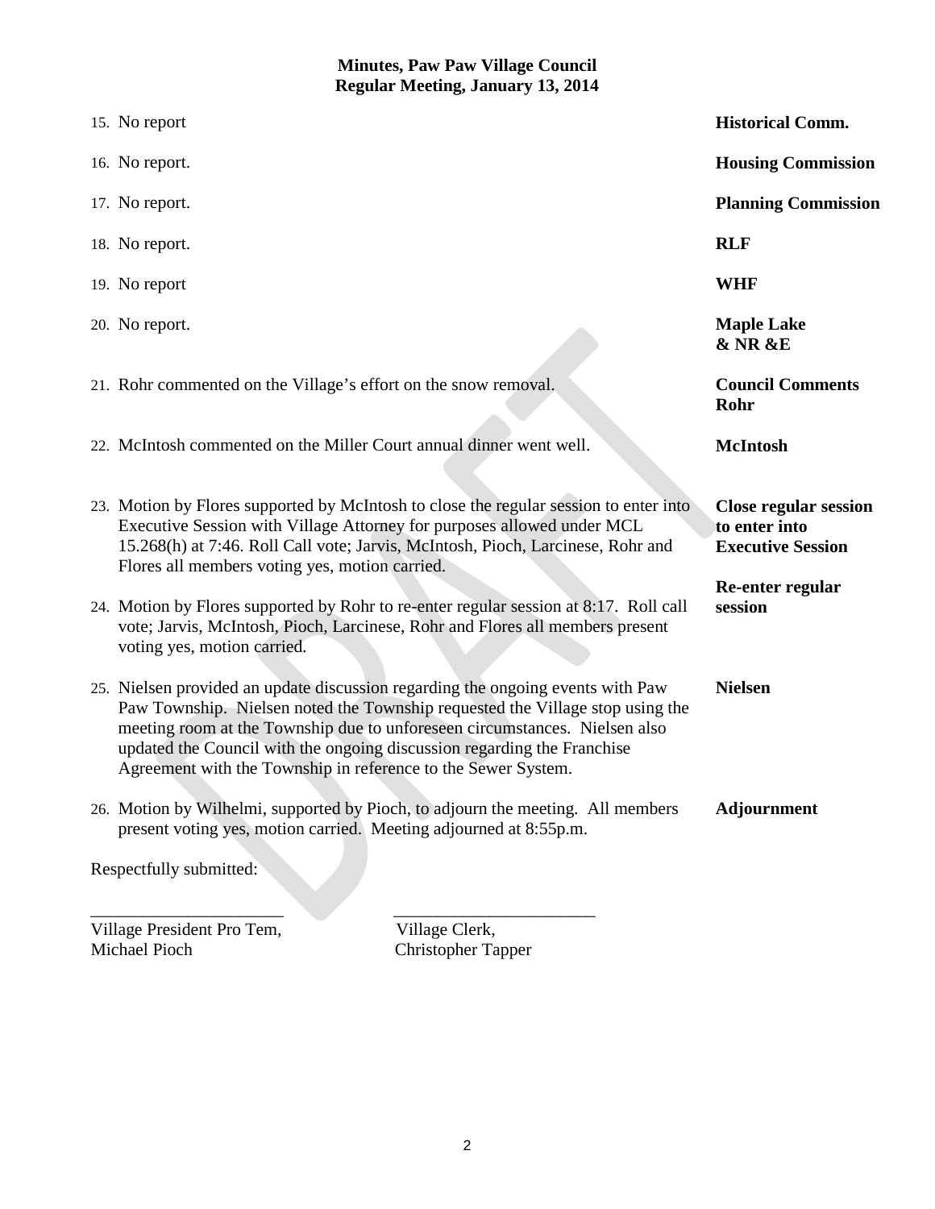**Minutes, Paw Paw Village Council**
**Regular Meeting, January 13, 2014**

| | |
|---|---|
| 15. No report | **Historical Comm.** |
| 16. No report. | **Housing Commission** |
| 17. No report. | **Planning Commission** |
| 18. No report. | **RLF** |
| 19. No report | **WHF** |
| 20. No report. | **Maple Lake & NR &E** |
| 21. Rohr commented on the Village's effort on the snow removal. | **Council Comments Rohr** |
| 22. McIntosh commented on the Miller Court annual dinner went well. | **McIntosh** |
| 23. Motion by Flores supported by McIntosh to close the regular session to enter into Executive Session with Village Attorney for purposes allowed under MCL 15.268(h) at 7:46. Roll Call vote; Jarvis, McIntosh, Pioch, Larcinese, Rohr and Flores all members voting yes, motion carried. | **Close regular session to enter into Executive Session** |
| 24. Motion by Flores supported by Rohr to re-enter regular session at 8:17. Roll call vote; Jarvis, McIntosh, Pioch, Larcinese, Rohr and Flores all members present voting yes, motion carried. | **Re-enter regular session** |
| 25. Nielsen provided an update discussion regarding the ongoing events with Paw Paw Township. Nielsen noted the Township requested the Village stop using the meeting room at the Township due to unforeseen circumstances. Nielsen also updated the Council with the ongoing discussion regarding the Franchise Agreement with the Township in reference to the Sewer System. | **Nielsen** |
| 26. Motion by Wilhelmi, supported by Pioch, to adjourn the meeting. All members present voting yes, motion carried. Meeting adjourned at 8:55p.m. | **Adjournment** |

Respectfully submitted:

\_\_\_\_\_\_\_\_\_\_\_\_\_\_\_\_\_\_\_\_\_\_\_ \_\_\_\_\_\_\_\_\_\_\_\_\_\_\_\_\_\_\_\_\_\_\_

Village President Pro Tem, Michael Pioch

Village Clerk, Christopher Tapper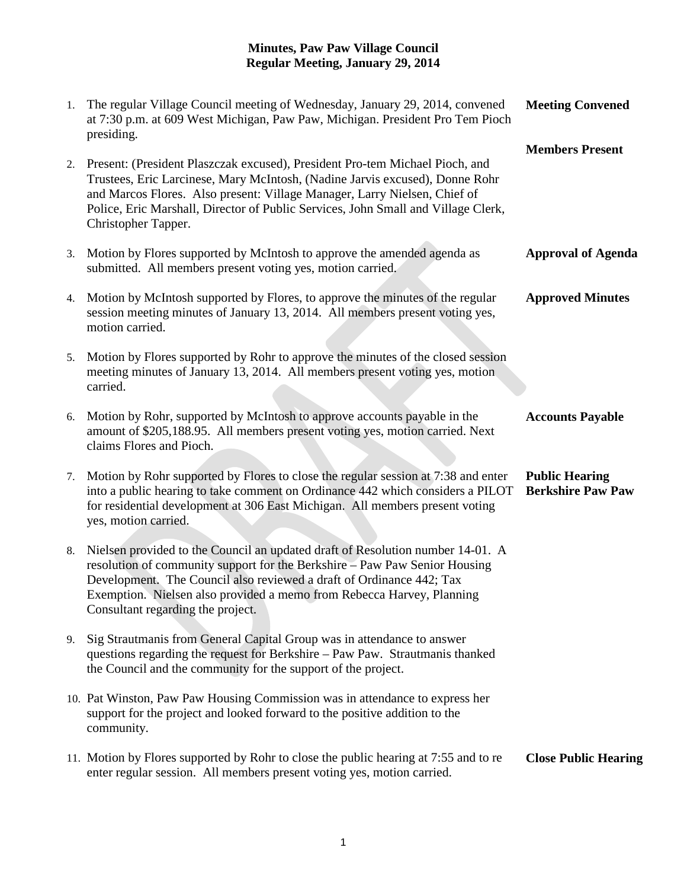# Minutes, Paw Paw Village Council
## Regular Meeting, January 29, 2014

1. The regular Village Council meeting of Wednesday, January 29, 2014, convened at 7:30 p.m. at 609 West Michigan, Paw Paw, Michigan. President Pro Tem Pioch presiding. **Meeting Convened**

2. Present: (President Plaszczak excused), President Pro-tem Michael Pioch, and Trustees, Eric Larcinese, Mary McIntosh, (Nadine Jarvis excused), Donne Rohr and Marcos Flores. Also present: Village Manager, Larry Nielsen, Chief of Police, Eric Marshall, Director of Public Services, John Small and Village Clerk, Christopher Tapper. **Members Present**

3. Motion by Flores supported by McIntosh to approve the amended agenda as submitted. All members present voting yes, motion carried. **Approval of Agenda**

4. Motion by McIntosh supported by Flores, to approve the minutes of the regular session meeting minutes of January 13, 2014. All members present voting yes, motion carried. **Approved Minutes**

5. Motion by Flores supported by Rohr to approve the minutes of the closed session meeting minutes of January 13, 2014. All members present voting yes, motion carried.

6. Motion by Rohr, supported by McIntosh to approve accounts payable in the amount of $205,188.95. All members present voting yes, motion carried. Next claims Flores and Pioch. **Accounts Payable**

7. Motion by Rohr supported by Flores to close the regular session at 7:38 and enter into a public hearing to take comment on Ordinance 442 which considers a PILOT for residential development at 306 East Michigan. All members present voting yes, motion carried. **Public Hearing Berkshire Paw Paw**

8. Nielsen provided to the Council an updated draft of Resolution number 14-01. A resolution of community support for the Berkshire – Paw Paw Senior Housing Development. The Council also reviewed a draft of Ordinance 442; Tax Exemption. Nielsen also provided a memo from Rebecca Harvey, Planning Consultant regarding the project.

9. Sig Strautmanis from General Capital Group was in attendance to answer questions regarding the request for Berkshire – Paw Paw. Strautmanis thanked the Council and the community for the support of the project.

10. Pat Winston, Paw Paw Housing Commission was in attendance to express her support for the project and looked forward to the positive addition to the community.

11. Motion by Flores supported by Rohr to close the public hearing at 7:55 and to re enter regular session. All members present voting yes, motion carried. **Close Public Hearing**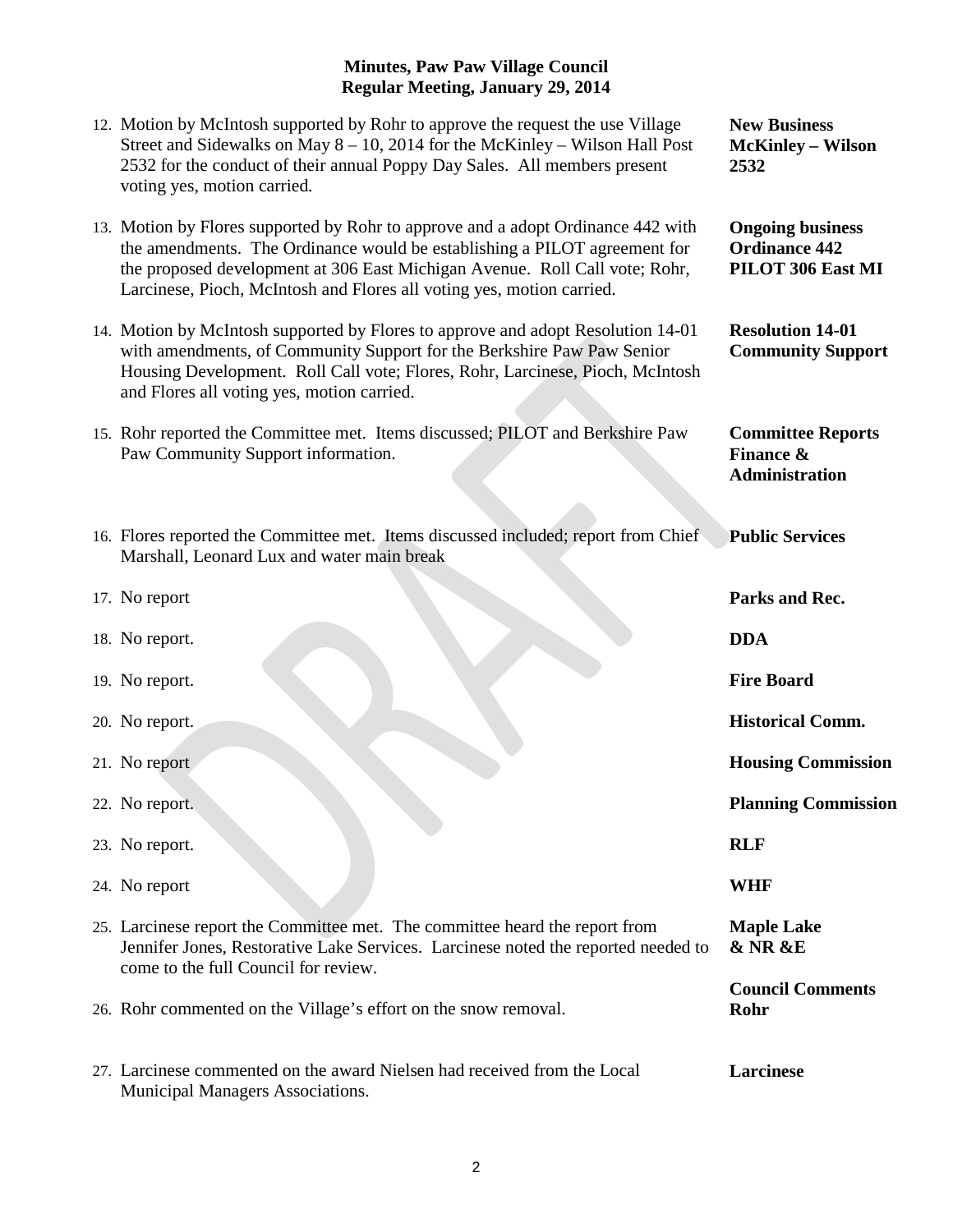**Minutes, Paw Paw Village Council**
**Regular Meeting, January 29, 2014**

| | |
|---|---|
| 12. Motion by McIntosh supported by Rohr to approve the request the use Village Street and Sidewalks on May 8 – 10, 2014 for the McKinley – Wilson Hall Post 2532 for the conduct of their annual Poppy Day Sales. All members present voting yes, motion carried. | **New Business McKinley – Wilson 2532** |
| 13. Motion by Flores supported by Rohr to approve and a adopt Ordinance 442 with the amendments. The Ordinance would be establishing a PILOT agreement for the proposed development at 306 East Michigan Avenue. Roll Call vote; Rohr, Larcinese, Pioch, McIntosh and Flores all voting yes, motion carried. | **Ongoing business Ordinance 442 PILOT 306 East MI** |
| 14. Motion by McIntosh supported by Flores to approve and adopt Resolution 14-01 with amendments, of Community Support for the Berkshire Paw Paw Senior Housing Development. Roll Call vote; Flores, Rohr, Larcinese, Pioch, McIntosh and Flores all voting yes, motion carried. | **Resolution 14-01 Community Support** |
| 15. Rohr reported the Committee met. Items discussed; PILOT and Berkshire Paw Paw Community Support information. | **Committee Reports Finance & Administration** |
| 16. Flores reported the Committee met. Items discussed included; report from Chief Marshall, Leonard Lux and water main break | **Public Services** |
| 17. No report | **Parks and Rec.** |
| 18. No report. | **DDA** |
| 19. No report. | **Fire Board** |
| 20. No report. | **Historical Comm.** |
| 21. No report | **Housing Commission** |
| 22. No report. | **Planning Commission** |
| 23. No report. | **RLF** |
| 24. No report | **WHF** |
| 25. Larcinese report the Committee met. The committee heard the report from Jennifer Jones, Restorative Lake Services. Larcinese noted the reported needed to come to the full Council for review. | **Maple Lake & NR &E** |
| 26. Rohr commented on the Village's effort on the snow removal. | **Council Comments Rohr** |
| 27. Larcinese commented on the award Nielsen had received from the Local Municipal Managers Associations. | **Larcinese** |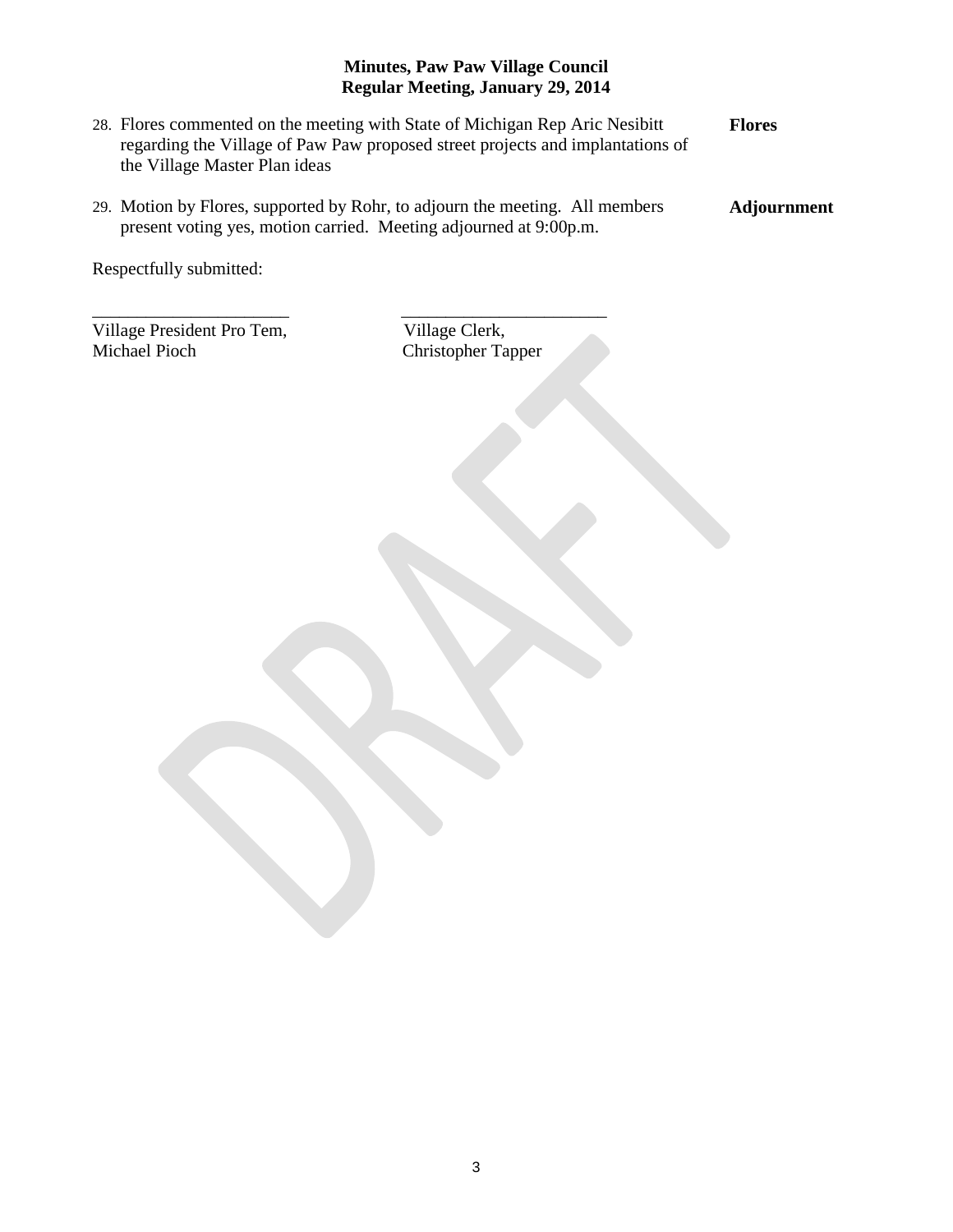**Minutes, Paw Paw Village Council**
**Regular Meeting, January 29, 2014**

28. Flores commented on the meeting with State of Michigan Rep Aric Nesibitt regarding the Village of Paw Paw proposed street projects and implantations of the Village Master Plan ideas — **Flores**

29. Motion by Flores, supported by Rohr, to adjourn the meeting. All members present voting yes, motion carried. Meeting adjourned at 9:00p.m. — **Adjournment**

Respectfully submitted:

| ______________________ | ______________________ |
|---|---|
| Village President Pro Tem, | Village Clerk, |
| Michael Pioch | Christopher Tapper |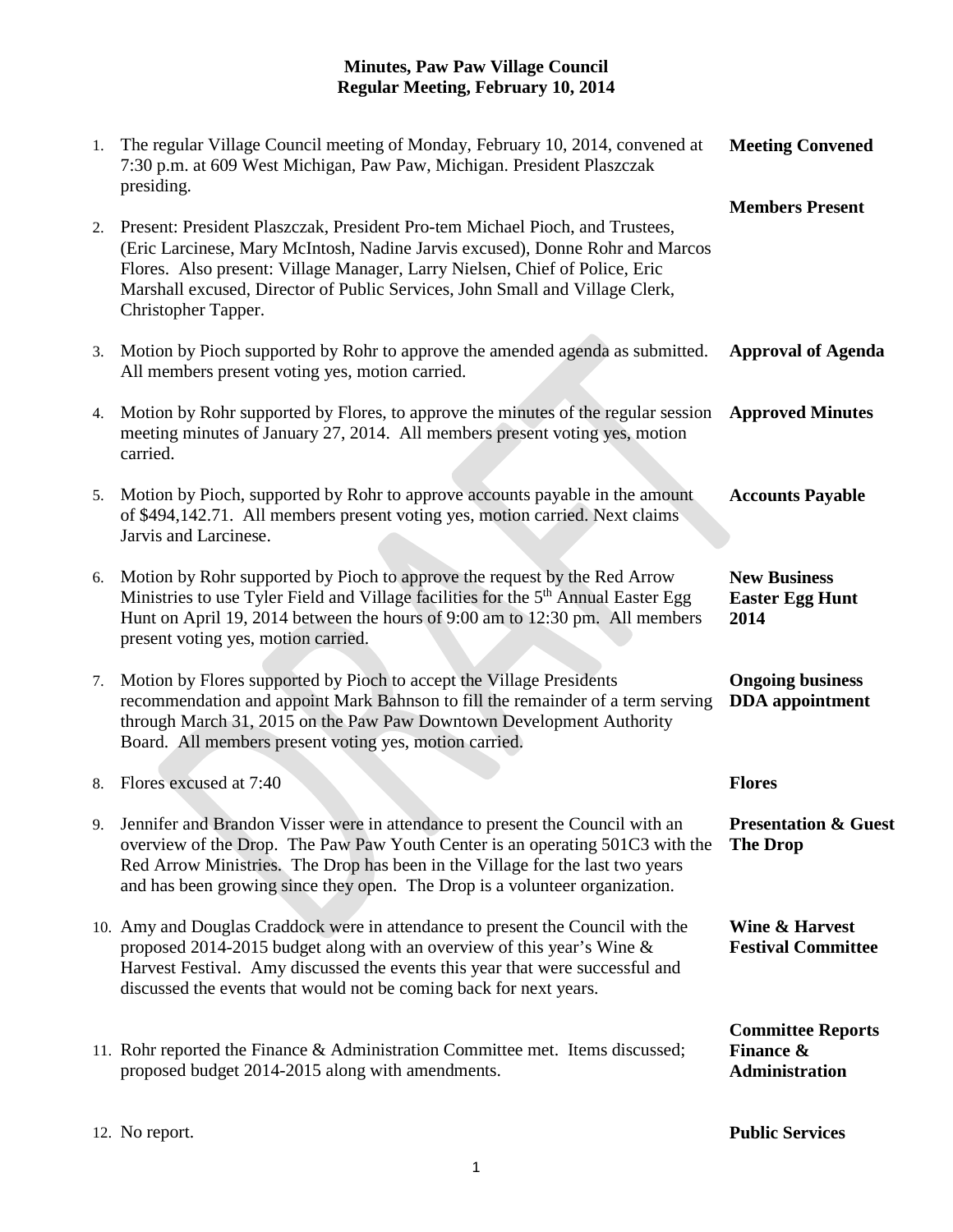# Minutes, Paw Paw Village Council
## Regular Meeting, February 10, 2014

| | | |
|---|---|---|
| 1. | The regular Village Council meeting of Monday, February 10, 2014, convened at 7:30 p.m. at 609 West Michigan, Paw Paw, Michigan. President Plaszczak presiding. | **Meeting Convened** |
| 2. | Present: President Plaszczak, President Pro-tem Michael Pioch, and Trustees, (Eric Larcinese, Mary McIntosh, Nadine Jarvis excused), Donne Rohr and Marcos Flores. Also present: Village Manager, Larry Nielsen, Chief of Police, Eric Marshall excused, Director of Public Services, John Small and Village Clerk, Christopher Tapper. | **Members Present** |
| 3. | Motion by Pioch supported by Rohr to approve the amended agenda as submitted. All members present voting yes, motion carried. | **Approval of Agenda** |
| 4. | Motion by Rohr supported by Flores, to approve the minutes of the regular session meeting minutes of January 27, 2014. All members present voting yes, motion carried. | **Approved Minutes** |
| 5. | Motion by Pioch, supported by Rohr to approve accounts payable in the amount of $494,142.71. All members present voting yes, motion carried. Next claims Jarvis and Larcinese. | **Accounts Payable** |
| 6. | Motion by Rohr supported by Pioch to approve the request by the Red Arrow Ministries to use Tyler Field and Village facilities for the 5th Annual Easter Egg Hunt on April 19, 2014 between the hours of 9:00 am to 12:30 pm. All members present voting yes, motion carried. | **New Business Easter Egg Hunt 2014** |
| 7. | Motion by Flores supported by Pioch to accept the Village Presidents recommendation and appoint Mark Bahnson to fill the remainder of a term serving through March 31, 2015 on the Paw Paw Downtown Development Authority Board. All members present voting yes, motion carried. | **Ongoing business DDA appointment** |
| 8. | Flores excused at 7:40 | **Flores** |
| 9. | Jennifer and Brandon Visser were in attendance to present the Council with an overview of the Drop. The Paw Paw Youth Center is an operating 501C3 with the Red Arrow Ministries. The Drop has been in the Village for the last two years and has been growing since they open. The Drop is a volunteer organization. | **Presentation & Guest The Drop** |
| 10. | Amy and Douglas Craddock were in attendance to present the Council with the proposed 2014-2015 budget along with an overview of this year's Wine & Harvest Festival. Amy discussed the events this year that were successful and discussed the events that would not be coming back for next years. | **Wine & Harvest Festival Committee** |
| 11. | Rohr reported the Finance & Administration Committee met. Items discussed; proposed budget 2014-2015 along with amendments. | **Committee Reports Finance & Administration** |
| 12. | No report. | **Public Services** |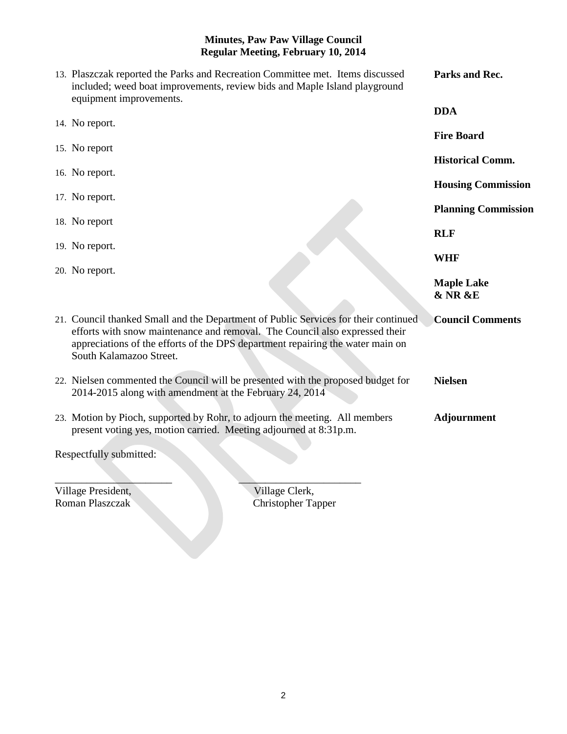**Minutes, Paw Paw Village Council**
**Regular Meeting, February 10, 2014**

13. Plaszczak reported the Parks and Recreation Committee met. Items discussed included; weed boat improvements, review bids and Maple Island playground equipment improvements. — **Parks and Rec.**

14. No report. — **DDA**

15. No report — **Fire Board**

16. No report. — **Historical Comm.**

17. No report. — **Housing Commission**

18. No report — **Planning Commission**

19. No report. — **RLF**

20. No report. — **WHF**

**Maple Lake & NR &E**

21. Council thanked Small and the Department of Public Services for their continued efforts with snow maintenance and removal. The Council also expressed their appreciations of the efforts of the DPS department repairing the water main on South Kalamazoo Street. — **Council Comments**

22. Nielsen commented the Council will be presented with the proposed budget for 2014-2015 along with amendment at the February 24, 2014 — **Nielsen**

23. Motion by Pioch, supported by Rohr, to adjourn the meeting. All members present voting yes, motion carried. Meeting adjourned at 8:31p.m. — **Adjournment**

Respectfully submitted:

______________________ ______________________
Village President, Village Clerk,
Roman Plaszczak Christopher Tapper

DRAFT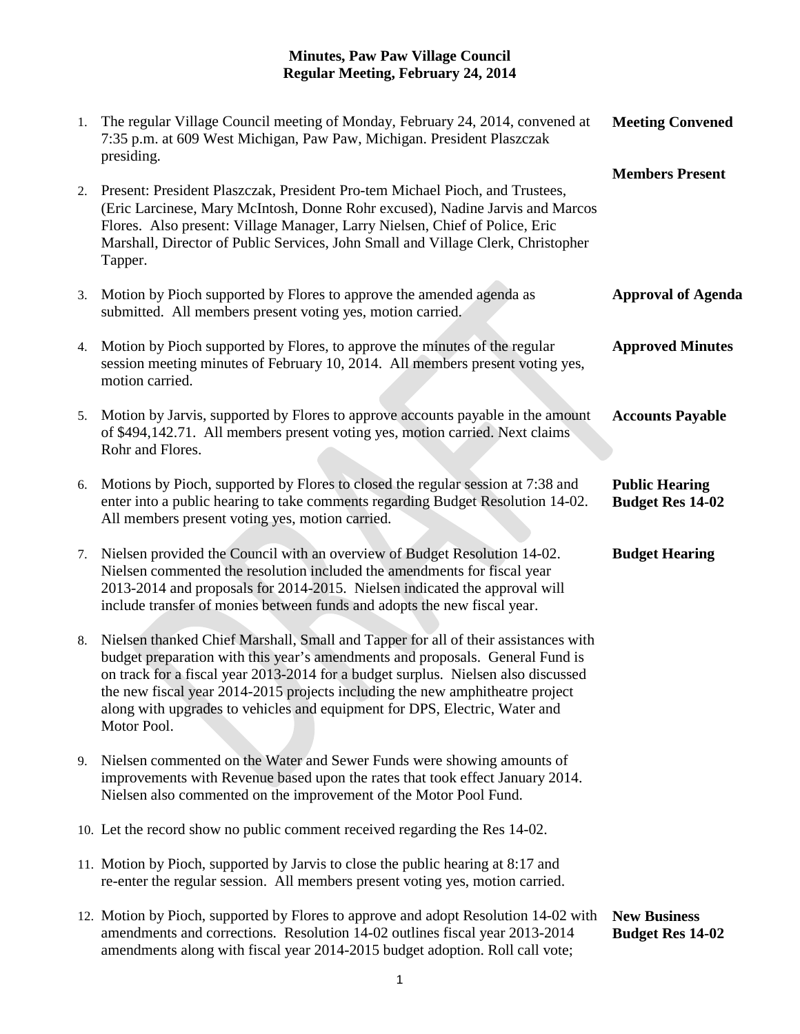# Minutes, Paw Paw Village Council
## Regular Meeting, February 24, 2014

| | | |
|---|---|---|
| 1. | The regular Village Council meeting of Monday, February 24, 2014, convened at 7:35 p.m. at 609 West Michigan, Paw Paw, Michigan. President Plaszczak presiding. | **Meeting Convened** |
| 2. | Present: President Plaszczak, President Pro-tem Michael Pioch, and Trustees, (Eric Larcinese, Mary McIntosh, Donne Rohr excused), Nadine Jarvis and Marcos Flores. Also present: Village Manager, Larry Nielsen, Chief of Police, Eric Marshall, Director of Public Services, John Small and Village Clerk, Christopher Tapper. | **Members Present** |
| 3. | Motion by Pioch supported by Flores to approve the amended agenda as submitted. All members present voting yes, motion carried. | **Approval of Agenda** |
| 4. | Motion by Pioch supported by Flores, to approve the minutes of the regular session meeting minutes of February 10, 2014. All members present voting yes, motion carried. | **Approved Minutes** |
| 5. | Motion by Jarvis, supported by Flores to approve accounts payable in the amount of $494,142.71. All members present voting yes, motion carried. Next claims Rohr and Flores. | **Accounts Payable** |
| 6. | Motions by Pioch, supported by Flores to closed the regular session at 7:38 and enter into a public hearing to take comments regarding Budget Resolution 14-02. All members present voting yes, motion carried. | **Public Hearing Budget Res 14-02** |
| 7. | Nielsen provided the Council with an overview of Budget Resolution 14-02. Nielsen commented the resolution included the amendments for fiscal year 2013-2014 and proposals for 2014-2015. Nielsen indicated the approval will include transfer of monies between funds and adopts the new fiscal year. | **Budget Hearing** |
| 8. | Nielsen thanked Chief Marshall, Small and Tapper for all of their assistances with budget preparation with this year's amendments and proposals. General Fund is on track for a fiscal year 2013-2014 for a budget surplus. Nielsen also discussed the new fiscal year 2014-2015 projects including the new amphitheatre project along with upgrades to vehicles and equipment for DPS, Electric, Water and Motor Pool. | |
| 9. | Nielsen commented on the Water and Sewer Funds were showing amounts of improvements with Revenue based upon the rates that took effect January 2014. Nielsen also commented on the improvement of the Motor Pool Fund. | |
| 10. | Let the record show no public comment received regarding the Res 14-02. | |
| 11. | Motion by Pioch, supported by Jarvis to close the public hearing at 8:17 and re-enter the regular session. All members present voting yes, motion carried. | |
| 12. | Motion by Pioch, supported by Flores to approve and adopt Resolution 14-02 with amendments and corrections. Resolution 14-02 outlines fiscal year 2013-2014 amendments along with fiscal year 2014-2015 budget adoption. Roll call vote; | **New Business Budget Res 14-02** |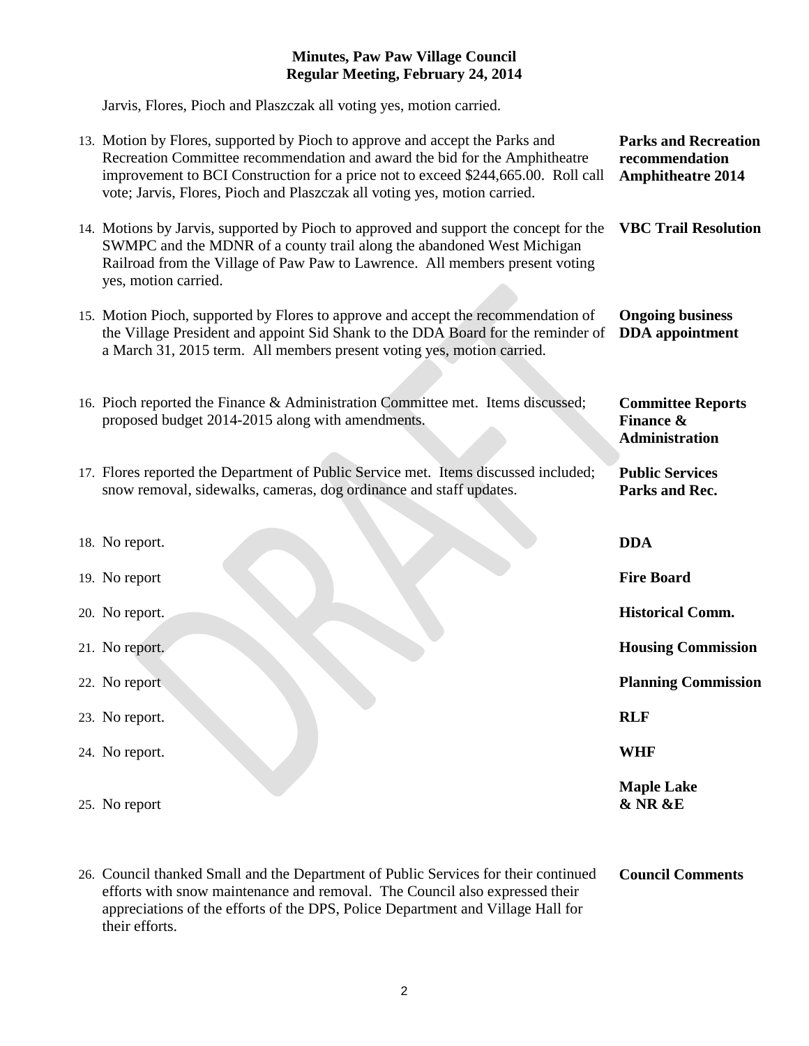**Minutes, Paw Paw Village Council**
**Regular Meeting, February 24, 2014**

Jarvis, Flores, Pioch and Plaszczak all voting yes, motion carried.

| | |
|---|---|
| 13. Motion by Flores, supported by Pioch to approve and accept the Parks and Recreation Committee recommendation and award the bid for the Amphitheatre improvement to BCI Construction for a price not to exceed $244,665.00. Roll call vote; Jarvis, Flores, Pioch and Plaszczak all voting yes, motion carried. | **Parks and Recreation recommendation Amphitheatre 2014** |
| 14. Motions by Jarvis, supported by Pioch to approved and support the concept for the SWMPC and the MDNR of a county trail along the abandoned West Michigan Railroad from the Village of Paw Paw to Lawrence. All members present voting yes, motion carried. | **VBC Trail Resolution** |
| 15. Motion Pioch, supported by Flores to approve and accept the recommendation of the Village President and appoint Sid Shank to the DDA Board for the reminder of a March 31, 2015 term. All members present voting yes, motion carried. | **Ongoing business DDA appointment** |
| 16. Pioch reported the Finance & Administration Committee met. Items discussed; proposed budget 2014-2015 along with amendments. | **Committee Reports Finance & Administration** |
| 17. Flores reported the Department of Public Service met. Items discussed included; snow removal, sidewalks, cameras, dog ordinance and staff updates. | **Public Services Parks and Rec.** |
| 18. No report. | **DDA** |
| 19. No report | **Fire Board** |
| 20. No report. | **Historical Comm.** |
| 21. No report. | **Housing Commission** |
| 22. No report | **Planning Commission** |
| 23. No report. | **RLF** |
| 24. No report. | **WHF** |
| 25. No report | **Maple Lake & NR &E** |
| 26. Council thanked Small and the Department of Public Services for their continued efforts with snow maintenance and removal. The Council also expressed their appreciations of the efforts of the DPS, Police Department and Village Hall for their efforts. | **Council Comments** |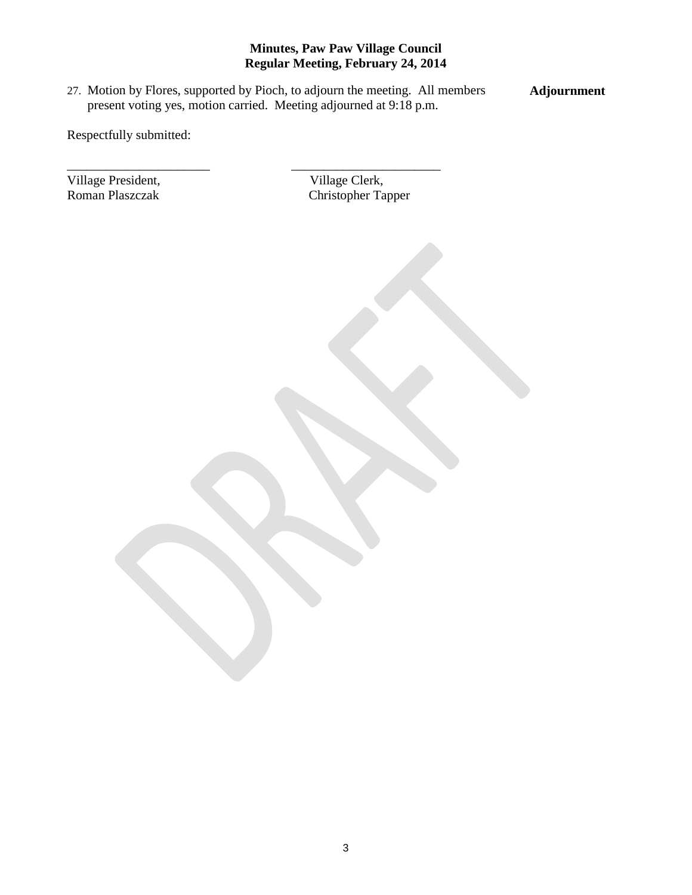**Minutes, Paw Paw Village Council**
**Regular Meeting, February 24, 2014**

27. Motion by Flores, supported by Pioch, to adjourn the meeting. All members present voting yes, motion carried. Meeting adjourned at 9:18 p.m. **Adjournment**

Respectfully submitted:

______________________ ______________________

Village President, Roman Plaszczak

Village Clerk, Christopher Tapper

DRAFT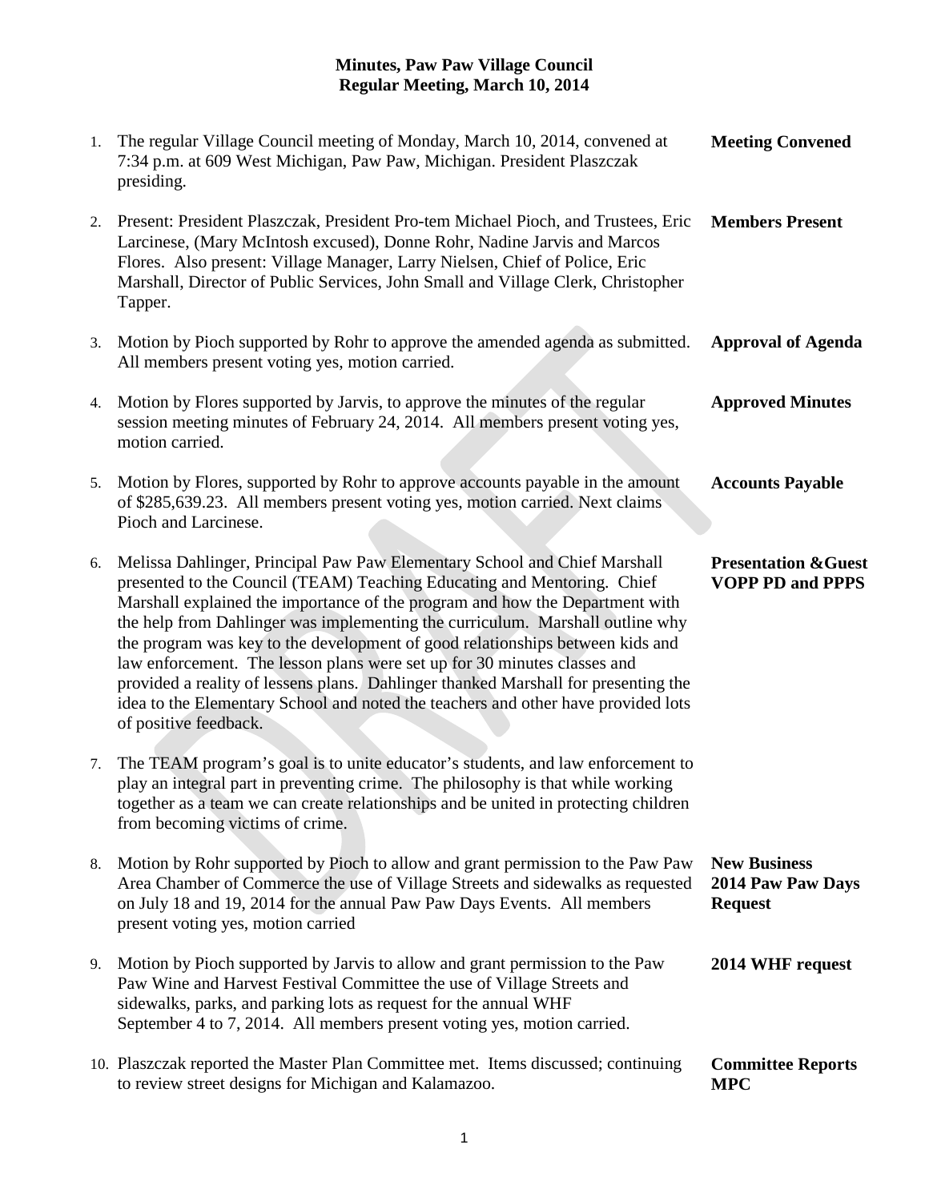**Minutes, Paw Paw Village Council**
**Regular Meeting, March 10, 2014**

| | | |
|---|---|---|
| 1. | The regular Village Council meeting of Monday, March 10, 2014, convened at 7:34 p.m. at 609 West Michigan, Paw Paw, Michigan. President Plaszczak presiding. | **Meeting Convened** |
| 2. | Present: President Plaszczak, President Pro-tem Michael Pioch, and Trustees, Eric Larcinese, (Mary McIntosh excused), Donne Rohr, Nadine Jarvis and Marcos Flores. Also present: Village Manager, Larry Nielsen, Chief of Police, Eric Marshall, Director of Public Services, John Small and Village Clerk, Christopher Tapper. | **Members Present** |
| 3. | Motion by Pioch supported by Rohr to approve the amended agenda as submitted. All members present voting yes, motion carried. | **Approval of Agenda** |
| 4. | Motion by Flores supported by Jarvis, to approve the minutes of the regular session meeting minutes of February 24, 2014. All members present voting yes, motion carried. | **Approved Minutes** |
| 5. | Motion by Flores, supported by Rohr to approve accounts payable in the amount of $285,639.23. All members present voting yes, motion carried. Next claims Pioch and Larcinese. | **Accounts Payable** |
| 6. | Melissa Dahlinger, Principal Paw Paw Elementary School and Chief Marshall presented to the Council (TEAM) Teaching Educating and Mentoring. Chief Marshall explained the importance of the program and how the Department with the help from Dahlinger was implementing the curriculum. Marshall outline why the program was key to the development of good relationships between kids and law enforcement. The lesson plans were set up for 30 minutes classes and provided a reality of lessens plans. Dahlinger thanked Marshall for presenting the idea to the Elementary School and noted the teachers and other have provided lots of positive feedback. | **Presentation &Guest VOPP PD and PPPS** |
| 7. | The TEAM program's goal is to unite educator's students, and law enforcement to play an integral part in preventing crime. The philosophy is that while working together as a team we can create relationships and be united in protecting children from becoming victims of crime. | |
| 8. | Motion by Rohr supported by Pioch to allow and grant permission to the Paw Paw Area Chamber of Commerce the use of Village Streets and sidewalks as requested on July 18 and 19, 2014 for the annual Paw Paw Days Events. All members present voting yes, motion carried | **New Business 2014 Paw Paw Days Request** |
| 9. | Motion by Pioch supported by Jarvis to allow and grant permission to the Paw Paw Wine and Harvest Festival Committee the use of Village Streets and sidewalks, parks, and parking lots as request for the annual WHF September 4 to 7, 2014. All members present voting yes, motion carried. | **2014 WHF request** |
| 10. | Plaszczak reported the Master Plan Committee met. Items discussed; continuing to review street designs for Michigan and Kalamazoo. | **Committee Reports MPC** |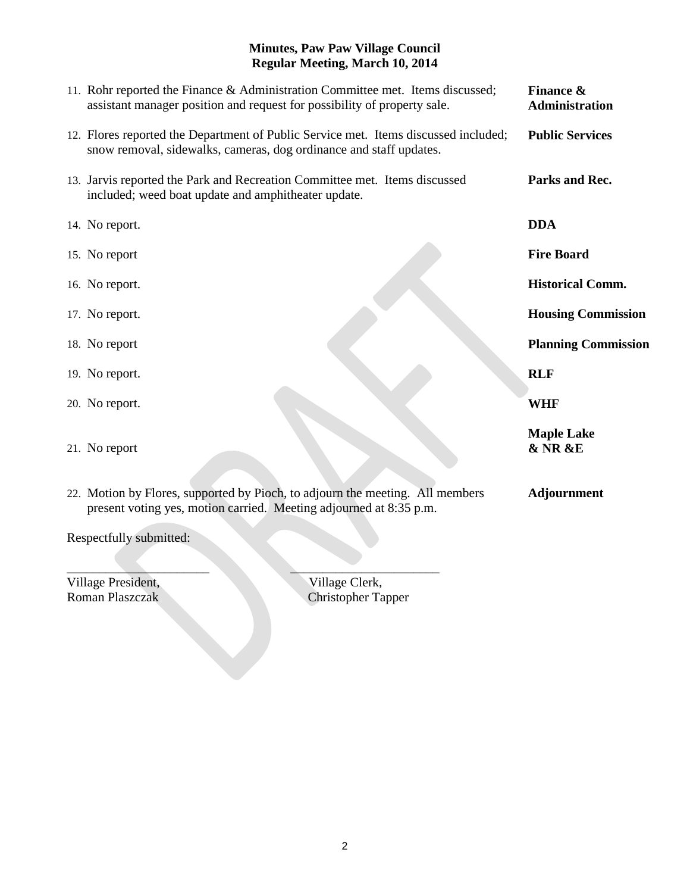**Minutes, Paw Paw Village Council**
**Regular Meeting, March 10, 2014**

| | |
|---|---|
| 11. Rohr reported the Finance & Administration Committee met. Items discussed; assistant manager position and request for possibility of property sale. | **Finance & Administration** |
| 12. Flores reported the Department of Public Service met. Items discussed included; snow removal, sidewalks, cameras, dog ordinance and staff updates. | **Public Services** |
| 13. Jarvis reported the Park and Recreation Committee met. Items discussed included; weed boat update and amphitheater update. | **Parks and Rec.** |
| 14. No report. | **DDA** |
| 15. No report | **Fire Board** |
| 16. No report. | **Historical Comm.** |
| 17. No report. | **Housing Commission** |
| 18. No report | **Planning Commission** |
| 19. No report. | **RLF** |
| 20. No report. | **WHF** |
| 21. No report | **Maple Lake & NR &E** |
| 22. Motion by Flores, supported by Pioch, to adjourn the meeting. All members present voting yes, motion carried. Meeting adjourned at 8:35 p.m. | **Adjournment** |

Respectfully submitted:

\_\_\_\_\_\_\_\_\_\_\_\_\_\_\_\_\_\_\_\_\_\_ \_\_\_\_\_\_\_\_\_\_\_\_\_\_\_\_\_\_\_\_\_\_\_

Village President, Roman Plaszczak

Village Clerk, Christopher Tapper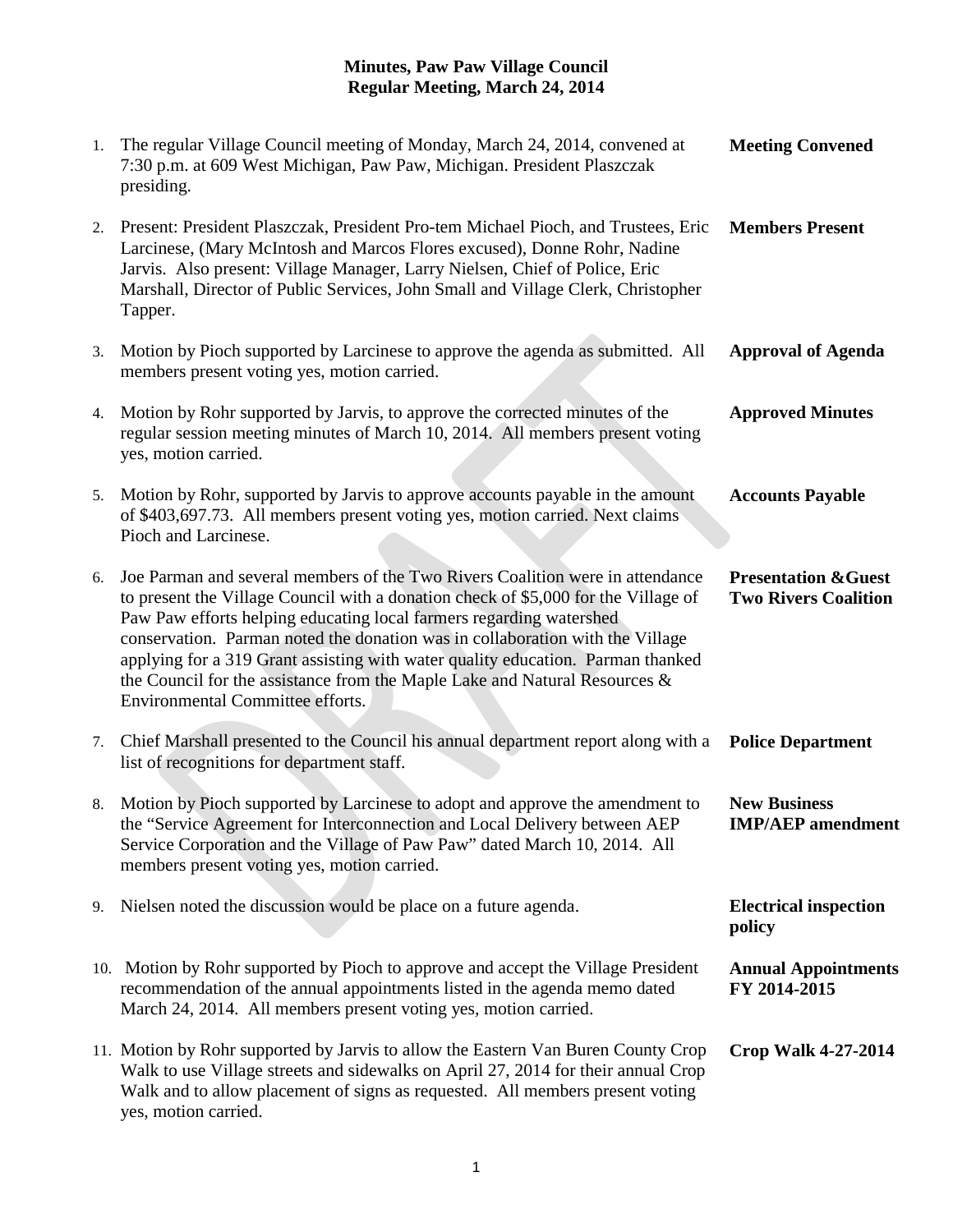**Minutes, Paw Paw Village Council**
**Regular Meeting, March 24, 2014**

| | | |
|---|---|---|
| 1. | The regular Village Council meeting of Monday, March 24, 2014, convened at 7:30 p.m. at 609 West Michigan, Paw Paw, Michigan. President Plaszczak presiding. | **Meeting Convened** |
| 2. | Present: President Plaszczak, President Pro-tem Michael Pioch, and Trustees, Eric Larcinese, (Mary McIntosh and Marcos Flores excused), Donne Rohr, Nadine Jarvis. Also present: Village Manager, Larry Nielsen, Chief of Police, Eric Marshall, Director of Public Services, John Small and Village Clerk, Christopher Tapper. | **Members Present** |
| 3. | Motion by Pioch supported by Larcinese to approve the agenda as submitted. All members present voting yes, motion carried. | **Approval of Agenda** |
| 4. | Motion by Rohr supported by Jarvis, to approve the corrected minutes of the regular session meeting minutes of March 10, 2014. All members present voting yes, motion carried. | **Approved Minutes** |
| 5. | Motion by Rohr, supported by Jarvis to approve accounts payable in the amount of $403,697.73. All members present voting yes, motion carried. Next claims Pioch and Larcinese. | **Accounts Payable** |
| 6. | Joe Parman and several members of the Two Rivers Coalition were in attendance to present the Village Council with a donation check of $5,000 for the Village of Paw Paw efforts helping educating local farmers regarding watershed conservation. Parman noted the donation was in collaboration with the Village applying for a 319 Grant assisting with water quality education. Parman thanked the Council for the assistance from the Maple Lake and Natural Resources & Environmental Committee efforts. | **Presentation &Guest Two Rivers Coalition** |
| 7. | Chief Marshall presented to the Council his annual department report along with a list of recognitions for department staff. | **Police Department** |
| 8. | Motion by Pioch supported by Larcinese to adopt and approve the amendment to the "Service Agreement for Interconnection and Local Delivery between AEP Service Corporation and the Village of Paw Paw" dated March 10, 2014. All members present voting yes, motion carried. | **New Business IMP/AEP amendment** |
| 9. | Nielsen noted the discussion would be place on a future agenda. | **Electrical inspection policy** |
| 10. | Motion by Rohr supported by Pioch to approve and accept the Village President recommendation of the annual appointments listed in the agenda memo dated March 24, 2014. All members present voting yes, motion carried. | **Annual Appointments FY 2014-2015** |
| 11. | Motion by Rohr supported by Jarvis to allow the Eastern Van Buren County Crop Walk to use Village streets and sidewalks on April 27, 2014 for their annual Crop Walk and to allow placement of signs as requested. All members present voting yes, motion carried. | **Crop Walk 4-27-2014** |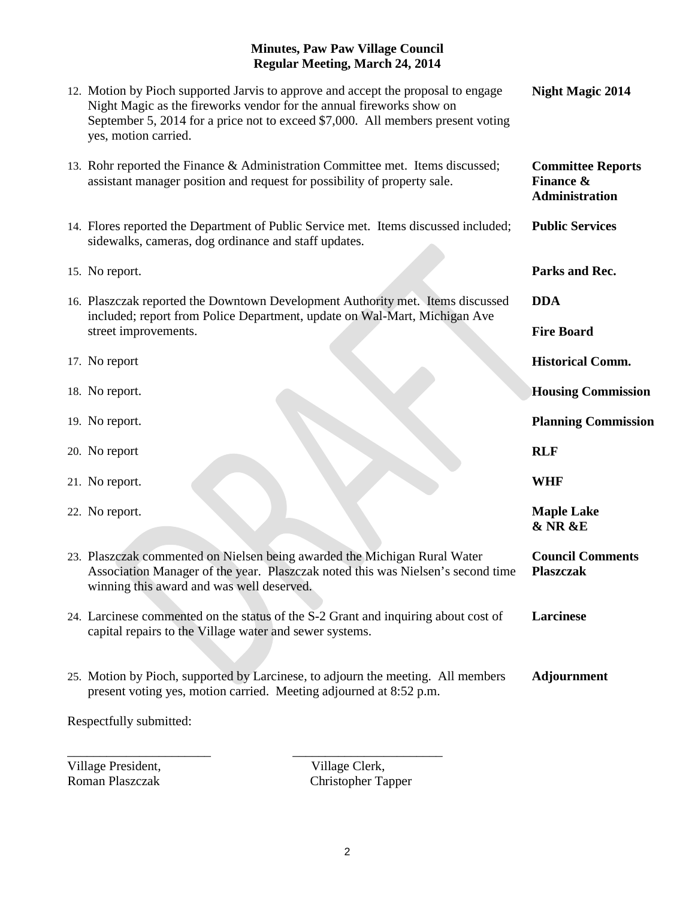**Minutes, Paw Paw Village Council**
**Regular Meeting, March 24, 2014**

12. Motion by Pioch supported Jarvis to approve and accept the proposal to engage Night Magic as the fireworks vendor for the annual fireworks show on September 5, 2014 for a price not to exceed $7,000. All members present voting yes, motion carried. — **Night Magic 2014**

13. Rohr reported the Finance & Administration Committee met. Items discussed; assistant manager position and request for possibility of property sale. — **Committee Reports Finance & Administration**

14. Flores reported the Department of Public Service met. Items discussed included; sidewalks, cameras, dog ordinance and staff updates. — **Public Services**

15. No report. — **Parks and Rec.**

16. Plaszczak reported the Downtown Development Authority met. Items discussed included; report from Police Department, update on Wal-Mart, Michigan Ave street improvements. — **DDA**

**Fire Board**

17. No report — **Historical Comm.**

18. No report. — **Housing Commission**

19. No report. — **Planning Commission**

20. No report — **RLF**

21. No report. — **WHF**

22. No report. — **Maple Lake & NR &E**

23. Plaszczak commented on Nielsen being awarded the Michigan Rural Water Association Manager of the year. Plaszczak noted this was Nielsen's second time winning this award and was well deserved. — **Council Comments Plaszczak**

24. Larcinese commented on the status of the S-2 Grant and inquiring about cost of capital repairs to the Village water and sewer systems. — **Larcinese**

25. Motion by Pioch, supported by Larcinese, to adjourn the meeting. All members present voting yes, motion carried. Meeting adjourned at 8:52 p.m. — **Adjournment**

Respectfully submitted:

______________________ ______________________

Village President, Roman Plaszczak

Village Clerk, Christopher Tapper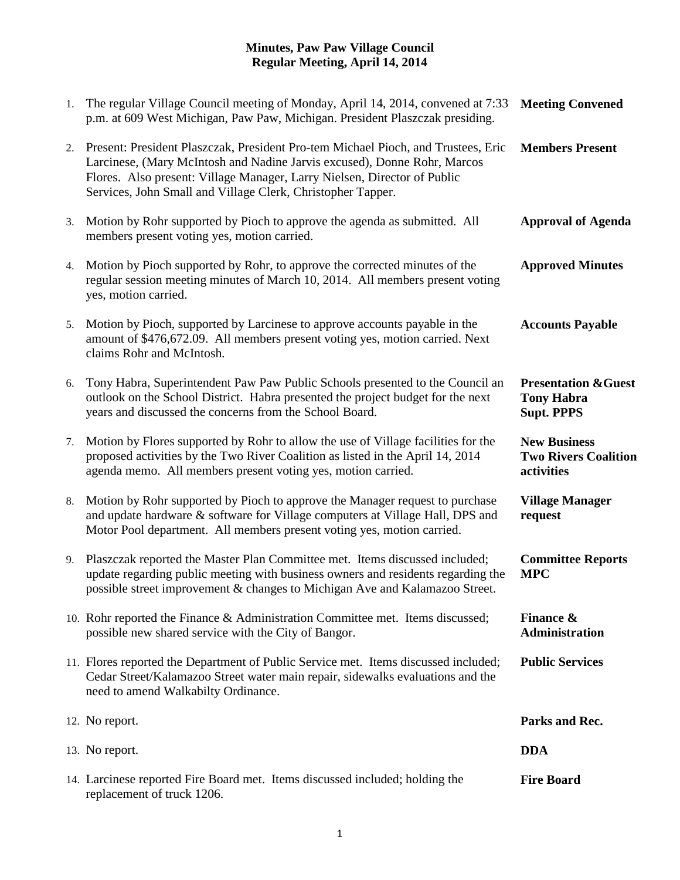**Minutes, Paw Paw Village Council**
**Regular Meeting, April 14, 2014**

| | | |
|---|---|---|
| 1. | The regular Village Council meeting of Monday, April 14, 2014, convened at 7:33 p.m. at 609 West Michigan, Paw Paw, Michigan. President Plaszczak presiding. | **Meeting Convened** |
| 2. | Present: President Plaszczak, President Pro-tem Michael Pioch, and Trustees, Eric Larcinese, (Mary McIntosh and Nadine Jarvis excused), Donne Rohr, Marcos Flores. Also present: Village Manager, Larry Nielsen, Director of Public Services, John Small and Village Clerk, Christopher Tapper. | **Members Present** |
| 3. | Motion by Rohr supported by Pioch to approve the agenda as submitted. All members present voting yes, motion carried. | **Approval of Agenda** |
| 4. | Motion by Pioch supported by Rohr, to approve the corrected minutes of the regular session meeting minutes of March 10, 2014. All members present voting yes, motion carried. | **Approved Minutes** |
| 5. | Motion by Pioch, supported by Larcinese to approve accounts payable in the amount of $476,672.09. All members present voting yes, motion carried. Next claims Rohr and McIntosh. | **Accounts Payable** |
| 6. | Tony Habra, Superintendent Paw Paw Public Schools presented to the Council an outlook on the School District. Habra presented the project budget for the next years and discussed the concerns from the School Board. | **Presentation &Guest Tony Habra Supt. PPPS** |
| 7. | Motion by Flores supported by Rohr to allow the use of Village facilities for the proposed activities by the Two River Coalition as listed in the April 14, 2014 agenda memo. All members present voting yes, motion carried. | **New Business Two Rivers Coalition activities** |
| 8. | Motion by Rohr supported by Pioch to approve the Manager request to purchase and update hardware & software for Village computers at Village Hall, DPS and Motor Pool department. All members present voting yes, motion carried. | **Village Manager request** |
| 9. | Plaszczak reported the Master Plan Committee met. Items discussed included; update regarding public meeting with business owners and residents regarding the possible street improvement & changes to Michigan Ave and Kalamazoo Street. | **Committee Reports MPC** |
| 10. | Rohr reported the Finance & Administration Committee met. Items discussed; possible new shared service with the City of Bangor. | **Finance & Administration** |
| 11. | Flores reported the Department of Public Service met. Items discussed included; Cedar Street/Kalamazoo Street water main repair, sidewalks evaluations and the need to amend Walkabilty Ordinance. | **Public Services** |
| 12. | No report. | **Parks and Rec.** |
| 13. | No report. | **DDA** |
| 14. | Larcinese reported Fire Board met. Items discussed included; holding the replacement of truck 1206. | **Fire Board** |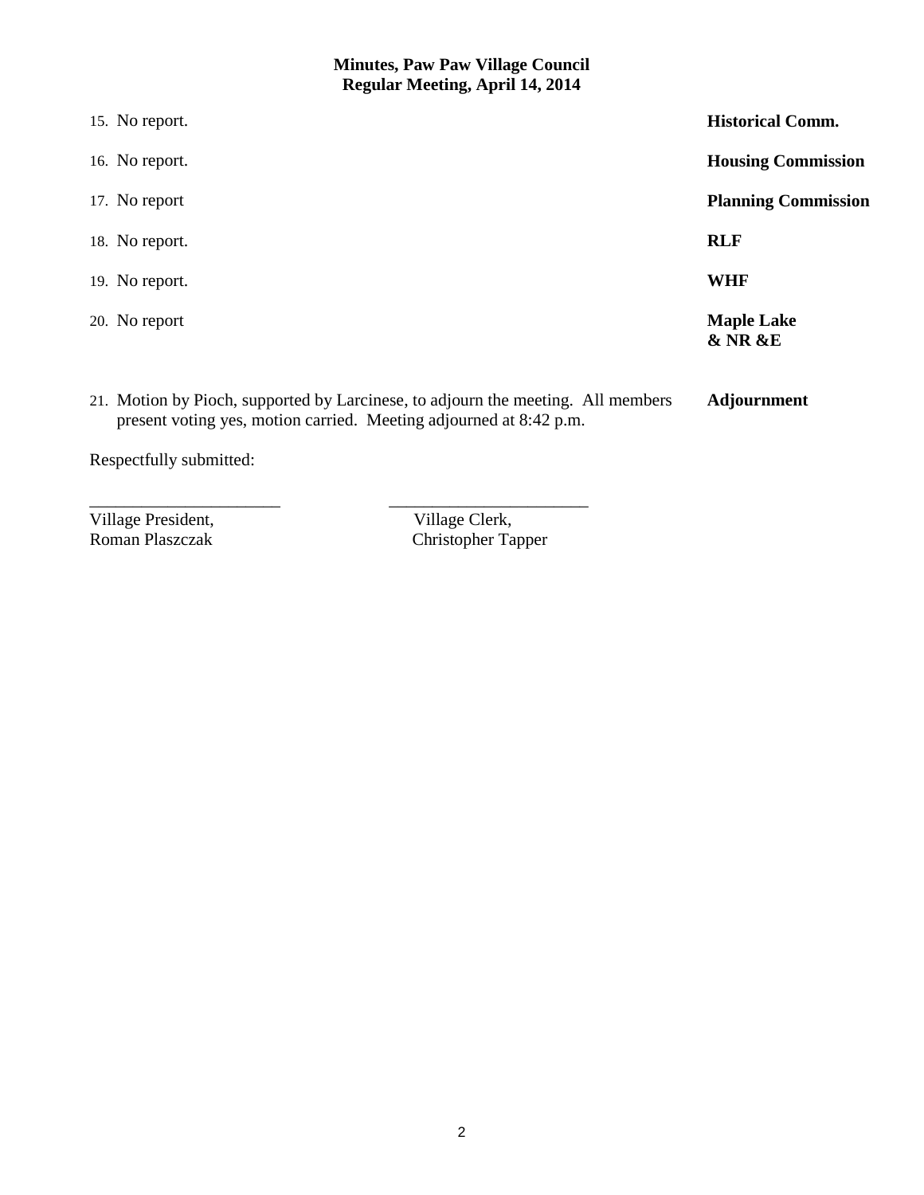**Minutes, Paw Paw Village Council**
**Regular Meeting, April 14, 2014**

| | |
|---|---|
| 15. No report. | **Historical Comm.** |
| 16. No report. | **Housing Commission** |
| 17. No report | **Planning Commission** |
| 18. No report. | **RLF** |
| 19. No report. | **WHF** |
| 20. No report | **Maple Lake & NR &E** |
| 21. Motion by Pioch, supported by Larcinese, to adjourn the meeting. All members present voting yes, motion carried. Meeting adjourned at 8:42 p.m. | **Adjournment** |

Respectfully submitted:

______________________ ______________________

Village President, Roman Plaszczak

Village Clerk, Christopher Tapper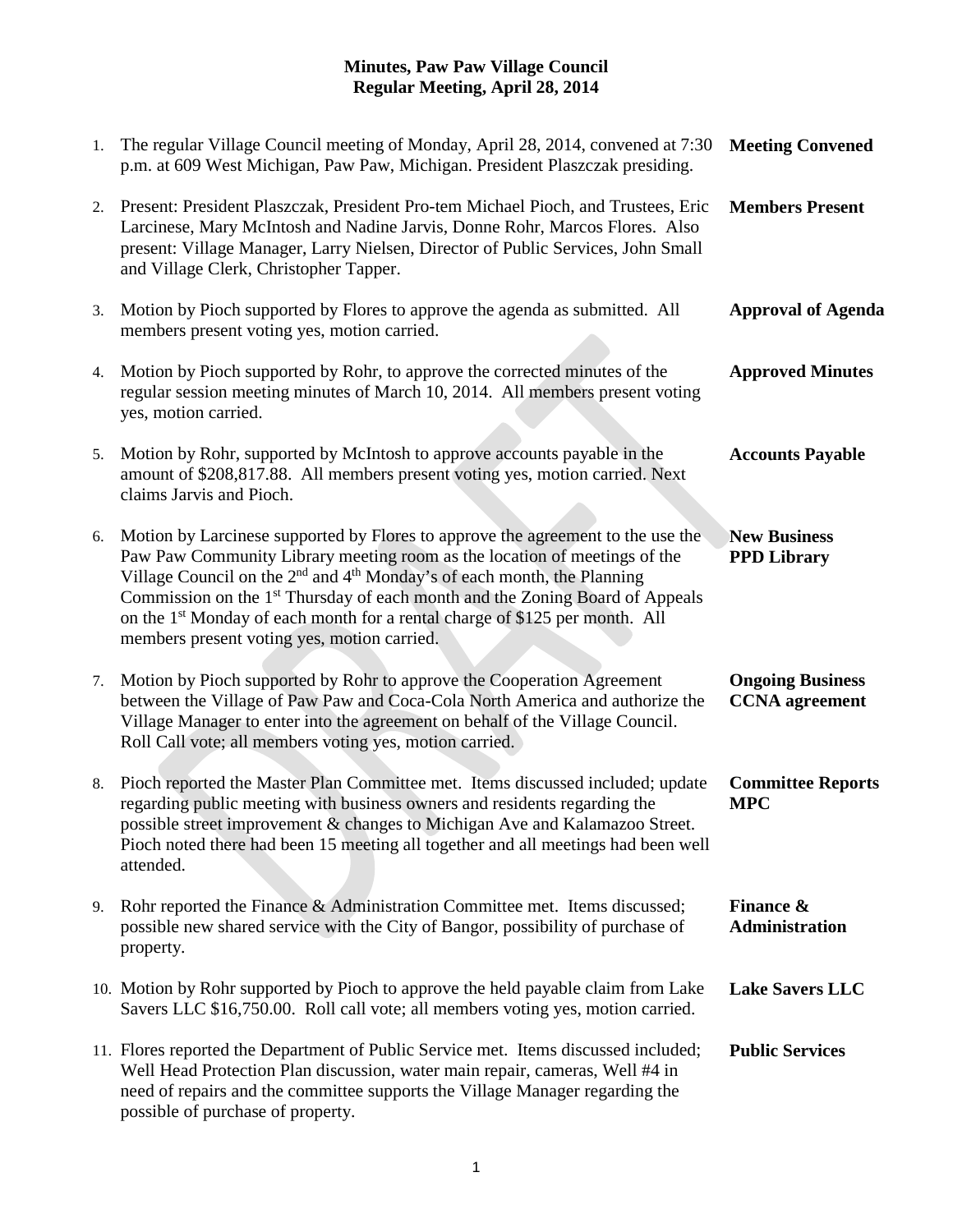**Minutes, Paw Paw Village Council**
**Regular Meeting, April 28, 2014**

| | | |
|---|---|---|
| 1. | The regular Village Council meeting of Monday, April 28, 2014, convened at 7:30 p.m. at 609 West Michigan, Paw Paw, Michigan. President Plaszczak presiding. | **Meeting Convened** |
| 2. | Present: President Plaszczak, President Pro-tem Michael Pioch, and Trustees, Eric Larcinese, Mary McIntosh and Nadine Jarvis, Donne Rohr, Marcos Flores. Also present: Village Manager, Larry Nielsen, Director of Public Services, John Small and Village Clerk, Christopher Tapper. | **Members Present** |
| 3. | Motion by Pioch supported by Flores to approve the agenda as submitted. All members present voting yes, motion carried. | **Approval of Agenda** |
| 4. | Motion by Pioch supported by Rohr, to approve the corrected minutes of the regular session meeting minutes of March 10, 2014. All members present voting yes, motion carried. | **Approved Minutes** |
| 5. | Motion by Rohr, supported by McIntosh to approve accounts payable in the amount of $208,817.88. All members present voting yes, motion carried. Next claims Jarvis and Pioch. | **Accounts Payable** |
| 6. | Motion by Larcinese supported by Flores to approve the agreement to the use the Paw Paw Community Library meeting room as the location of meetings of the Village Council on the 2nd and 4th Monday's of each month, the Planning Commission on the 1st Thursday of each month and the Zoning Board of Appeals on the 1st Monday of each month for a rental charge of $125 per month. All members present voting yes, motion carried. | **New Business PPD Library** |
| 7. | Motion by Pioch supported by Rohr to approve the Cooperation Agreement between the Village of Paw Paw and Coca-Cola North America and authorize the Village Manager to enter into the agreement on behalf of the Village Council. Roll Call vote; all members voting yes, motion carried. | **Ongoing Business CCNA agreement** |
| 8. | Pioch reported the Master Plan Committee met. Items discussed included; update regarding public meeting with business owners and residents regarding the possible street improvement & changes to Michigan Ave and Kalamazoo Street. Pioch noted there had been 15 meeting all together and all meetings had been well attended. | **Committee Reports MPC** |
| 9. | Rohr reported the Finance & Administration Committee met. Items discussed; possible new shared service with the City of Bangor, possibility of purchase of property. | **Finance & Administration** |
| 10. | Motion by Rohr supported by Pioch to approve the held payable claim from Lake Savers LLC $16,750.00. Roll call vote; all members voting yes, motion carried. | **Lake Savers LLC** |
| 11. | Flores reported the Department of Public Service met. Items discussed included; Well Head Protection Plan discussion, water main repair, cameras, Well #4 in need of repairs and the committee supports the Village Manager regarding the possible of purchase of property. | **Public Services** |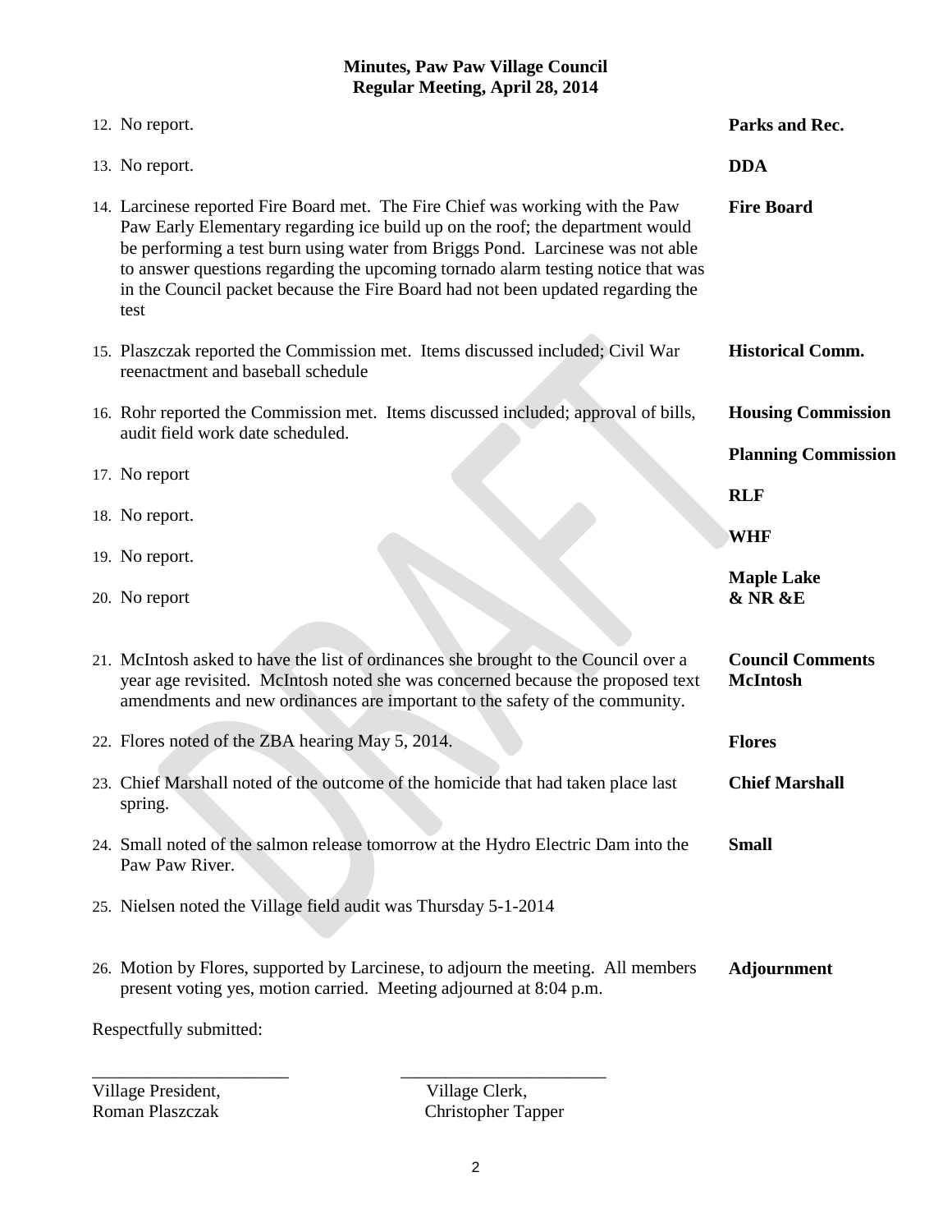**Minutes, Paw Paw Village Council**
**Regular Meeting, April 28, 2014**

12. No report. **Parks and Rec.**

13. No report. **DDA**

14. Larcinese reported Fire Board met. The Fire Chief was working with the Paw Paw Early Elementary regarding ice build up on the roof; the department would be performing a test burn using water from Briggs Pond. Larcinese was not able to answer questions regarding the upcoming tornado alarm testing notice that was in the Council packet because the Fire Board had not been updated regarding the test **Fire Board**

15. Plaszczak reported the Commission met. Items discussed included; Civil War reenactment and baseball schedule **Historical Comm.**

16. Rohr reported the Commission met. Items discussed included; approval of bills, audit field work date scheduled. **Housing Commission**

17. No report **Planning Commission**

18. No report. **RLF**

19. No report. **WHF**

20. No report **Maple Lake & NR &E**

21. McIntosh asked to have the list of ordinances she brought to the Council over a year age revisited. McIntosh noted she was concerned because the proposed text amendments and new ordinances are important to the safety of the community. **Council Comments McIntosh**

22. Flores noted of the ZBA hearing May 5, 2014. **Flores**

23. Chief Marshall noted of the outcome of the homicide that had taken place last spring. **Chief Marshall**

24. Small noted of the salmon release tomorrow at the Hydro Electric Dam into the Paw Paw River. **Small**

25. Nielsen noted the Village field audit was Thursday 5-1-2014

26. Motion by Flores, supported by Larcinese, to adjourn the meeting. All members present voting yes, motion carried. Meeting adjourned at 8:04 p.m. **Adjournment**

Respectfully submitted:

\_\_\_\_\_\_\_\_\_\_\_\_\_\_\_\_\_\_\_\_\_\_ \_\_\_\_\_\_\_\_\_\_\_\_\_\_\_\_\_\_\_\_\_\_\_

Village President, Roman Plaszczak

Village Clerk, Christopher Tapper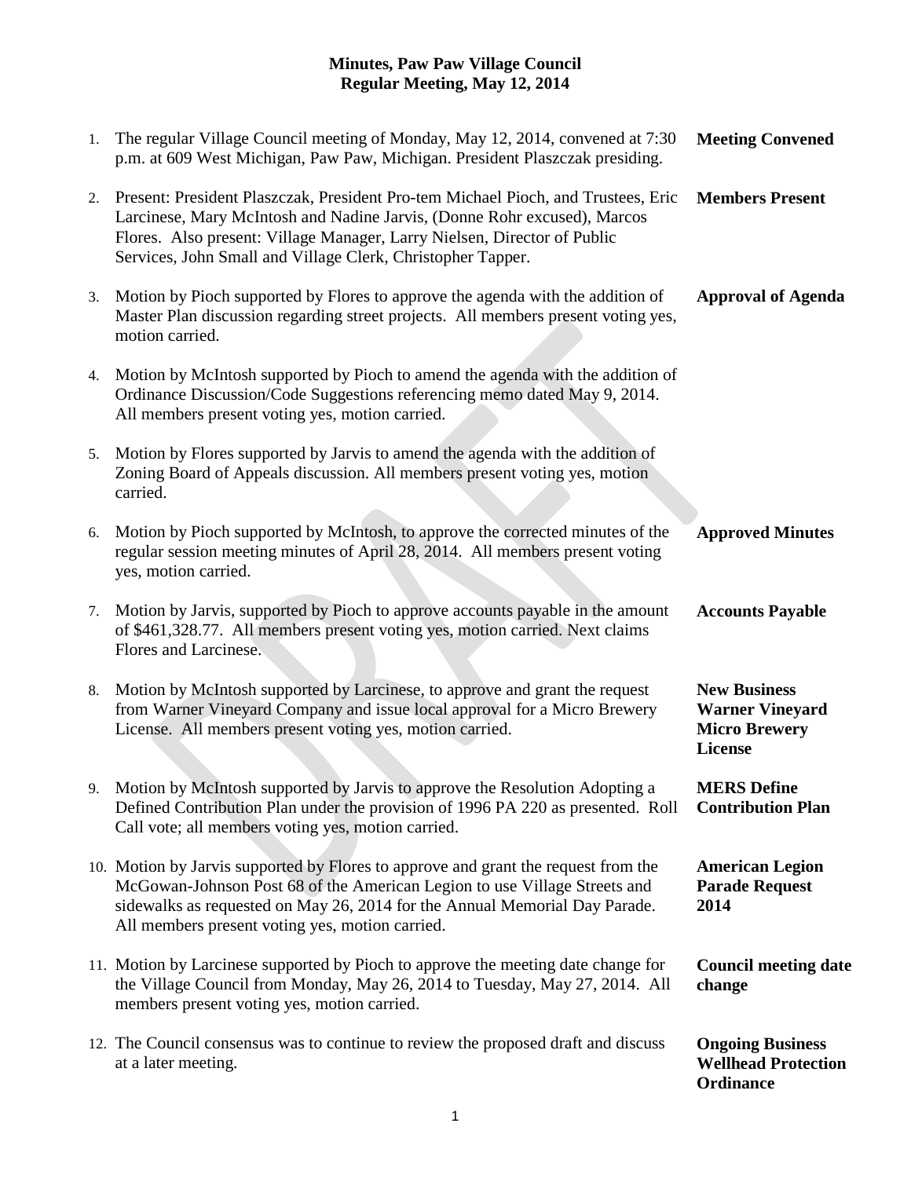## Minutes, Paw Paw Village Council
## Regular Meeting, May 12, 2014

| | | |
|---|---|---|
| 1. | The regular Village Council meeting of Monday, May 12, 2014, convened at 7:30 p.m. at 609 West Michigan, Paw Paw, Michigan. President Plaszczak presiding. | **Meeting Convened** |
| 2. | Present: President Plaszczak, President Pro-tem Michael Pioch, and Trustees, Eric Larcinese, Mary McIntosh and Nadine Jarvis, (Donne Rohr excused), Marcos Flores. Also present: Village Manager, Larry Nielsen, Director of Public Services, John Small and Village Clerk, Christopher Tapper. | **Members Present** |
| 3. | Motion by Pioch supported by Flores to approve the agenda with the addition of Master Plan discussion regarding street projects. All members present voting yes, motion carried. | **Approval of Agenda** |
| 4. | Motion by McIntosh supported by Pioch to amend the agenda with the addition of Ordinance Discussion/Code Suggestions referencing memo dated May 9, 2014. All members present voting yes, motion carried. | |
| 5. | Motion by Flores supported by Jarvis to amend the agenda with the addition of Zoning Board of Appeals discussion. All members present voting yes, motion carried. | |
| 6. | Motion by Pioch supported by McIntosh, to approve the corrected minutes of the regular session meeting minutes of April 28, 2014. All members present voting yes, motion carried. | **Approved Minutes** |
| 7. | Motion by Jarvis, supported by Pioch to approve accounts payable in the amount of $461,328.77. All members present voting yes, motion carried. Next claims Flores and Larcinese. | **Accounts Payable** |
| 8. | Motion by McIntosh supported by Larcinese, to approve and grant the request from Warner Vineyard Company and issue local approval for a Micro Brewery License. All members present voting yes, motion carried. | **New Business Warner Vineyard Micro Brewery License** |
| 9. | Motion by McIntosh supported by Jarvis to approve the Resolution Adopting a Defined Contribution Plan under the provision of 1996 PA 220 as presented. Roll Call vote; all members voting yes, motion carried. | **MERS Define Contribution Plan** |
| 10. | Motion by Jarvis supported by Flores to approve and grant the request from the McGowan-Johnson Post 68 of the American Legion to use Village Streets and sidewalks as requested on May 26, 2014 for the Annual Memorial Day Parade. All members present voting yes, motion carried. | **American Legion Parade Request 2014** |
| 11. | Motion by Larcinese supported by Pioch to approve the meeting date change for the Village Council from Monday, May 26, 2014 to Tuesday, May 27, 2014. All members present voting yes, motion carried. | **Council meeting date change** |
| 12. | The Council consensus was to continue to review the proposed draft and discuss at a later meeting. | **Ongoing Business Wellhead Protection Ordinance** |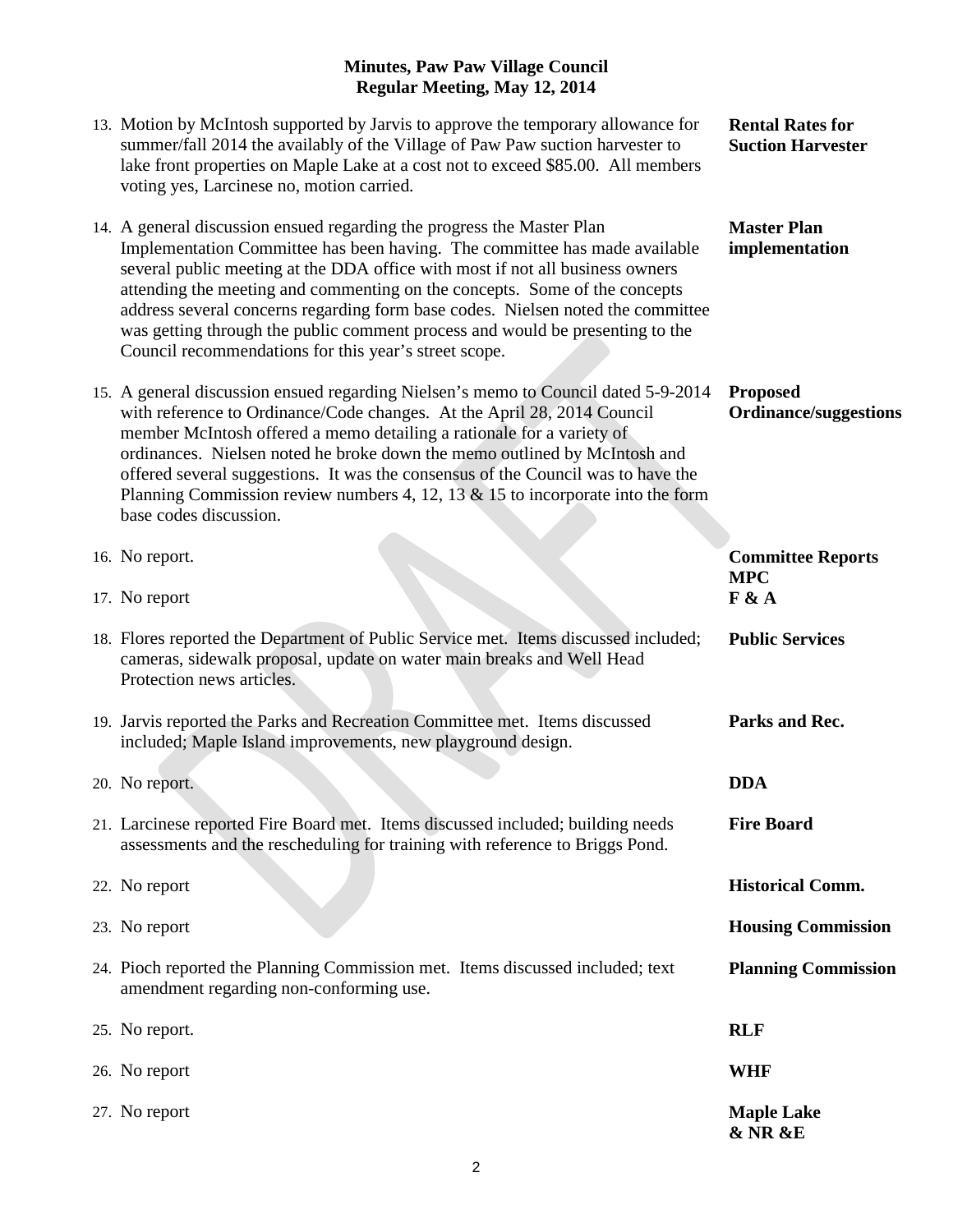**Minutes, Paw Paw Village Council**
**Regular Meeting, May 12, 2014**

| | |
|---|---|
| 13. Motion by McIntosh supported by Jarvis to approve the temporary allowance for summer/fall 2014 the availably of the Village of Paw Paw suction harvester to lake front properties on Maple Lake at a cost not to exceed $85.00. All members voting yes, Larcinese no, motion carried. | **Rental Rates for Suction Harvester** |
| 14. A general discussion ensued regarding the progress the Master Plan Implementation Committee has been having. The committee has made available several public meeting at the DDA office with most if not all business owners attending the meeting and commenting on the concepts. Some of the concepts address several concerns regarding form base codes. Nielsen noted the committee was getting through the public comment process and would be presenting to the Council recommendations for this year's street scope. | **Master Plan implementation** |
| 15. A general discussion ensued regarding Nielsen's memo to Council dated 5-9-2014 with reference to Ordinance/Code changes. At the April 28, 2014 Council member McIntosh offered a memo detailing a rationale for a variety of ordinances. Nielsen noted he broke down the memo outlined by McIntosh and offered several suggestions. It was the consensus of the Council was to have the Planning Commission review numbers 4, 12, 13 & 15 to incorporate into the form base codes discussion. | **Proposed Ordinance/suggestions** |
| 16. No report. | **Committee Reports MPC** |
| 17. No report | **F & A** |
| 18. Flores reported the Department of Public Service met. Items discussed included; cameras, sidewalk proposal, update on water main breaks and Well Head Protection news articles. | **Public Services** |
| 19. Jarvis reported the Parks and Recreation Committee met. Items discussed included; Maple Island improvements, new playground design. | **Parks and Rec.** |
| 20. No report. | **DDA** |
| 21. Larcinese reported Fire Board met. Items discussed included; building needs assessments and the rescheduling for training with reference to Briggs Pond. | **Fire Board** |
| 22. No report | **Historical Comm.** |
| 23. No report | **Housing Commission** |
| 24. Pioch reported the Planning Commission met. Items discussed included; text amendment regarding non-conforming use. | **Planning Commission** |
| 25. No report. | **RLF** |
| 26. No report | **WHF** |
| 27. No report | **Maple Lake & NR &E** |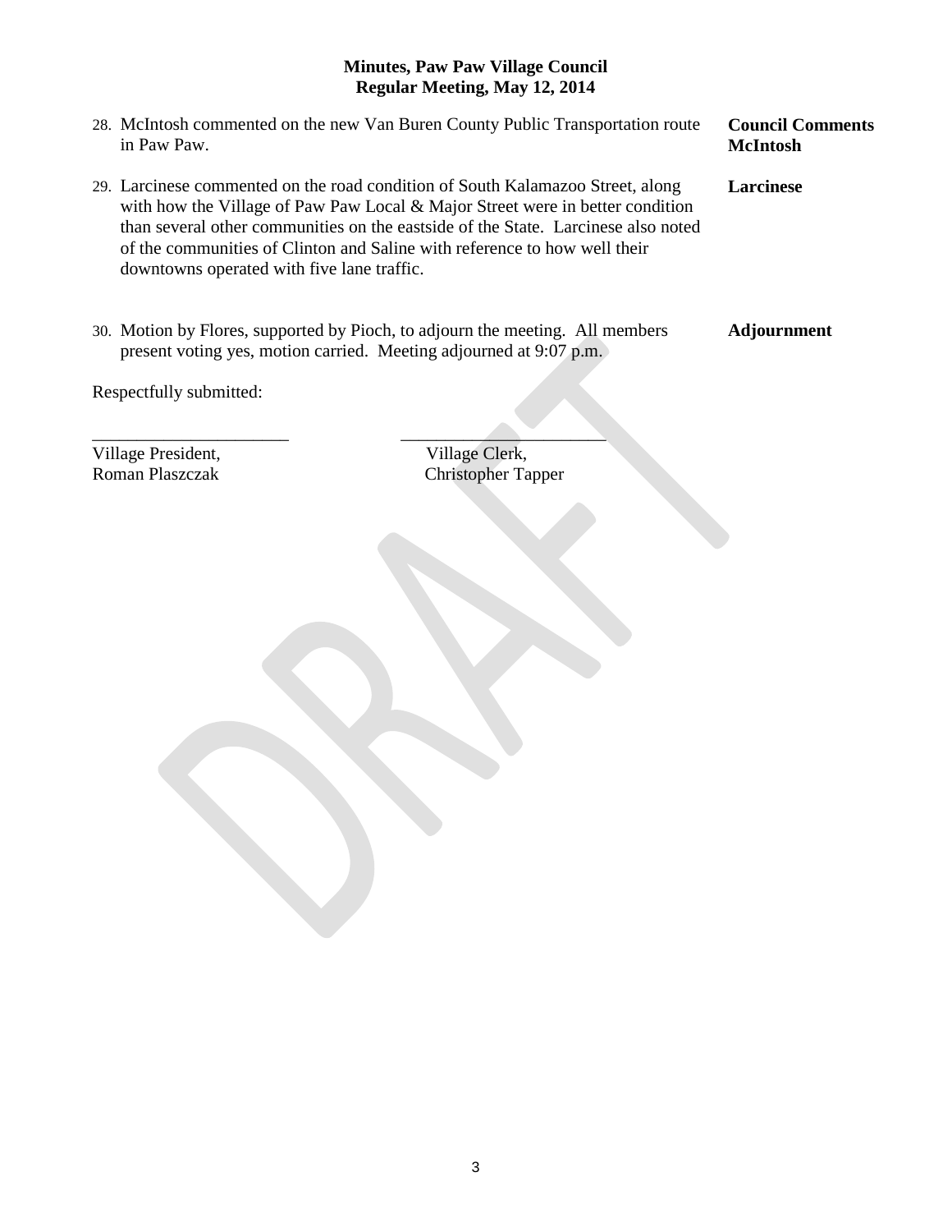**Minutes, Paw Paw Village Council**
**Regular Meeting, May 12, 2014**

28. McIntosh commented on the new Van Buren County Public Transportation route in Paw Paw. **Council Comments McIntosh**

29. Larcinese commented on the road condition of South Kalamazoo Street, along with how the Village of Paw Paw Local & Major Street were in better condition than several other communities on the eastside of the State. Larcinese also noted of the communities of Clinton and Saline with reference to how well their downtowns operated with five lane traffic. **Larcinese**

30. Motion by Flores, supported by Pioch, to adjourn the meeting. All members present voting yes, motion carried. Meeting adjourned at 9:07 p.m. **Adjournment**

Respectfully submitted:

______________________ ______________________

Village President, Roman Plaszczak

Village Clerk, Christopher Tapper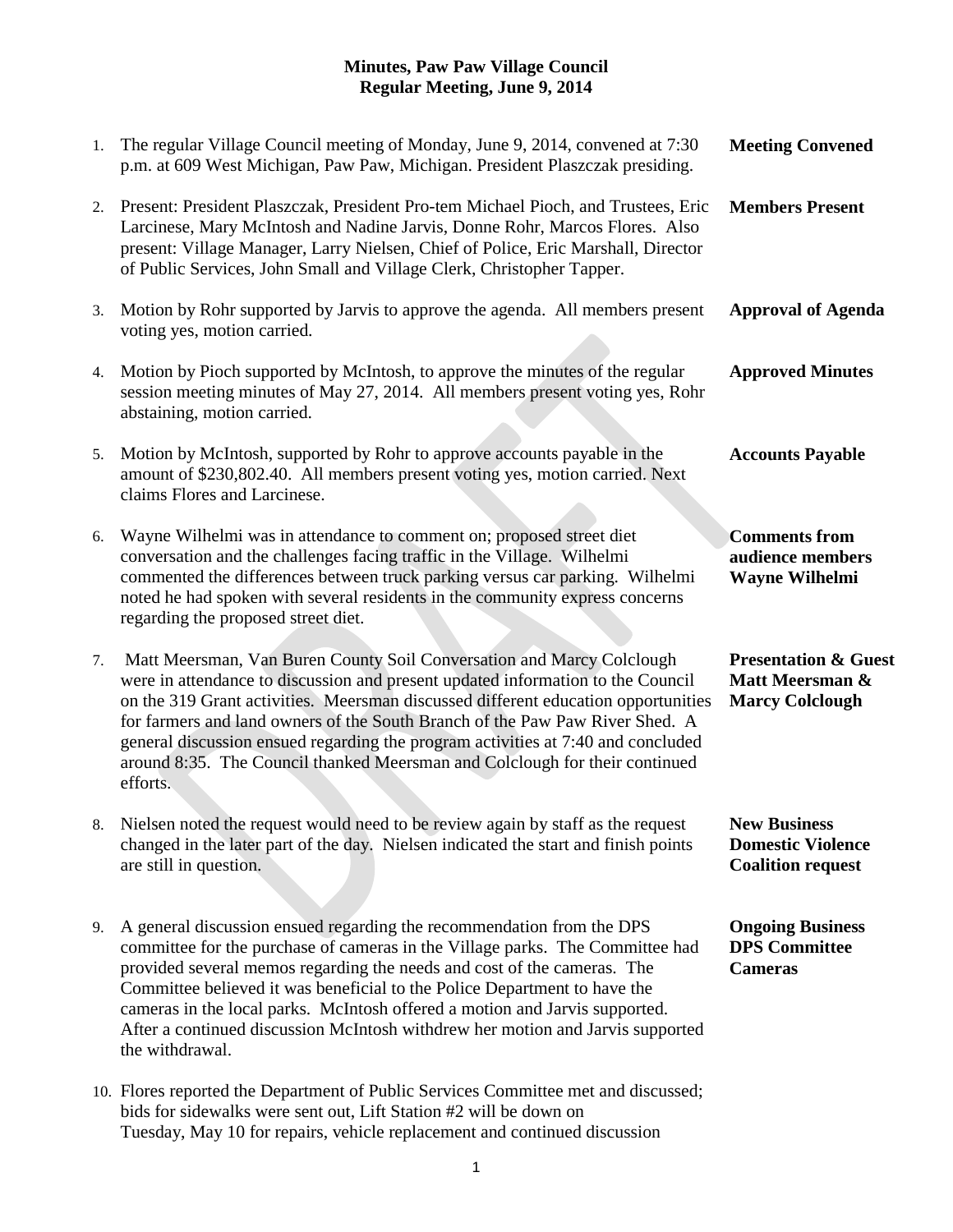**Minutes, Paw Paw Village Council**
**Regular Meeting, June 9, 2014**

1. The regular Village Council meeting of Monday, June 9, 2014, convened at 7:30 p.m. at 609 West Michigan, Paw Paw, Michigan. President Plaszczak presiding. — **Meeting Convened**

2. Present: President Plaszczak, President Pro-tem Michael Pioch, and Trustees, Eric Larcinese, Mary McIntosh and Nadine Jarvis, Donne Rohr, Marcos Flores. Also present: Village Manager, Larry Nielsen, Chief of Police, Eric Marshall, Director of Public Services, John Small and Village Clerk, Christopher Tapper. — **Members Present**

3. Motion by Rohr supported by Jarvis to approve the agenda. All members present voting yes, motion carried. — **Approval of Agenda**

4. Motion by Pioch supported by McIntosh, to approve the minutes of the regular session meeting minutes of May 27, 2014. All members present voting yes, Rohr abstaining, motion carried. — **Approved Minutes**

5. Motion by McIntosh, supported by Rohr to approve accounts payable in the amount of $230,802.40. All members present voting yes, motion carried. Next claims Flores and Larcinese. — **Accounts Payable**

6. Wayne Wilhelmi was in attendance to comment on; proposed street diet conversation and the challenges facing traffic in the Village. Wilhelmi commented the differences between truck parking versus car parking. Wilhelmi noted he had spoken with several residents in the community express concerns regarding the proposed street diet. — **Comments from audience members Wayne Wilhelmi**

7. Matt Meersman, Van Buren County Soil Conversation and Marcy Colclough were in attendance to discussion and present updated information to the Council on the 319 Grant activities. Meersman discussed different education opportunities for farmers and land owners of the South Branch of the Paw Paw River Shed. A general discussion ensued regarding the program activities at 7:40 and concluded around 8:35. The Council thanked Meersman and Colclough for their continued efforts. — **Presentation & Guest Matt Meersman & Marcy Colclough**

8. Nielsen noted the request would need to be review again by staff as the request changed in the later part of the day. Nielsen indicated the start and finish points are still in question. — **New Business Domestic Violence Coalition request**

9. A general discussion ensued regarding the recommendation from the DPS committee for the purchase of cameras in the Village parks. The Committee had provided several memos regarding the needs and cost of the cameras. The Committee believed it was beneficial to the Police Department to have the cameras in the local parks. McIntosh offered a motion and Jarvis supported. After a continued discussion McIntosh withdrew her motion and Jarvis supported the withdrawal. — **Ongoing Business DPS Committee Cameras**

10. Flores reported the Department of Public Services Committee met and discussed; bids for sidewalks were sent out, Lift Station #2 will be down on Tuesday, May 10 for repairs, vehicle replacement and continued discussion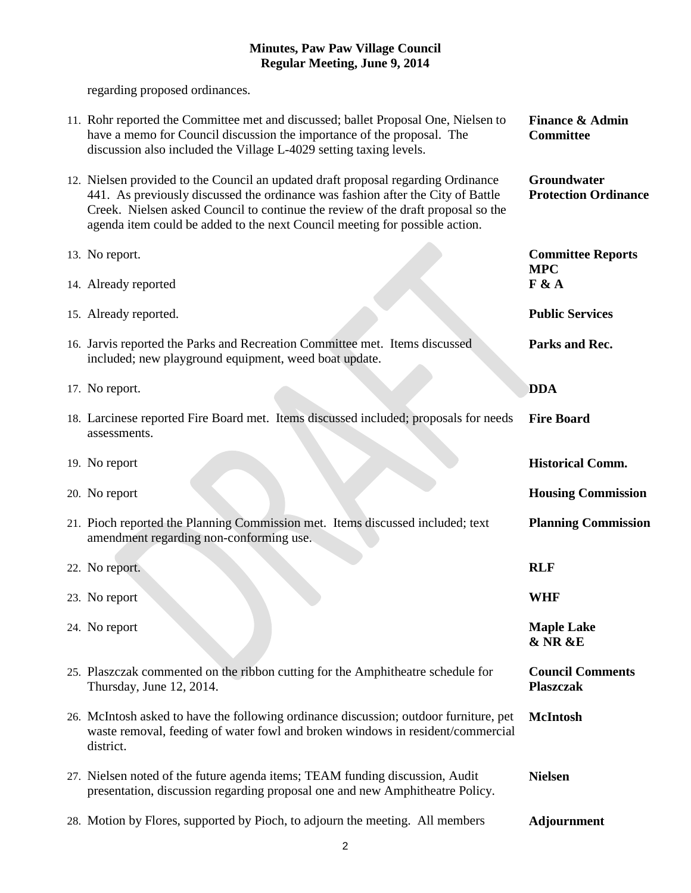regarding proposed ordinances.

| | | |
|---|---|---|
| 11. | Rohr reported the Committee met and discussed; ballet Proposal One, Nielsen to have a memo for Council discussion the importance of the proposal. The discussion also included the Village L-4029 setting taxing levels. | **Finance & Admin Committee** |
| 12. | Nielsen provided to the Council an updated draft proposal regarding Ordinance 441. As previously discussed the ordinance was fashion after the City of Battle Creek. Nielsen asked Council to continue the review of the draft proposal so the agenda item could be added to the next Council meeting for possible action. | **Groundwater Protection Ordinance** |
| 13. | No report. | **Committee Reports MPC** |
| 14. | Already reported | **F & A** |
| 15. | Already reported. | **Public Services** |
| 16. | Jarvis reported the Parks and Recreation Committee met. Items discussed included; new playground equipment, weed boat update. | **Parks and Rec.** |
| 17. | No report. | **DDA** |
| 18. | Larcinese reported Fire Board met. Items discussed included; proposals for needs assessments. | **Fire Board** |
| 19. | No report | **Historical Comm.** |
| 20. | No report | **Housing Commission** |
| 21. | Pioch reported the Planning Commission met. Items discussed included; text amendment regarding non-conforming use. | **Planning Commission** |
| 22. | No report. | **RLF** |
| 23. | No report | **WHF** |
| 24. | No report | **Maple Lake & NR &E** |
| 25. | Plaszczak commented on the ribbon cutting for the Amphitheatre schedule for Thursday, June 12, 2014. | **Council Comments Plaszczak** |
| 26. | McIntosh asked to have the following ordinance discussion; outdoor furniture, pet waste removal, feeding of water fowl and broken windows in resident/commercial district. | **McIntosh** |
| 27. | Nielsen noted of the future agenda items; TEAM funding discussion, Audit presentation, discussion regarding proposal one and new Amphitheatre Policy. | **Nielsen** |
| 28. | Motion by Flores, supported by Pioch, to adjourn the meeting. All members | **Adjournment** |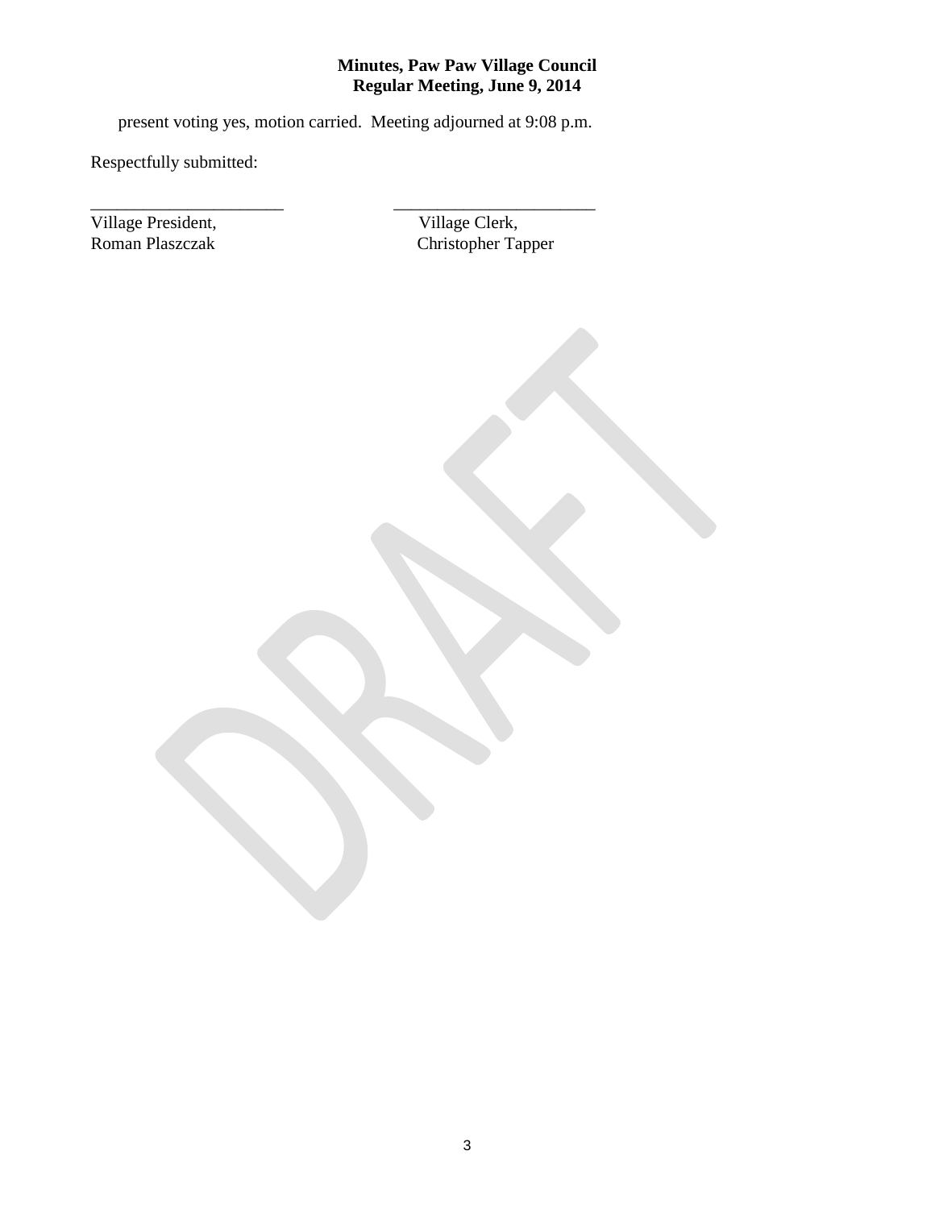present voting yes, motion carried. Meeting adjourned at 9:08 p.m.

Respectfully submitted:

\_\_\_\_\_\_\_\_\_\_\_\_\_\_\_\_\_\_\_\_\_\_ \_\_\_\_\_\_\_\_\_\_\_\_\_\_\_\_\_\_\_\_\_\_\_

Village President, Village Clerk,
Roman Plaszczak Christopher Tapper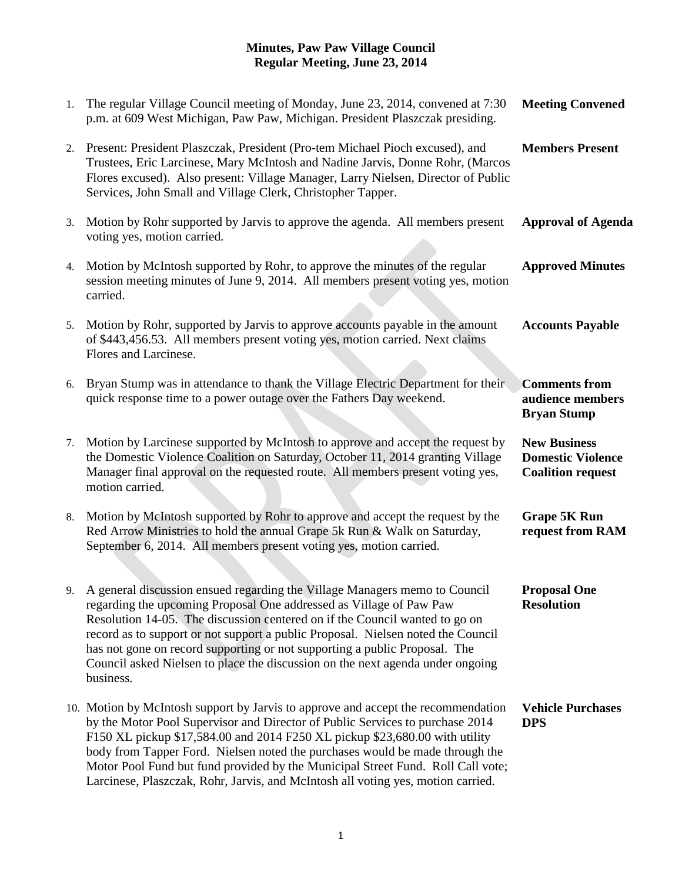**Minutes, Paw Paw Village Council**
**Regular Meeting, June 23, 2014**

| | | |
|---|---|---|
| 1. | The regular Village Council meeting of Monday, June 23, 2014, convened at 7:30 p.m. at 609 West Michigan, Paw Paw, Michigan. President Plaszczak presiding. | **Meeting Convened** |
| 2. | Present: President Plaszczak, President (Pro-tem Michael Pioch excused), and Trustees, Eric Larcinese, Mary McIntosh and Nadine Jarvis, Donne Rohr, (Marcos Flores excused). Also present: Village Manager, Larry Nielsen, Director of Public Services, John Small and Village Clerk, Christopher Tapper. | **Members Present** |
| 3. | Motion by Rohr supported by Jarvis to approve the agenda. All members present voting yes, motion carried. | **Approval of Agenda** |
| 4. | Motion by McIntosh supported by Rohr, to approve the minutes of the regular session meeting minutes of June 9, 2014. All members present voting yes, motion carried. | **Approved Minutes** |
| 5. | Motion by Rohr, supported by Jarvis to approve accounts payable in the amount of $443,456.53. All members present voting yes, motion carried. Next claims Flores and Larcinese. | **Accounts Payable** |
| 6. | Bryan Stump was in attendance to thank the Village Electric Department for their quick response time to a power outage over the Fathers Day weekend. | **Comments from audience members Bryan Stump** |
| 7. | Motion by Larcinese supported by McIntosh to approve and accept the request by the Domestic Violence Coalition on Saturday, October 11, 2014 granting Village Manager final approval on the requested route. All members present voting yes, motion carried. | **New Business Domestic Violence Coalition request** |
| 8. | Motion by McIntosh supported by Rohr to approve and accept the request by the Red Arrow Ministries to hold the annual Grape 5k Run & Walk on Saturday, September 6, 2014. All members present voting yes, motion carried. | **Grape 5K Run request from RAM** |
| 9. | A general discussion ensued regarding the Village Managers memo to Council regarding the upcoming Proposal One addressed as Village of Paw Paw Resolution 14-05. The discussion centered on if the Council wanted to go on record as to support or not support a public Proposal. Nielsen noted the Council has not gone on record supporting or not supporting a public Proposal. The Council asked Nielsen to place the discussion on the next agenda under ongoing business. | **Proposal One Resolution** |
| 10. | Motion by McIntosh support by Jarvis to approve and accept the recommendation by the Motor Pool Supervisor and Director of Public Services to purchase 2014 F150 XL pickup $17,584.00 and 2014 F250 XL pickup $23,680.00 with utility body from Tapper Ford. Nielsen noted the purchases would be made through the Motor Pool Fund but fund provided by the Municipal Street Fund. Roll Call vote; Larcinese, Plaszczak, Rohr, Jarvis, and McIntosh all voting yes, motion carried. | **Vehicle Purchases DPS** |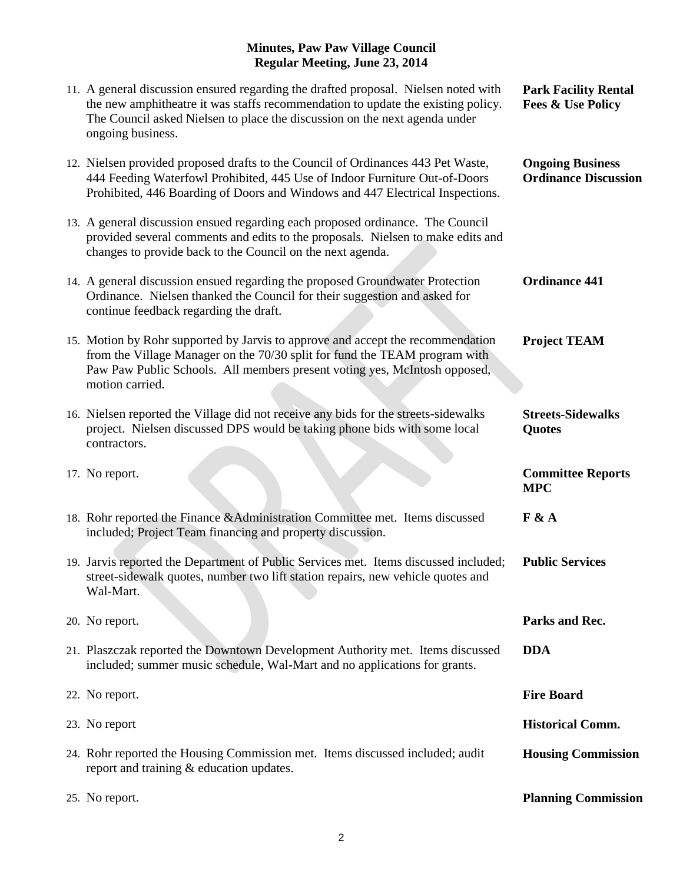**Minutes, Paw Paw Village Council**
**Regular Meeting, June 23, 2014**

11. A general discussion ensured regarding the drafted proposal. Nielsen noted with the new amphitheatre it was staffs recommendation to update the existing policy. The Council asked Nielsen to place the discussion on the next agenda under ongoing business. — **Park Facility Rental Fees & Use Policy**

12. Nielsen provided proposed drafts to the Council of Ordinances 443 Pet Waste, 444 Feeding Waterfowl Prohibited, 445 Use of Indoor Furniture Out-of-Doors Prohibited, 446 Boarding of Doors and Windows and 447 Electrical Inspections. — **Ongoing Business Ordinance Discussion**

13. A general discussion ensued regarding each proposed ordinance. The Council provided several comments and edits to the proposals. Nielsen to make edits and changes to provide back to the Council on the next agenda.

14. A general discussion ensued regarding the proposed Groundwater Protection Ordinance. Nielsen thanked the Council for their suggestion and asked for continue feedback regarding the draft. — **Ordinance 441**

15. Motion by Rohr supported by Jarvis to approve and accept the recommendation from the Village Manager on the 70/30 split for fund the TEAM program with Paw Paw Public Schools. All members present voting yes, McIntosh opposed, motion carried. — **Project TEAM**

16. Nielsen reported the Village did not receive any bids for the streets-sidewalks project. Nielsen discussed DPS would be taking phone bids with some local contractors. — **Streets-Sidewalks Quotes**

17. No report. — **Committee Reports MPC**

18. Rohr reported the Finance &Administration Committee met. Items discussed included; Project Team financing and property discussion. — **F & A**

19. Jarvis reported the Department of Public Services met. Items discussed included; street-sidewalk quotes, number two lift station repairs, new vehicle quotes and Wal-Mart. — **Public Services**

20. No report. — **Parks and Rec.**

21. Plaszczak reported the Downtown Development Authority met. Items discussed included; summer music schedule, Wal-Mart and no applications for grants. — **DDA**

22. No report. — **Fire Board**

23. No report — **Historical Comm.**

24. Rohr reported the Housing Commission met. Items discussed included; audit report and training & education updates. — **Housing Commission**

25. No report. — **Planning Commission**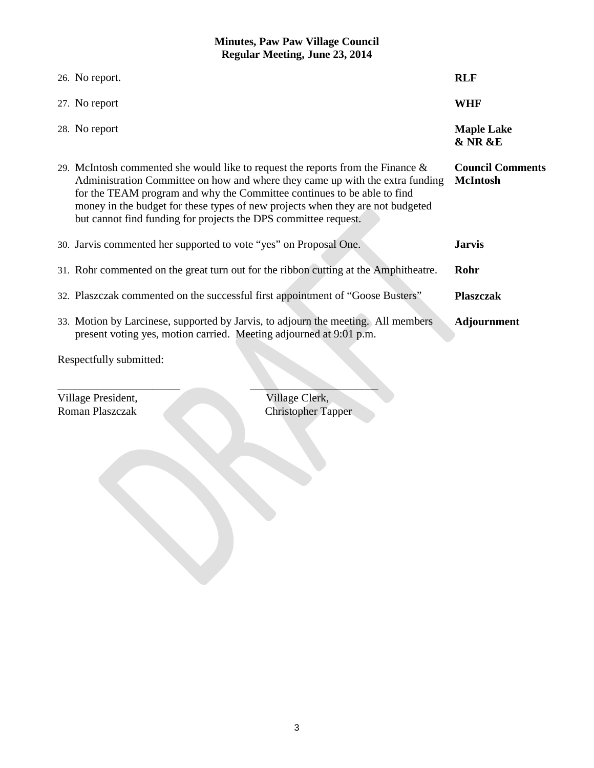**Minutes, Paw Paw Village Council**
**Regular Meeting, June 23, 2014**

| | |
|---|---|
| 26. No report. | **RLF** |
| 27. No report | **WHF** |
| 28. No report | **Maple Lake & NR &E** |
| 29. McIntosh commented she would like to request the reports from the Finance & Administration Committee on how and where they came up with the extra funding for the TEAM program and why the Committee continues to be able to find money in the budget for these types of new projects when they are not budgeted but cannot find funding for projects the DPS committee request. | **Council Comments McIntosh** |
| 30. Jarvis commented her supported to vote "yes" on Proposal One. | **Jarvis** |
| 31. Rohr commented on the great turn out for the ribbon cutting at the Amphitheatre. | **Rohr** |
| 32. Plaszczak commented on the successful first appointment of "Goose Busters" | **Plaszczak** |
| 33. Motion by Larcinese, supported by Jarvis, to adjourn the meeting. All members present voting yes, motion carried. Meeting adjourned at 9:01 p.m. | **Adjournment** |

Respectfully submitted:

______________________ ______________________

Village President, Roman Plaszczak

Village Clerk, Christopher Tapper

DRAFT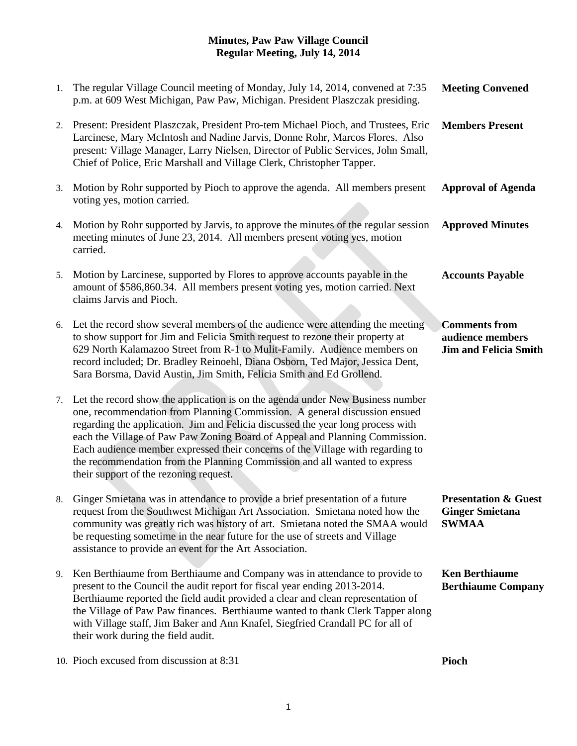# Minutes, Paw Paw Village Council
## Regular Meeting, July 14, 2014

| | | |
|---|---|---|
| 1. | The regular Village Council meeting of Monday, July 14, 2014, convened at 7:35 p.m. at 609 West Michigan, Paw Paw, Michigan. President Plaszczak presiding. | **Meeting Convened** |
| 2. | Present: President Plaszczak, President Pro-tem Michael Pioch, and Trustees, Eric Larcinese, Mary McIntosh and Nadine Jarvis, Donne Rohr, Marcos Flores. Also present: Village Manager, Larry Nielsen, Director of Public Services, John Small, Chief of Police, Eric Marshall and Village Clerk, Christopher Tapper. | **Members Present** |
| 3. | Motion by Rohr supported by Pioch to approve the agenda. All members present voting yes, motion carried. | **Approval of Agenda** |
| 4. | Motion by Rohr supported by Jarvis, to approve the minutes of the regular session meeting minutes of June 23, 2014. All members present voting yes, motion carried. | **Approved Minutes** |
| 5. | Motion by Larcinese, supported by Flores to approve accounts payable in the amount of $586,860.34. All members present voting yes, motion carried. Next claims Jarvis and Pioch. | **Accounts Payable** |
| 6. | Let the record show several members of the audience were attending the meeting to show support for Jim and Felicia Smith request to rezone their property at 629 North Kalamazoo Street from R-1 to Mulit-Family. Audience members on record included; Dr. Bradley Reinoehl, Diana Osborn, Ted Major, Jessica Dent, Sara Borsma, David Austin, Jim Smith, Felicia Smith and Ed Grollend. | **Comments from audience members Jim and Felicia Smith** |
| 7. | Let the record show the application is on the agenda under New Business number one, recommendation from Planning Commission. A general discussion ensued regarding the application. Jim and Felicia discussed the year long process with each the Village of Paw Paw Zoning Board of Appeal and Planning Commission. Each audience member expressed their concerns of the Village with regarding to the recommendation from the Planning Commission and all wanted to express their support of the rezoning request. | |
| 8. | Ginger Smietana was in attendance to provide a brief presentation of a future request from the Southwest Michigan Art Association. Smietana noted how the community was greatly rich was history of art. Smietana noted the SMAA would be requesting sometime in the near future for the use of streets and Village assistance to provide an event for the Art Association. | **Presentation & Guest Ginger Smietana SWMAA** |
| 9. | Ken Berthiaume from Berthiaume and Company was in attendance to provide to present to the Council the audit report for fiscal year ending 2013-2014. Berthiaume reported the field audit provided a clear and clean representation of the Village of Paw Paw finances. Berthiaume wanted to thank Clerk Tapper along with Village staff, Jim Baker and Ann Knafel, Siegfried Crandall PC for all of their work during the field audit. | **Ken Berthiaume Berthiaume Company** |
| 10. | Pioch excused from discussion at 8:31 | **Pioch** |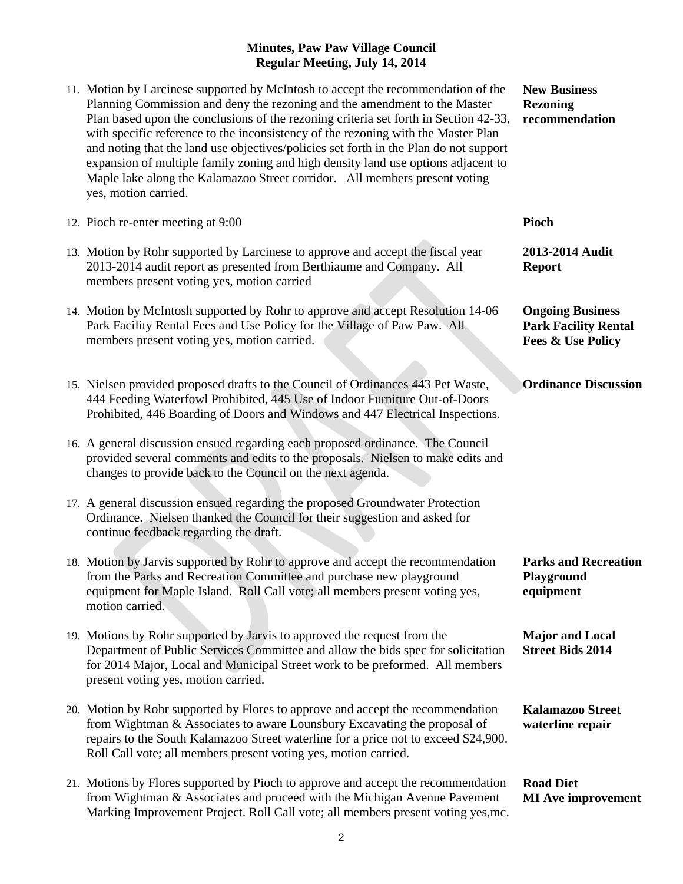**Minutes, Paw Paw Village Council**
**Regular Meeting, July 14, 2014**

11. Motion by Larcinese supported by McIntosh to accept the recommendation of the Planning Commission and deny the rezoning and the amendment to the Master Plan based upon the conclusions of the rezoning criteria set forth in Section 42-33, with specific reference to the inconsistency of the rezoning with the Master Plan and noting that the land use objectives/policies set forth in the Plan do not support expansion of multiple family zoning and high density land use options adjacent to Maple lake along the Kalamazoo Street corridor. All members present voting yes, motion carried. — **New Business Rezoning recommendation**

12. Pioch re-enter meeting at 9:00 — **Pioch**

13. Motion by Rohr supported by Larcinese to approve and accept the fiscal year 2013-2014 audit report as presented from Berthiaume and Company. All members present voting yes, motion carried — **2013-2014 Audit Report**

14. Motion by McIntosh supported by Rohr to approve and accept Resolution 14-06 Park Facility Rental Fees and Use Policy for the Village of Paw Paw. All members present voting yes, motion carried. — **Ongoing Business Park Facility Rental Fees & Use Policy**

15. Nielsen provided proposed drafts to the Council of Ordinances 443 Pet Waste, 444 Feeding Waterfowl Prohibited, 445 Use of Indoor Furniture Out-of-Doors Prohibited, 446 Boarding of Doors and Windows and 447 Electrical Inspections. — **Ordinance Discussion**

16. A general discussion ensued regarding each proposed ordinance. The Council provided several comments and edits to the proposals. Nielsen to make edits and changes to provide back to the Council on the next agenda.

17. A general discussion ensued regarding the proposed Groundwater Protection Ordinance. Nielsen thanked the Council for their suggestion and asked for continue feedback regarding the draft.

18. Motion by Jarvis supported by Rohr to approve and accept the recommendation from the Parks and Recreation Committee and purchase new playground equipment for Maple Island. Roll Call vote; all members present voting yes, motion carried. — **Parks and Recreation Playground equipment**

19. Motions by Rohr supported by Jarvis to approved the request from the Department of Public Services Committee and allow the bids spec for solicitation for 2014 Major, Local and Municipal Street work to be preformed. All members present voting yes, motion carried. — **Major and Local Street Bids 2014**

20. Motion by Rohr supported by Flores to approve and accept the recommendation from Wightman & Associates to aware Lounsbury Excavating the proposal of repairs to the South Kalamazoo Street waterline for a price not to exceed $24,900. Roll Call vote; all members present voting yes, motion carried. — **Kalamazoo Street waterline repair**

21. Motions by Flores supported by Pioch to approve and accept the recommendation from Wightman & Associates and proceed with the Michigan Avenue Pavement Marking Improvement Project. Roll Call vote; all members present voting yes,mc. — **Road Diet MI Ave improvement**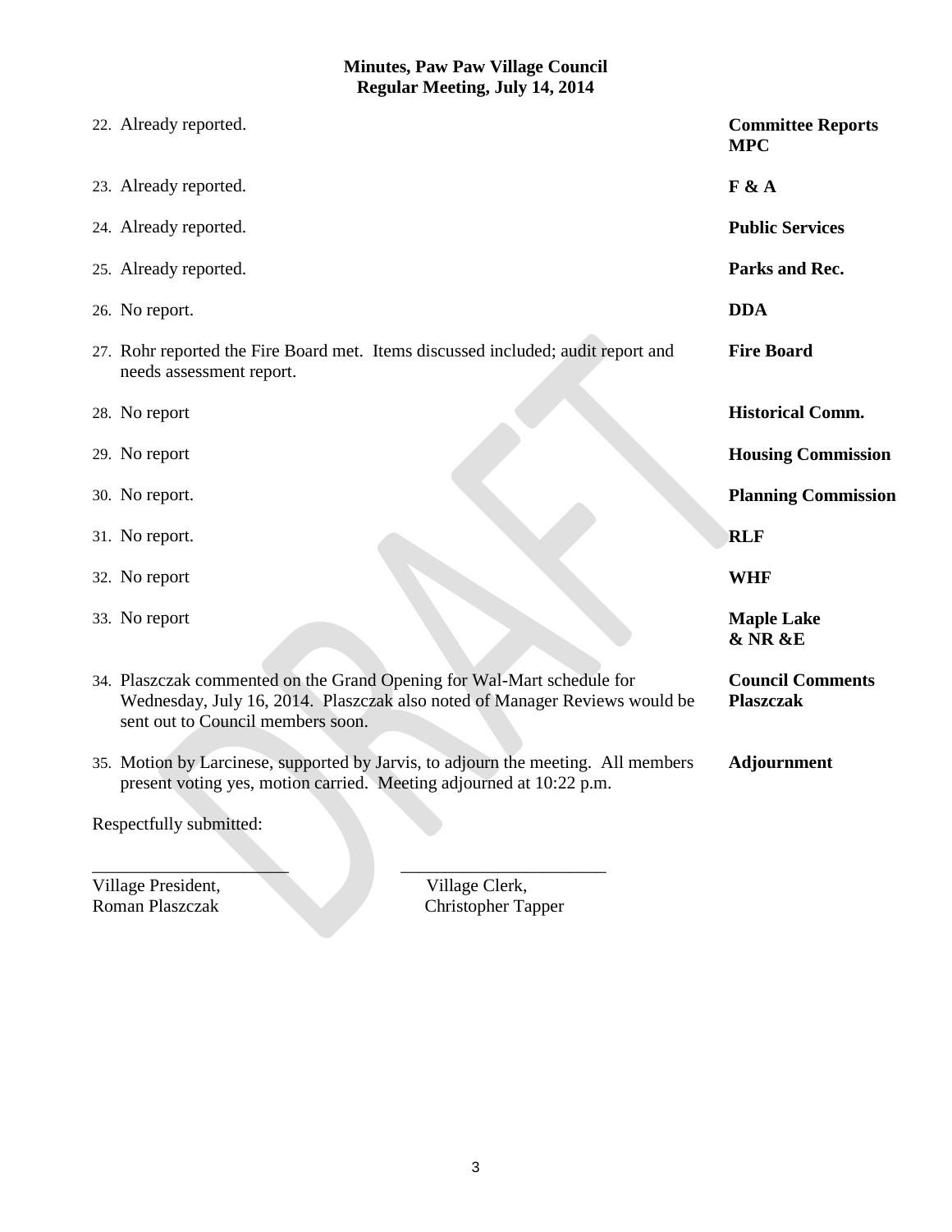**Minutes, Paw Paw Village Council**
**Regular Meeting, July 14, 2014**

| | |
|---|---|
| 22. Already reported. | **Committee Reports MPC** |
| 23. Already reported. | **F & A** |
| 24. Already reported. | **Public Services** |
| 25. Already reported. | **Parks and Rec.** |
| 26. No report. | **DDA** |
| 27. Rohr reported the Fire Board met. Items discussed included; audit report and needs assessment report. | **Fire Board** |
| 28. No report | **Historical Comm.** |
| 29. No report | **Housing Commission** |
| 30. No report. | **Planning Commission** |
| 31. No report. | **RLF** |
| 32. No report | **WHF** |
| 33. No report | **Maple Lake & NR &E** |
| 34. Plaszczak commented on the Grand Opening for Wal-Mart schedule for Wednesday, July 16, 2014. Plaszczak also noted of Manager Reviews would be sent out to Council members soon. | **Council Comments Plaszczak** |
| 35. Motion by Larcinese, supported by Jarvis, to adjourn the meeting. All members present voting yes, motion carried. Meeting adjourned at 10:22 p.m. | **Adjournment** |

Respectfully submitted:

______________________ ______________________

Village President, Roman Plaszczak

Village Clerk, Christopher Tapper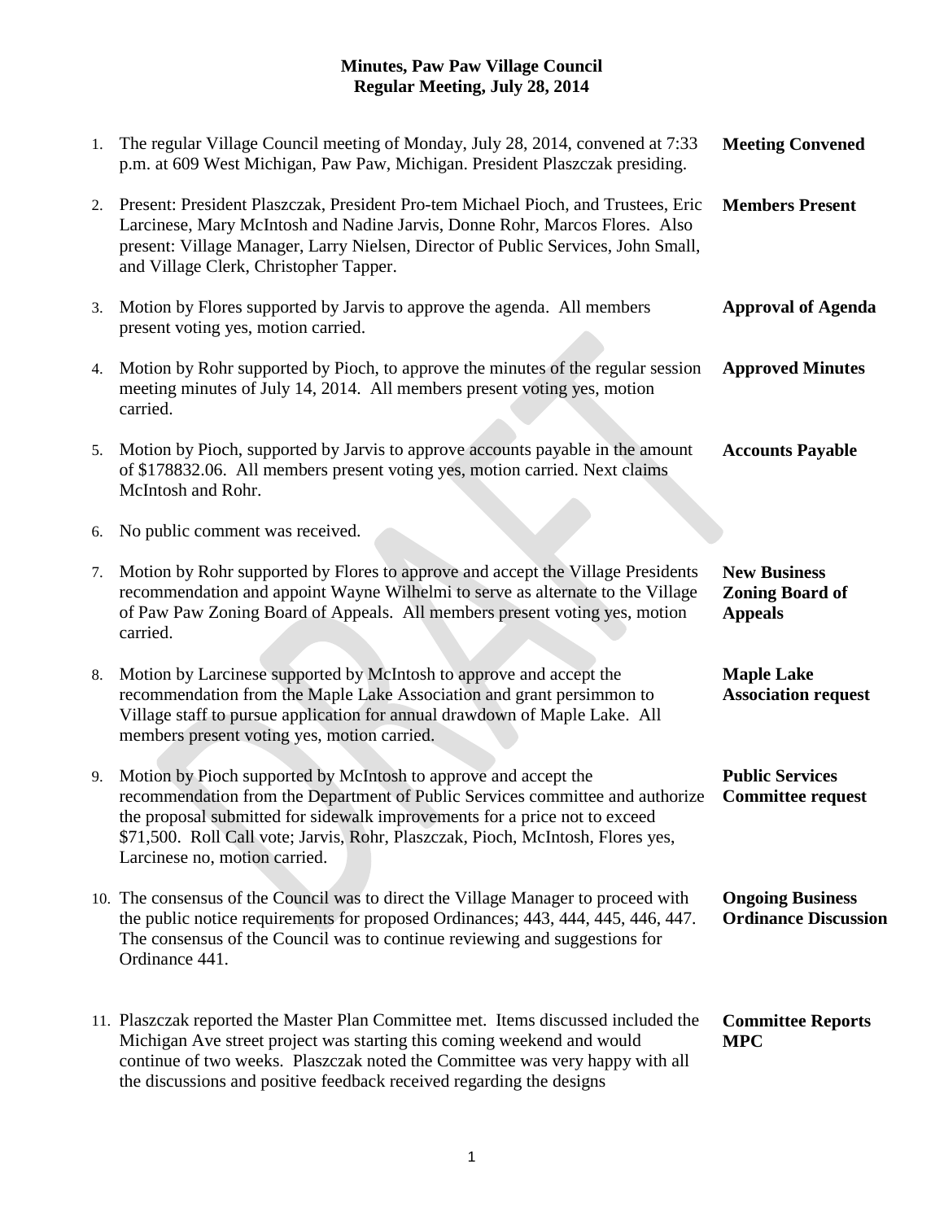# Minutes, Paw Paw Village Council
## Regular Meeting, July 28, 2014

| | | |
|---|---|---|
| 1. | The regular Village Council meeting of Monday, July 28, 2014, convened at 7:33 p.m. at 609 West Michigan, Paw Paw, Michigan. President Plaszczak presiding. | **Meeting Convened** |
| 2. | Present: President Plaszczak, President Pro-tem Michael Pioch, and Trustees, Eric Larcinese, Mary McIntosh and Nadine Jarvis, Donne Rohr, Marcos Flores. Also present: Village Manager, Larry Nielsen, Director of Public Services, John Small, and Village Clerk, Christopher Tapper. | **Members Present** |
| 3. | Motion by Flores supported by Jarvis to approve the agenda. All members present voting yes, motion carried. | **Approval of Agenda** |
| 4. | Motion by Rohr supported by Pioch, to approve the minutes of the regular session meeting minutes of July 14, 2014. All members present voting yes, motion carried. | **Approved Minutes** |
| 5. | Motion by Pioch, supported by Jarvis to approve accounts payable in the amount of $178832.06. All members present voting yes, motion carried. Next claims McIntosh and Rohr. | **Accounts Payable** |
| 6. | No public comment was received. | |
| 7. | Motion by Rohr supported by Flores to approve and accept the Village Presidents recommendation and appoint Wayne Wilhelmi to serve as alternate to the Village of Paw Paw Zoning Board of Appeals. All members present voting yes, motion carried. | **New Business Zoning Board of Appeals** |
| 8. | Motion by Larcinese supported by McIntosh to approve and accept the recommendation from the Maple Lake Association and grant persimmon to Village staff to pursue application for annual drawdown of Maple Lake. All members present voting yes, motion carried. | **Maple Lake Association request** |
| 9. | Motion by Pioch supported by McIntosh to approve and accept the recommendation from the Department of Public Services committee and authorize the proposal submitted for sidewalk improvements for a price not to exceed $71,500. Roll Call vote; Jarvis, Rohr, Plaszczak, Pioch, McIntosh, Flores yes, Larcinese no, motion carried. | **Public Services Committee request** |
| 10. | The consensus of the Council was to direct the Village Manager to proceed with the public notice requirements for proposed Ordinances; 443, 444, 445, 446, 447. The consensus of the Council was to continue reviewing and suggestions for Ordinance 441. | **Ongoing Business Ordinance Discussion** |
| 11. | Plaszczak reported the Master Plan Committee met. Items discussed included the Michigan Ave street project was starting this coming weekend and would continue of two weeks. Plaszczak noted the Committee was very happy with all the discussions and positive feedback received regarding the designs | **Committee Reports MPC** |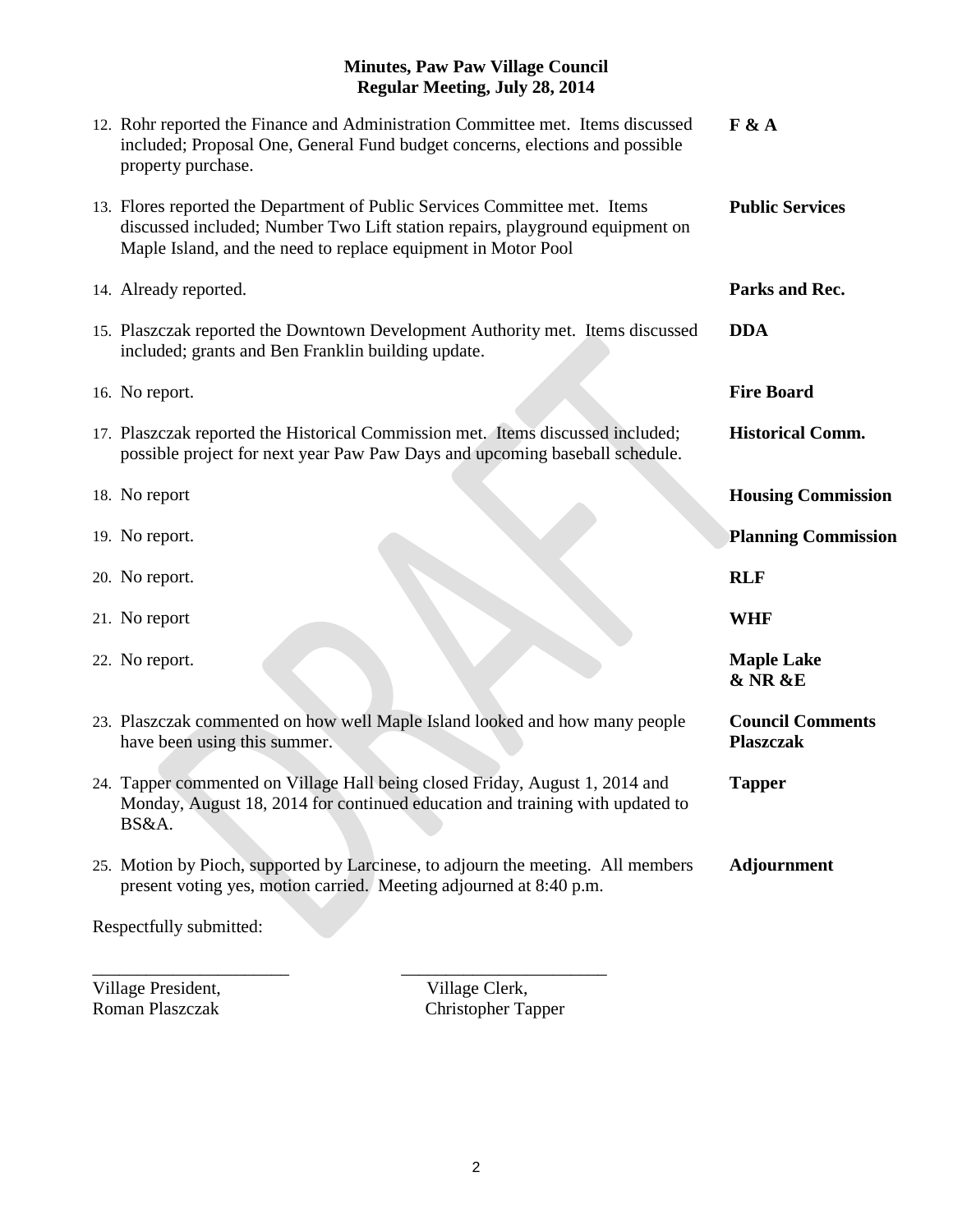**Minutes, Paw Paw Village Council**
**Regular Meeting, July 28, 2014**

| | |
|---|---|
| 12. Rohr reported the Finance and Administration Committee met. Items discussed included; Proposal One, General Fund budget concerns, elections and possible property purchase. | **F & A** |
| 13. Flores reported the Department of Public Services Committee met. Items discussed included; Number Two Lift station repairs, playground equipment on Maple Island, and the need to replace equipment in Motor Pool | **Public Services** |
| 14. Already reported. | **Parks and Rec.** |
| 15. Plaszczak reported the Downtown Development Authority met. Items discussed included; grants and Ben Franklin building update. | **DDA** |
| 16. No report. | **Fire Board** |
| 17. Plaszczak reported the Historical Commission met. Items discussed included; possible project for next year Paw Paw Days and upcoming baseball schedule. | **Historical Comm.** |
| 18. No report | **Housing Commission** |
| 19. No report. | **Planning Commission** |
| 20. No report. | **RLF** |
| 21. No report | **WHF** |
| 22. No report. | **Maple Lake & NR &E** |
| 23. Plaszczak commented on how well Maple Island looked and how many people have been using this summer. | **Council Comments Plaszczak** |
| 24. Tapper commented on Village Hall being closed Friday, August 1, 2014 and Monday, August 18, 2014 for continued education and training with updated to BS&A. | **Tapper** |
| 25. Motion by Pioch, supported by Larcinese, to adjourn the meeting. All members present voting yes, motion carried. Meeting adjourned at 8:40 p.m. | **Adjournment** |

Respectfully submitted:

______________________ ______________________

Village President, Roman Plaszczak

Village Clerk, Christopher Tapper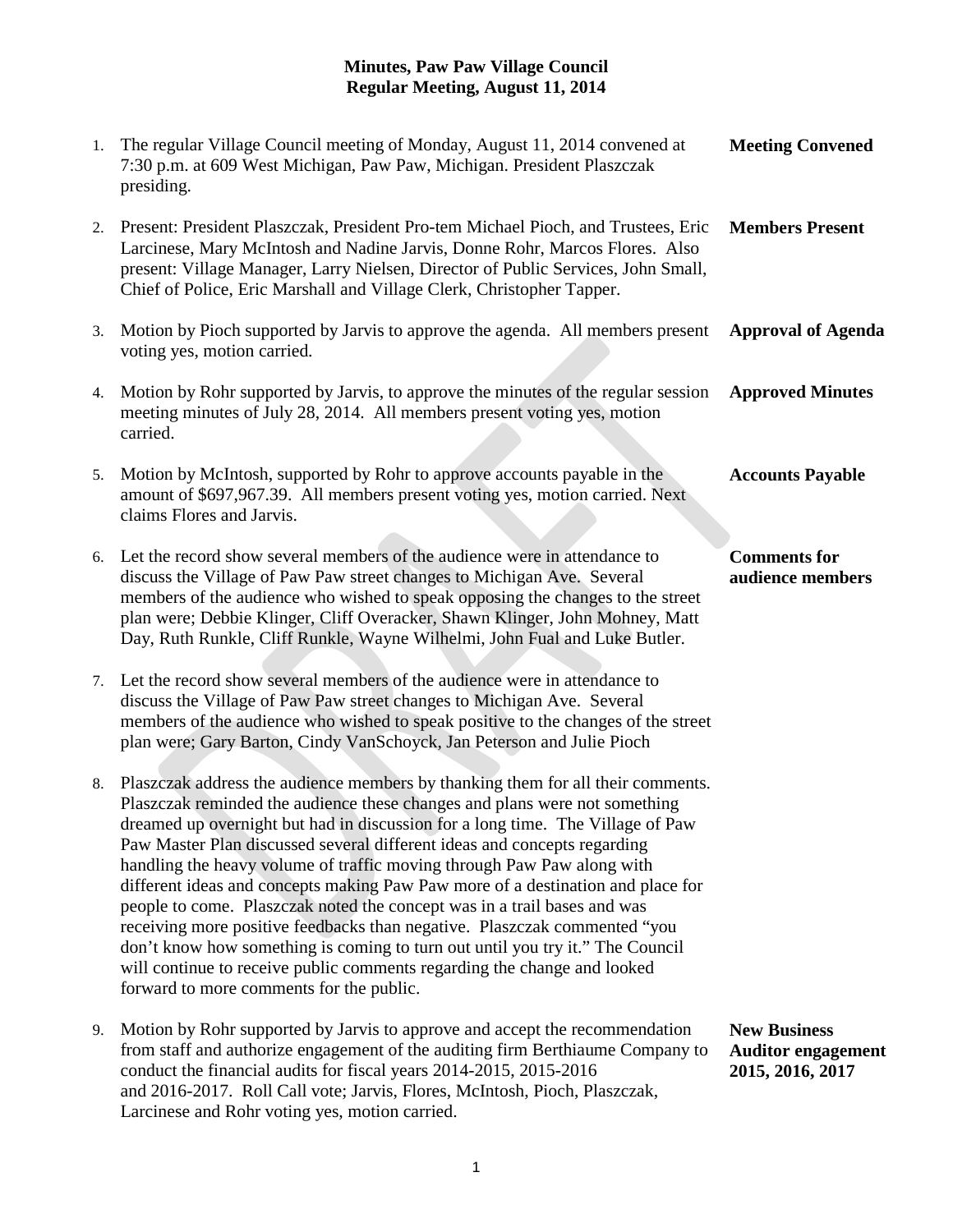# Minutes, Paw Paw Village Council
## Regular Meeting, August 11, 2014

| # | Minutes | Subject |
|---|---|---|
| 1. | The regular Village Council meeting of Monday, August 11, 2014 convened at 7:30 p.m. at 609 West Michigan, Paw Paw, Michigan. President Plaszczak presiding. | **Meeting Convened** |
| 2. | Present: President Plaszczak, President Pro-tem Michael Pioch, and Trustees, Eric Larcinese, Mary McIntosh and Nadine Jarvis, Donne Rohr, Marcos Flores. Also present: Village Manager, Larry Nielsen, Director of Public Services, John Small, Chief of Police, Eric Marshall and Village Clerk, Christopher Tapper. | **Members Present** |
| 3. | Motion by Pioch supported by Jarvis to approve the agenda. All members present voting yes, motion carried. | **Approval of Agenda** |
| 4. | Motion by Rohr supported by Jarvis, to approve the minutes of the regular session meeting minutes of July 28, 2014. All members present voting yes, motion carried. | **Approved Minutes** |
| 5. | Motion by McIntosh, supported by Rohr to approve accounts payable in the amount of $697,967.39. All members present voting yes, motion carried. Next claims Flores and Jarvis. | **Accounts Payable** |
| 6. | Let the record show several members of the audience were in attendance to discuss the Village of Paw Paw street changes to Michigan Ave. Several members of the audience who wished to speak opposing the changes to the street plan were; Debbie Klinger, Cliff Overacker, Shawn Klinger, John Mohney, Matt Day, Ruth Runkle, Cliff Runkle, Wayne Wilhelmi, John Fual and Luke Butler. | **Comments for audience members** |
| 7. | Let the record show several members of the audience were in attendance to discuss the Village of Paw Paw street changes to Michigan Ave. Several members of the audience who wished to speak positive to the changes of the street plan were; Gary Barton, Cindy VanSchoyck, Jan Peterson and Julie Pioch | |
| 8. | Plaszczak address the audience members by thanking them for all their comments. Plaszczak reminded the audience these changes and plans were not something dreamed up overnight but had in discussion for a long time. The Village of Paw Paw Master Plan discussed several different ideas and concepts regarding handling the heavy volume of traffic moving through Paw Paw along with different ideas and concepts making Paw Paw more of a destination and place for people to come. Plaszczak noted the concept was in a trail bases and was receiving more positive feedbacks than negative. Plaszczak commented "you don't know how something is coming to turn out until you try it." The Council will continue to receive public comments regarding the change and looked forward to more comments for the public. | |
| 9. | Motion by Rohr supported by Jarvis to approve and accept the recommendation from staff and authorize engagement of the auditing firm Berthiaume Company to conduct the financial audits for fiscal years 2014-2015, 2015-2016 and 2016-2017. Roll Call vote; Jarvis, Flores, McIntosh, Pioch, Plaszczak, Larcinese and Rohr voting yes, motion carried. | **New Business Auditor engagement 2015, 2016, 2017** |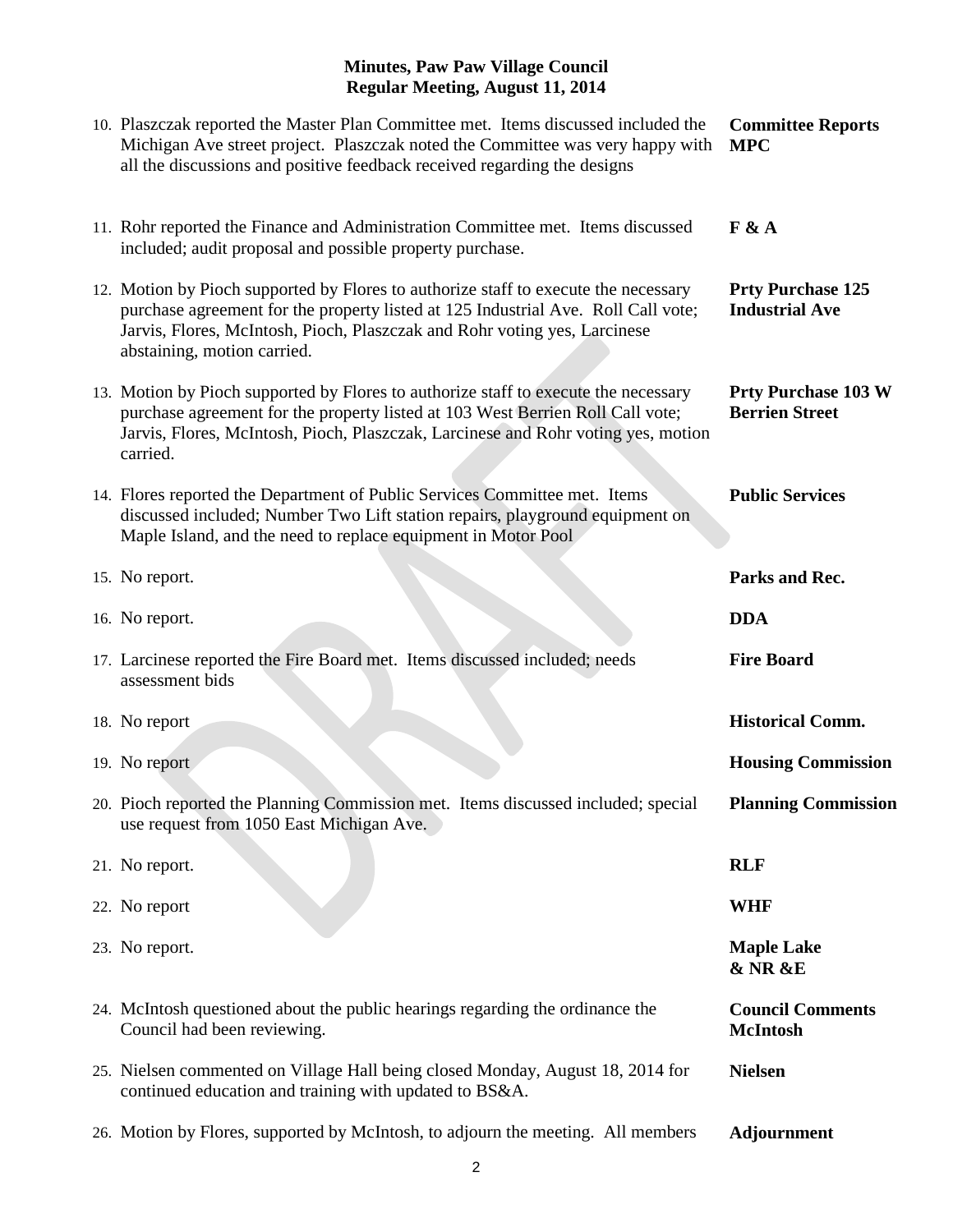**Minutes, Paw Paw Village Council**
**Regular Meeting, August 11, 2014**

| | |
|---|---|
| 10. Plaszczak reported the Master Plan Committee met. Items discussed included the Michigan Ave street project. Plaszczak noted the Committee was very happy with all the discussions and positive feedback received regarding the designs | **Committee Reports MPC** |
| 11. Rohr reported the Finance and Administration Committee met. Items discussed included; audit proposal and possible property purchase. | **F & A** |
| 12. Motion by Pioch supported by Flores to authorize staff to execute the necessary purchase agreement for the property listed at 125 Industrial Ave. Roll Call vote; Jarvis, Flores, McIntosh, Pioch, Plaszczak and Rohr voting yes, Larcinese abstaining, motion carried. | **Prty Purchase 125 Industrial Ave** |
| 13. Motion by Pioch supported by Flores to authorize staff to execute the necessary purchase agreement for the property listed at 103 West Berrien Roll Call vote; Jarvis, Flores, McIntosh, Pioch, Plaszczak, Larcinese and Rohr voting yes, motion carried. | **Prty Purchase 103 W Berrien Street** |
| 14. Flores reported the Department of Public Services Committee met. Items discussed included; Number Two Lift station repairs, playground equipment on Maple Island, and the need to replace equipment in Motor Pool | **Public Services** |
| 15. No report. | **Parks and Rec.** |
| 16. No report. | **DDA** |
| 17. Larcinese reported the Fire Board met. Items discussed included; needs assessment bids | **Fire Board** |
| 18. No report | **Historical Comm.** |
| 19. No report | **Housing Commission** |
| 20. Pioch reported the Planning Commission met. Items discussed included; special use request from 1050 East Michigan Ave. | **Planning Commission** |
| 21. No report. | **RLF** |
| 22. No report | **WHF** |
| 23. No report. | **Maple Lake & NR &E** |
| 24. McIntosh questioned about the public hearings regarding the ordinance the Council had been reviewing. | **Council Comments McIntosh** |
| 25. Nielsen commented on Village Hall being closed Monday, August 18, 2014 for continued education and training with updated to BS&A. | **Nielsen** |
| 26. Motion by Flores, supported by McIntosh, to adjourn the meeting. All members | **Adjournment** |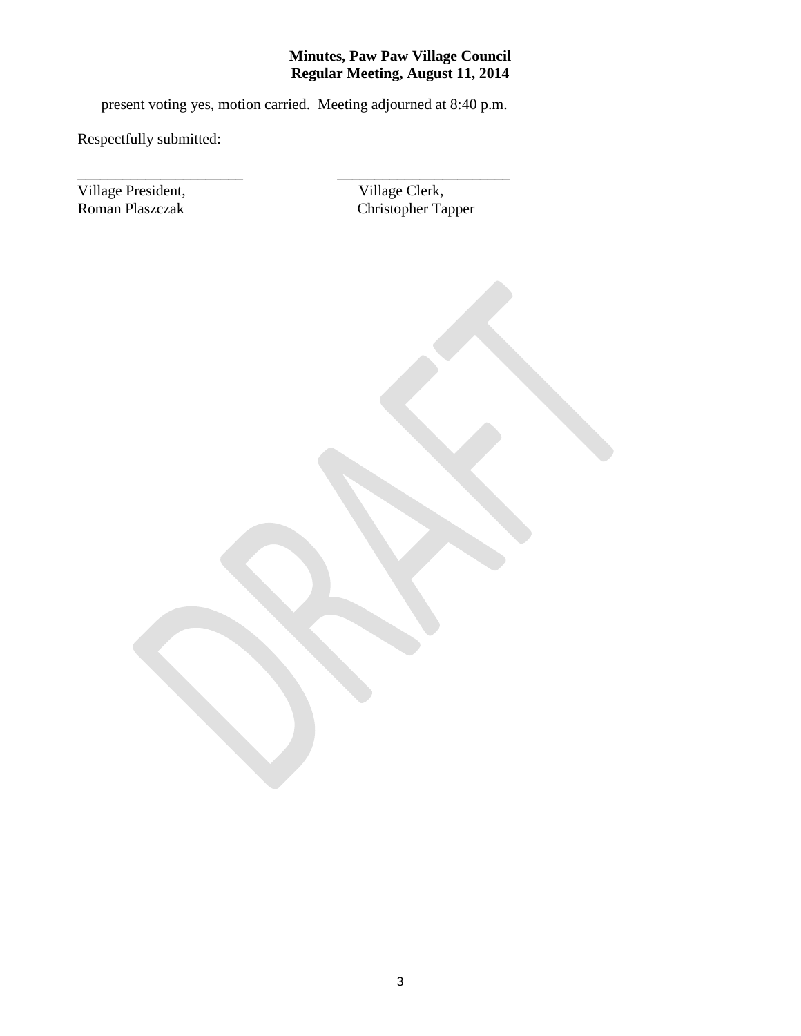present voting yes, motion carried. Meeting adjourned at 8:40 p.m.

Respectfully submitted:

\_\_\_\_\_\_\_\_\_\_\_\_\_\_\_\_\_\_\_\_\_\_ \_\_\_\_\_\_\_\_\_\_\_\_\_\_\_\_\_\_\_\_\_\_\_

Village President, Village Clerk,
Roman Plaszczak Christopher Tapper

DRAFT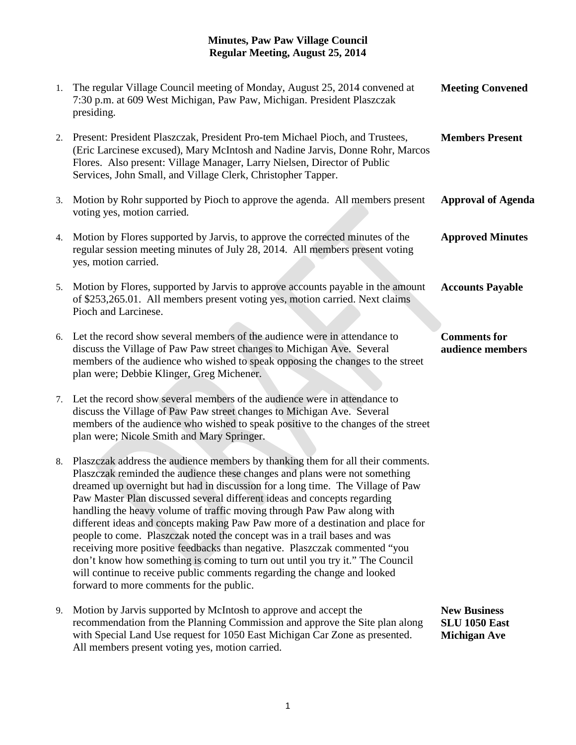# Minutes, Paw Paw Village Council
## Regular Meeting, August 25, 2014

| | | |
|---|---|---|
| 1. | The regular Village Council meeting of Monday, August 25, 2014 convened at 7:30 p.m. at 609 West Michigan, Paw Paw, Michigan. President Plaszczak presiding. | **Meeting Convened** |
| 2. | Present: President Plaszczak, President Pro-tem Michael Pioch, and Trustees, (Eric Larcinese excused), Mary McIntosh and Nadine Jarvis, Donne Rohr, Marcos Flores. Also present: Village Manager, Larry Nielsen, Director of Public Services, John Small, and Village Clerk, Christopher Tapper. | **Members Present** |
| 3. | Motion by Rohr supported by Pioch to approve the agenda. All members present voting yes, motion carried. | **Approval of Agenda** |
| 4. | Motion by Flores supported by Jarvis, to approve the corrected minutes of the regular session meeting minutes of July 28, 2014. All members present voting yes, motion carried. | **Approved Minutes** |
| 5. | Motion by Flores, supported by Jarvis to approve accounts payable in the amount of $253,265.01. All members present voting yes, motion carried. Next claims Pioch and Larcinese. | **Accounts Payable** |
| 6. | Let the record show several members of the audience were in attendance to discuss the Village of Paw Paw street changes to Michigan Ave. Several members of the audience who wished to speak opposing the changes to the street plan were; Debbie Klinger, Greg Michener. | **Comments for audience members** |
| 7. | Let the record show several members of the audience were in attendance to discuss the Village of Paw Paw street changes to Michigan Ave. Several members of the audience who wished to speak positive to the changes of the street plan were; Nicole Smith and Mary Springer. | |
| 8. | Plaszczak address the audience members by thanking them for all their comments. Plaszczak reminded the audience these changes and plans were not something dreamed up overnight but had in discussion for a long time. The Village of Paw Paw Master Plan discussed several different ideas and concepts regarding handling the heavy volume of traffic moving through Paw Paw along with different ideas and concepts making Paw Paw more of a destination and place for people to come. Plaszczak noted the concept was in a trail bases and was receiving more positive feedbacks than negative. Plaszczak commented "you don't know how something is coming to turn out until you try it." The Council will continue to receive public comments regarding the change and looked forward to more comments for the public. | |
| 9. | Motion by Jarvis supported by McIntosh to approve and accept the recommendation from the Planning Commission and approve the Site plan along with Special Land Use request for 1050 East Michigan Car Zone as presented. All members present voting yes, motion carried. | **New Business SLU 1050 East Michigan Ave** |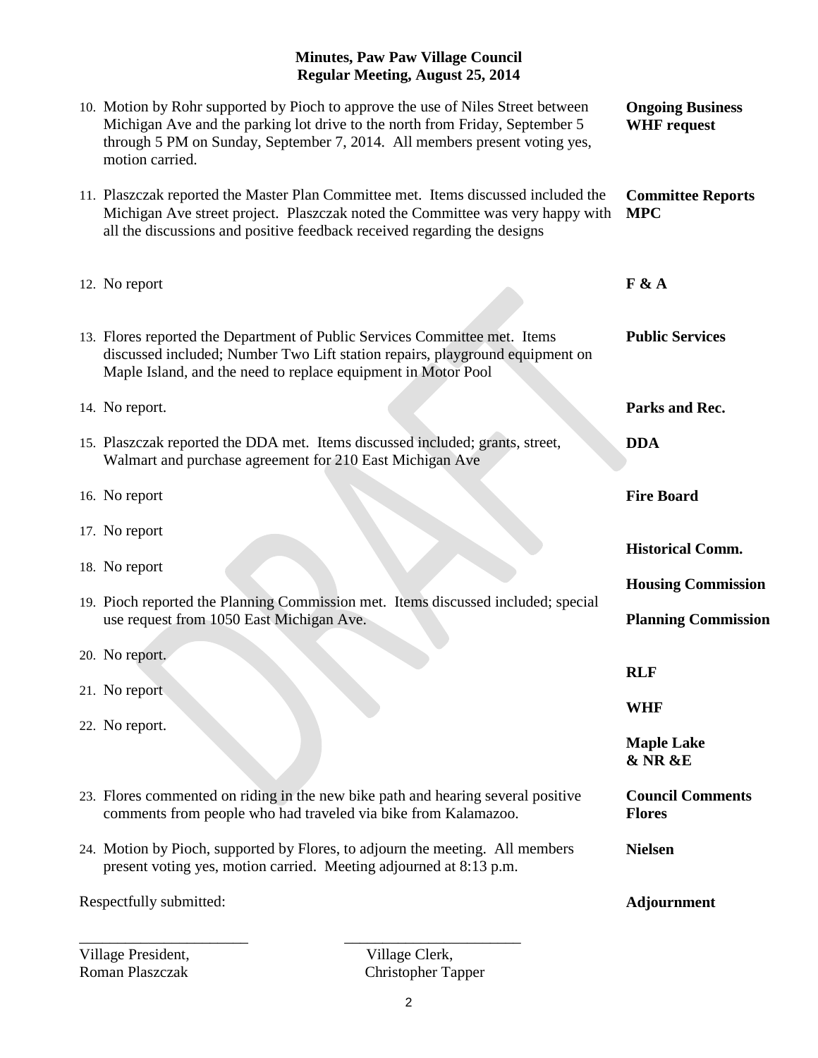**Minutes, Paw Paw Village Council**
**Regular Meeting, August 25, 2014**

| | |
|---|---|
| 10. Motion by Rohr supported by Pioch to approve the use of Niles Street between Michigan Ave and the parking lot drive to the north from Friday, September 5 through 5 PM on Sunday, September 7, 2014. All members present voting yes, motion carried. | **Ongoing Business WHF request** |
| 11. Plaszczak reported the Master Plan Committee met. Items discussed included the Michigan Ave street project. Plaszczak noted the Committee was very happy with all the discussions and positive feedback received regarding the designs | **Committee Reports MPC** |
| 12. No report | **F & A** |
| 13. Flores reported the Department of Public Services Committee met. Items discussed included; Number Two Lift station repairs, playground equipment on Maple Island, and the need to replace equipment in Motor Pool | **Public Services** |
| 14. No report. | **Parks and Rec.** |
| 15. Plaszczak reported the DDA met. Items discussed included; grants, street, Walmart and purchase agreement for 210 East Michigan Ave | **DDA** |
| 16. No report | **Fire Board** |
| 17. No report | **Historical Comm.** |
| 18. No report | **Housing Commission** |
| 19. Pioch reported the Planning Commission met. Items discussed included; special use request from 1050 East Michigan Ave. | **Planning Commission** |
| 20. No report. | **RLF** |
| 21. No report | **WHF** |
| 22. No report. | **Maple Lake & NR &E** |
| 23. Flores commented on riding in the new bike path and hearing several positive comments from people who had traveled via bike from Kalamazoo. | **Council Comments Flores** |
| | **Nielsen** |
| 24. Motion by Pioch, supported by Flores, to adjourn the meeting. All members present voting yes, motion carried. Meeting adjourned at 8:13 p.m. | **Adjournment** |

Respectfully submitted:

\_\_\_\_\_\_\_\_\_\_\_\_\_\_\_\_\_\_\_\_\_\_ \_\_\_\_\_\_\_\_\_\_\_\_\_\_\_\_\_\_\_\_\_\_\_\_

Village President, Roman Plaszczak

Village Clerk, Christopher Tapper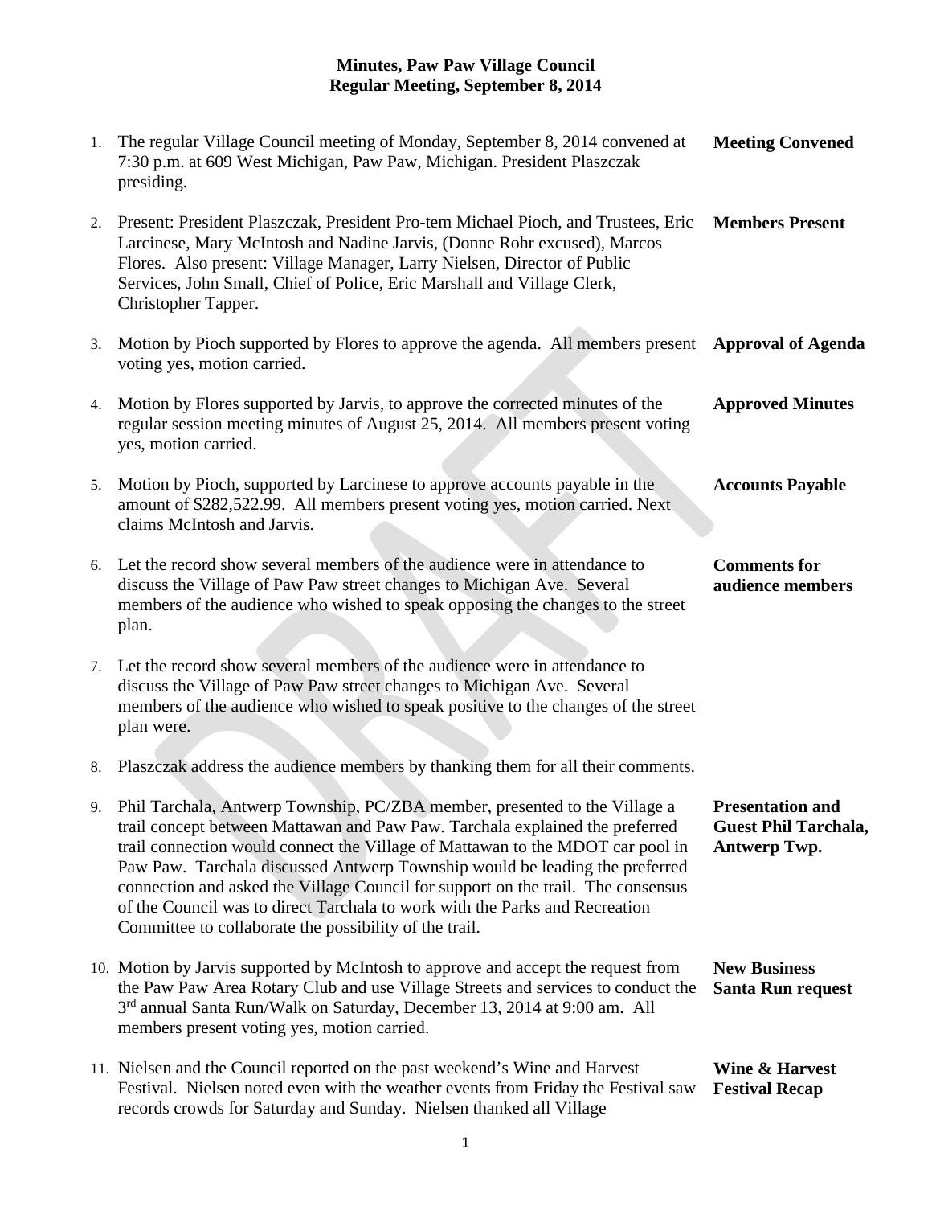# Minutes, Paw Paw Village Council
## Regular Meeting, September 8, 2014

1. The regular Village Council meeting of Monday, September 8, 2014 convened at 7:30 p.m. at 609 West Michigan, Paw Paw, Michigan. President Plaszczak presiding. **Meeting Convened**

2. Present: President Plaszczak, President Pro-tem Michael Pioch, and Trustees, Eric Larcinese, Mary McIntosh and Nadine Jarvis, (Donne Rohr excused), Marcos Flores. Also present: Village Manager, Larry Nielsen, Director of Public Services, John Small, Chief of Police, Eric Marshall and Village Clerk, Christopher Tapper. **Members Present**

3. Motion by Pioch supported by Flores to approve the agenda. All members present voting yes, motion carried. **Approval of Agenda**

4. Motion by Flores supported by Jarvis, to approve the corrected minutes of the regular session meeting minutes of August 25, 2014. All members present voting yes, motion carried. **Approved Minutes**

5. Motion by Pioch, supported by Larcinese to approve accounts payable in the amount of $282,522.99. All members present voting yes, motion carried. Next claims McIntosh and Jarvis. **Accounts Payable**

6. Let the record show several members of the audience were in attendance to discuss the Village of Paw Paw street changes to Michigan Ave. Several members of the audience who wished to speak opposing the changes to the street plan. **Comments for audience members**

7. Let the record show several members of the audience were in attendance to discuss the Village of Paw Paw street changes to Michigan Ave. Several members of the audience who wished to speak positive to the changes of the street plan were.

8. Plaszczak address the audience members by thanking them for all their comments.

9. Phil Tarchala, Antwerp Township, PC/ZBA member, presented to the Village a trail concept between Mattawan and Paw Paw. Tarchala explained the preferred trail connection would connect the Village of Mattawan to the MDOT car pool in Paw Paw. Tarchala discussed Antwerp Township would be leading the preferred connection and asked the Village Council for support on the trail. The consensus of the Council was to direct Tarchala to work with the Parks and Recreation Committee to collaborate the possibility of the trail. **Presentation and Guest Phil Tarchala, Antwerp Twp.**

10. Motion by Jarvis supported by McIntosh to approve and accept the request from the Paw Paw Area Rotary Club and use Village Streets and services to conduct the 3rd annual Santa Run/Walk on Saturday, December 13, 2014 at 9:00 am. All members present voting yes, motion carried. **New Business Santa Run request**

11. Nielsen and the Council reported on the past weekend's Wine and Harvest Festival. Nielsen noted even with the weather events from Friday the Festival saw records crowds for Saturday and Sunday. Nielsen thanked all Village **Wine & Harvest Festival Recap**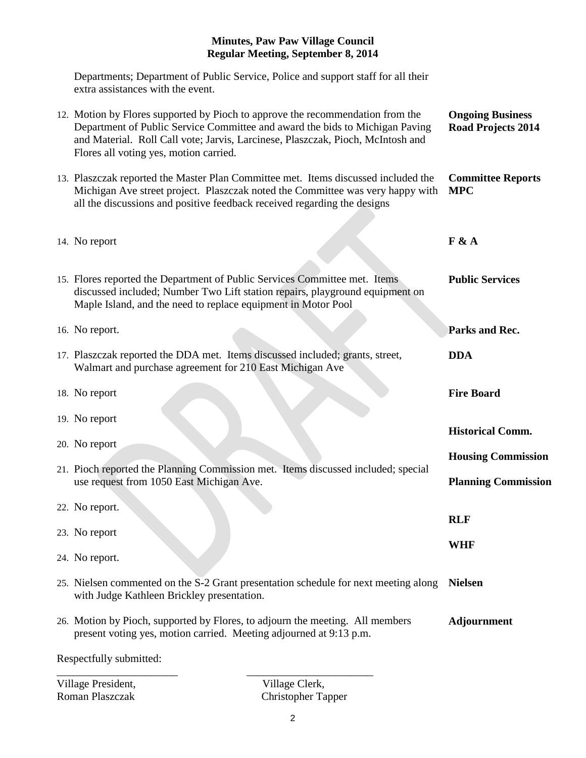**Minutes, Paw Paw Village Council**
**Regular Meeting, September 8, 2014**

Departments; Department of Public Service, Police and support staff for all their extra assistances with the event.

12. Motion by Flores supported by Pioch to approve the recommendation from the Department of Public Service Committee and award the bids to Michigan Paving and Material. Roll Call vote; Jarvis, Larcinese, Plaszczak, Pioch, McIntosh and Flores all voting yes, motion carried. — **Ongoing Business Road Projects 2014**

13. Plaszczak reported the Master Plan Committee met. Items discussed included the Michigan Ave street project. Plaszczak noted the Committee was very happy with all the discussions and positive feedback received regarding the designs — **Committee Reports MPC**

14. No report — **F & A**

15. Flores reported the Department of Public Services Committee met. Items discussed included; Number Two Lift station repairs, playground equipment on Maple Island, and the need to replace equipment in Motor Pool — **Public Services**

16. No report. — **Parks and Rec.**

17. Plaszczak reported the DDA met. Items discussed included; grants, street, Walmart and purchase agreement for 210 East Michigan Ave — **DDA**

18. No report — **Fire Board**

19. No report — **Historical Comm.**

20. No report — **Housing Commission**

21. Pioch reported the Planning Commission met. Items discussed included; special use request from 1050 East Michigan Ave. — **Planning Commission**

22. No report. — **RLF**

23. No report — **WHF**

24. No report.

25. Nielsen commented on the S-2 Grant presentation schedule for next meeting along with Judge Kathleen Brickley presentation. — **Nielsen**

26. Motion by Pioch, supported by Flores, to adjourn the meeting. All members present voting yes, motion carried. Meeting adjourned at 9:13 p.m. — **Adjournment**

Respectfully submitted:

______________________ ______________________

Village President, Roman Plaszczak

Village Clerk, Christopher Tapper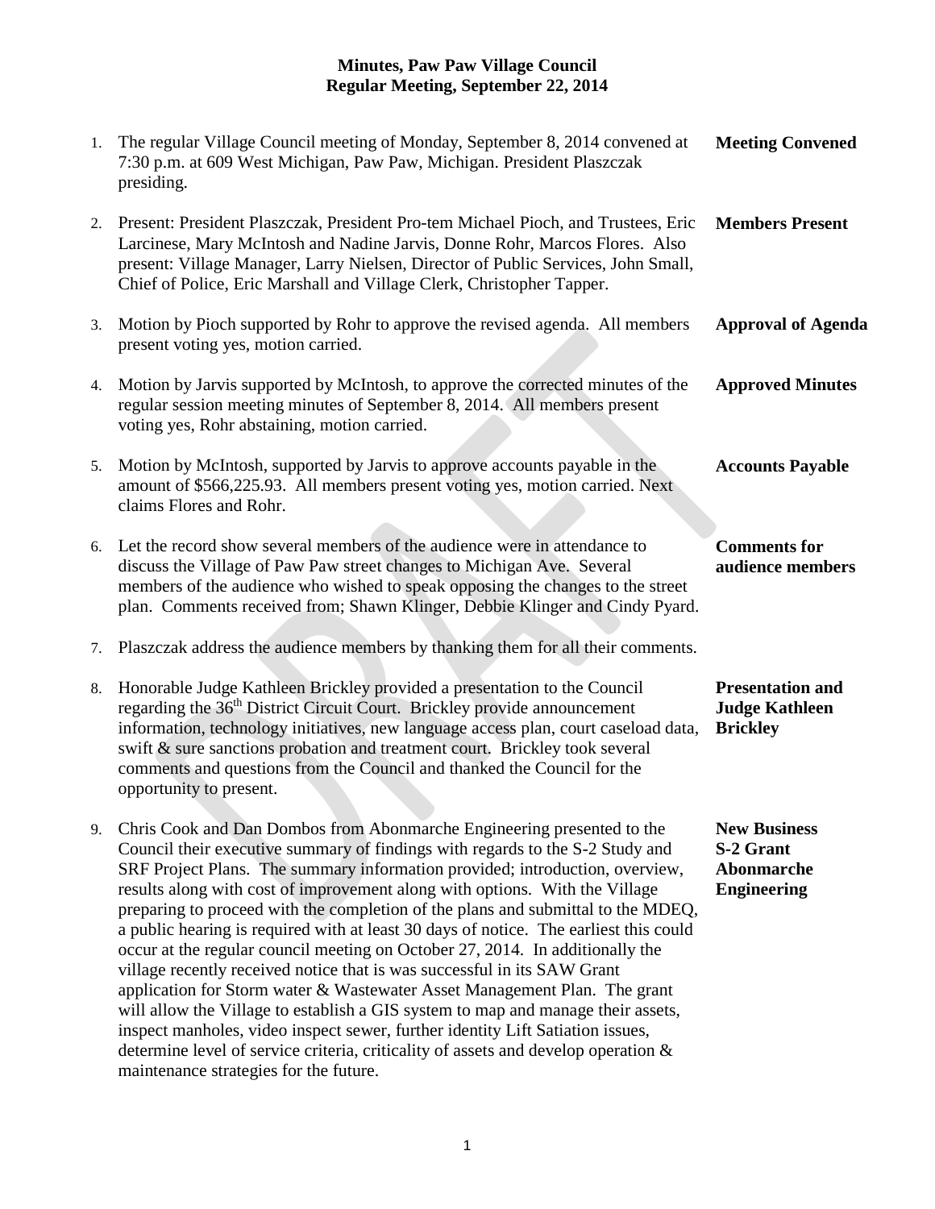# Minutes, Paw Paw Village Council
## Regular Meeting, September 22, 2014

| | | |
|---|---|---|
| 1. | The regular Village Council meeting of Monday, September 8, 2014 convened at 7:30 p.m. at 609 West Michigan, Paw Paw, Michigan. President Plaszczak presiding. | **Meeting Convened** |
| 2. | Present: President Plaszczak, President Pro-tem Michael Pioch, and Trustees, Eric Larcinese, Mary McIntosh and Nadine Jarvis, Donne Rohr, Marcos Flores. Also present: Village Manager, Larry Nielsen, Director of Public Services, John Small, Chief of Police, Eric Marshall and Village Clerk, Christopher Tapper. | **Members Present** |
| 3. | Motion by Pioch supported by Rohr to approve the revised agenda. All members present voting yes, motion carried. | **Approval of Agenda** |
| 4. | Motion by Jarvis supported by McIntosh, to approve the corrected minutes of the regular session meeting minutes of September 8, 2014. All members present voting yes, Rohr abstaining, motion carried. | **Approved Minutes** |
| 5. | Motion by McIntosh, supported by Jarvis to approve accounts payable in the amount of $566,225.93. All members present voting yes, motion carried. Next claims Flores and Rohr. | **Accounts Payable** |
| 6. | Let the record show several members of the audience were in attendance to discuss the Village of Paw Paw street changes to Michigan Ave. Several members of the audience who wished to speak opposing the changes to the street plan. Comments received from; Shawn Klinger, Debbie Klinger and Cindy Pyard. | **Comments for audience members** |
| 7. | Plaszczak address the audience members by thanking them for all their comments. | |
| 8. | Honorable Judge Kathleen Brickley provided a presentation to the Council regarding the 36th District Circuit Court. Brickley provide announcement information, technology initiatives, new language access plan, court caseload data, swift & sure sanctions probation and treatment court. Brickley took several comments and questions from the Council and thanked the Council for the opportunity to present. | **Presentation and Judge Kathleen Brickley** |
| 9. | Chris Cook and Dan Dombos from Abonmarche Engineering presented to the Council their executive summary of findings with regards to the S-2 Study and SRF Project Plans. The summary information provided; introduction, overview, results along with cost of improvement along with options. With the Village preparing to proceed with the completion of the plans and submittal to the MDEQ, a public hearing is required with at least 30 days of notice. The earliest this could occur at the regular council meeting on October 27, 2014. In additionally the village recently received notice that is was successful in its SAW Grant application for Storm water & Wastewater Asset Management Plan. The grant will allow the Village to establish a GIS system to map and manage their assets, inspect manholes, video inspect sewer, further identity Lift Satiation issues, determine level of service criteria, criticality of assets and develop operation & maintenance strategies for the future. | **New Business S-2 Grant Abonmarche Engineering** |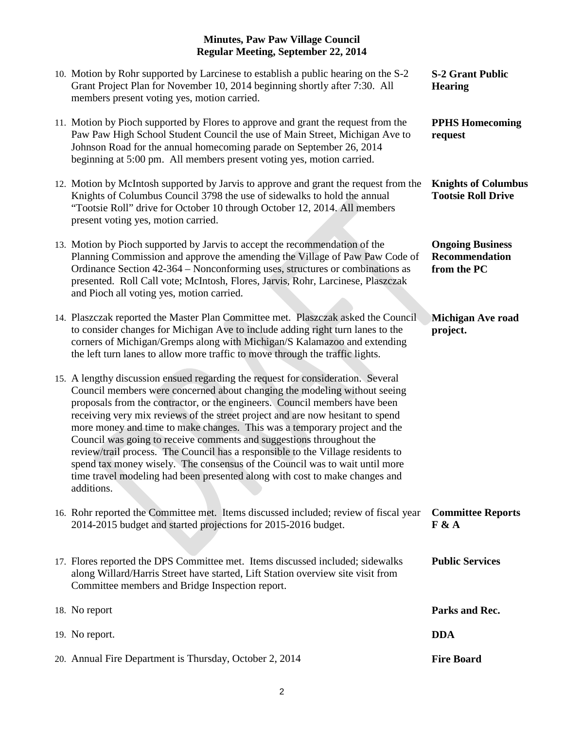**Minutes, Paw Paw Village Council**
**Regular Meeting, September 22, 2014**

10. Motion by Rohr supported by Larcinese to establish a public hearing on the S-2 Grant Project Plan for November 10, 2014 beginning shortly after 7:30. All members present voting yes, motion carried. — **S-2 Grant Public Hearing**

11. Motion by Pioch supported by Flores to approve and grant the request from the Paw Paw High School Student Council the use of Main Street, Michigan Ave to Johnson Road for the annual homecoming parade on September 26, 2014 beginning at 5:00 pm. All members present voting yes, motion carried. — **PPHS Homecoming request**

12. Motion by McIntosh supported by Jarvis to approve and grant the request from the Knights of Columbus Council 3798 the use of sidewalks to hold the annual "Tootsie Roll" drive for October 10 through October 12, 2014. All members present voting yes, motion carried. — **Knights of Columbus Tootsie Roll Drive**

13. Motion by Pioch supported by Jarvis to accept the recommendation of the Planning Commission and approve the amending the Village of Paw Paw Code of Ordinance Section 42-364 – Nonconforming uses, structures or combinations as presented. Roll Call vote; McIntosh, Flores, Jarvis, Rohr, Larcinese, Plaszczak and Pioch all voting yes, motion carried. — **Ongoing Business Recommendation from the PC**

14. Plaszczak reported the Master Plan Committee met. Plaszczak asked the Council to consider changes for Michigan Ave to include adding right turn lanes to the corners of Michigan/Gremps along with Michigan/S Kalamazoo and extending the left turn lanes to allow more traffic to move through the traffic lights. — **Michigan Ave road project.**

15. A lengthy discussion ensued regarding the request for consideration. Several Council members were concerned about changing the modeling without seeing proposals from the contractor, or the engineers. Council members have been receiving very mix reviews of the street project and are now hesitant to spend more money and time to make changes. This was a temporary project and the Council was going to receive comments and suggestions throughout the review/trail process. The Council has a responsible to the Village residents to spend tax money wisely. The consensus of the Council was to wait until more time travel modeling had been presented along with cost to make changes and additions.

16. Rohr reported the Committee met. Items discussed included; review of fiscal year 2014-2015 budget and started projections for 2015-2016 budget. — **Committee Reports F & A**

17. Flores reported the DPS Committee met. Items discussed included; sidewalks along Willard/Harris Street have started, Lift Station overview site visit from Committee members and Bridge Inspection report. — **Public Services**

18. No report — **Parks and Rec.**

19. No report. — **DDA**

20. Annual Fire Department is Thursday, October 2, 2014 — **Fire Board**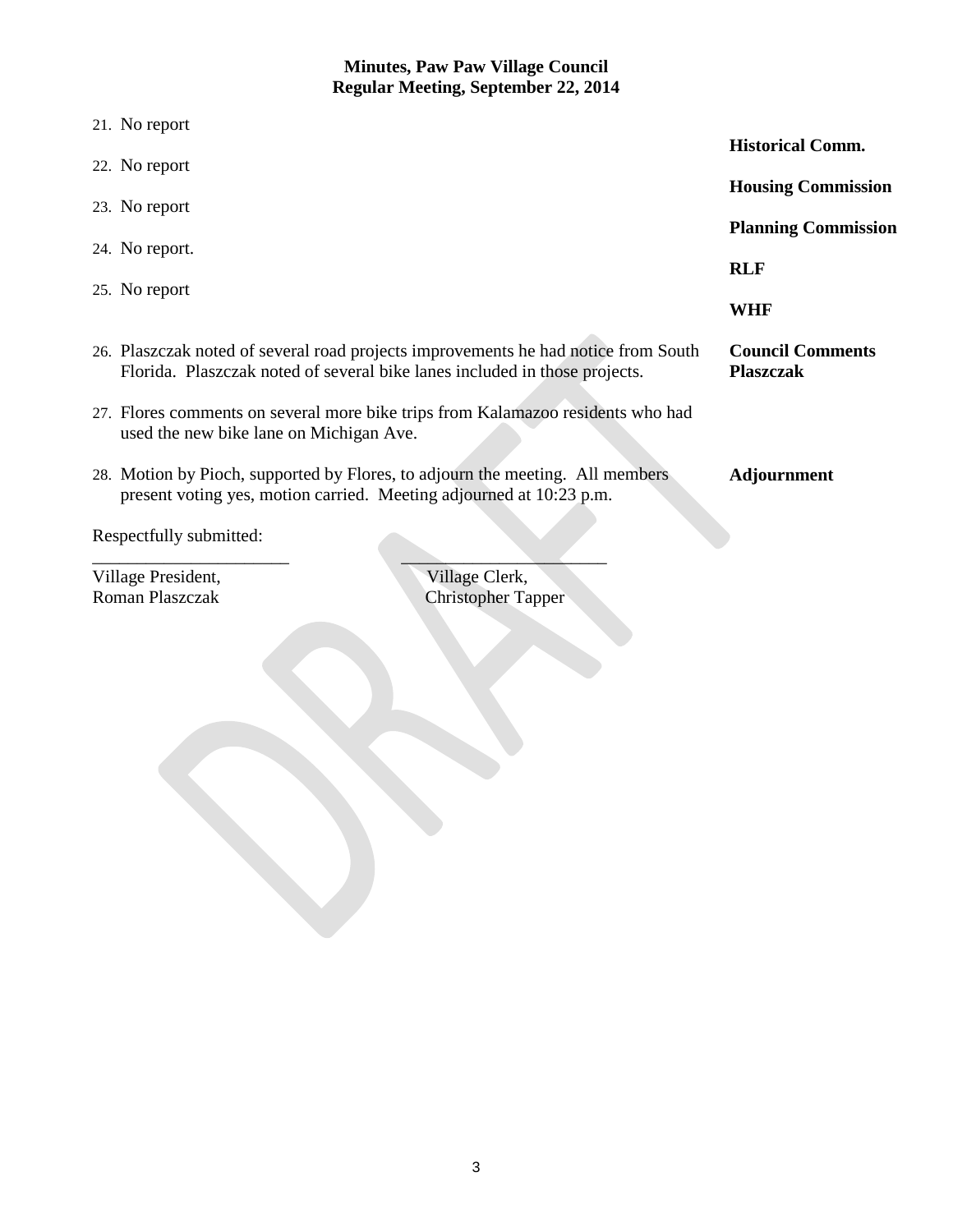**Minutes, Paw Paw Village Council**
**Regular Meeting, September 22, 2014**

21. No report — **Historical Comm.**

22. No report — **Housing Commission**

23. No report — **Planning Commission**

24. No report. — **RLF**

25. No report — **WHF**

**Council Comments Plaszczak**

26. Plaszczak noted of several road projects improvements he had notice from South Florida. Plaszczak noted of several bike lanes included in those projects.

27. Flores comments on several more bike trips from Kalamazoo residents who had used the new bike lane on Michigan Ave.

**Adjournment**

28. Motion by Pioch, supported by Flores, to adjourn the meeting. All members present voting yes, motion carried. Meeting adjourned at 10:23 p.m.

Respectfully submitted:

______________________ ______________________
Village President, Village Clerk,
Roman Plaszczak Christopher Tapper

DRAFT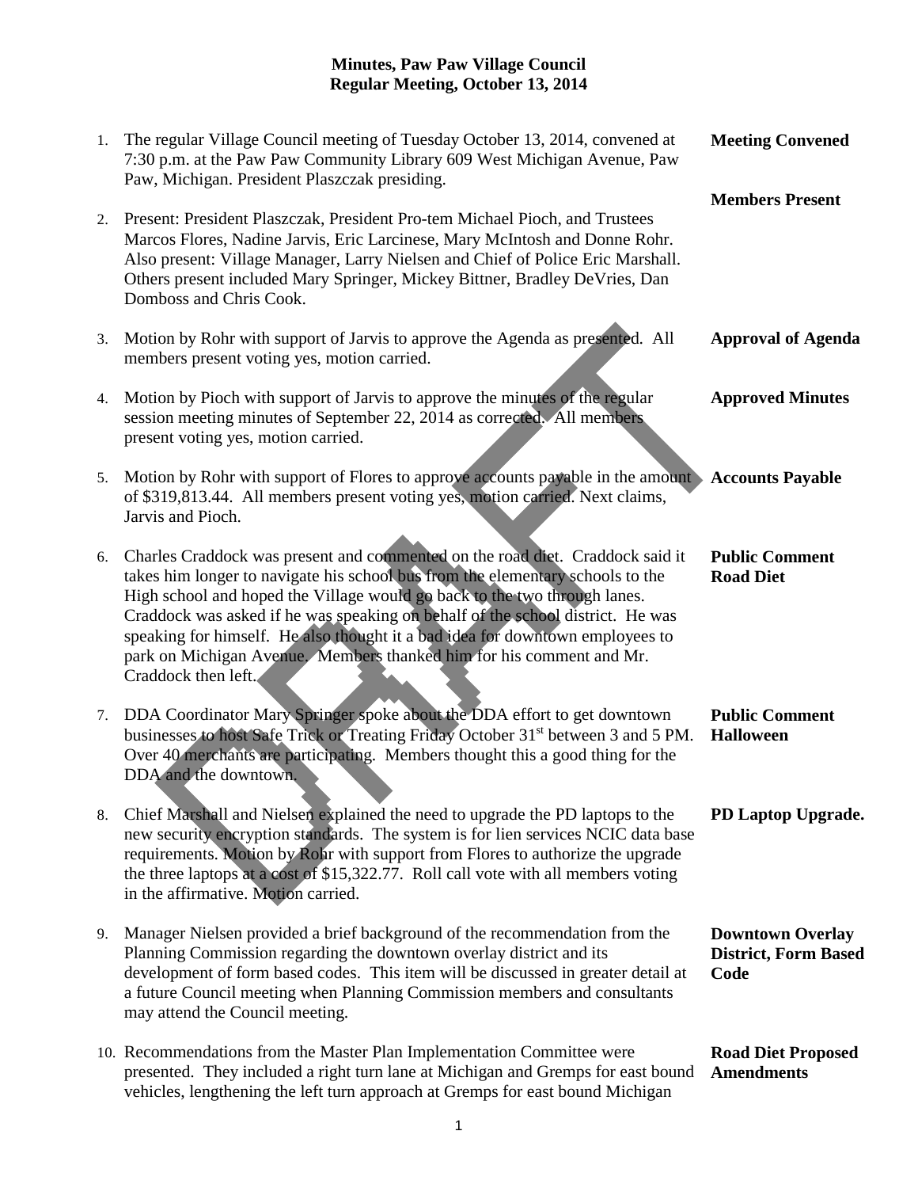**Minutes, Paw Paw Village Council**
**Regular Meeting, October 13, 2014**

| | | |
|---|---|---|
| 1. | The regular Village Council meeting of Tuesday October 13, 2014, convened at 7:30 p.m. at the Paw Paw Community Library 609 West Michigan Avenue, Paw Paw, Michigan. President Plaszczak presiding. | **Meeting Convened** |
| 2. | Present: President Plaszczak, President Pro-tem Michael Pioch, and Trustees Marcos Flores, Nadine Jarvis, Eric Larcinese, Mary McIntosh and Donne Rohr. Also present: Village Manager, Larry Nielsen and Chief of Police Eric Marshall. Others present included Mary Springer, Mickey Bittner, Bradley DeVries, Dan Domboss and Chris Cook. | **Members Present** |
| 3. | Motion by Rohr with support of Jarvis to approve the Agenda as presented. All members present voting yes, motion carried. | **Approval of Agenda** |
| 4. | Motion by Pioch with support of Jarvis to approve the minutes of the regular session meeting minutes of September 22, 2014 as corrected. All members present voting yes, motion carried. | **Approved Minutes** |
| 5. | Motion by Rohr with support of Flores to approve accounts payable in the amount of $319,813.44. All members present voting yes, motion carried. Next claims, Jarvis and Pioch. | **Accounts Payable** |
| 6. | Charles Craddock was present and commented on the road diet. Craddock said it takes him longer to navigate his school bus from the elementary schools to the High school and hoped the Village would go back to the two through lanes. Craddock was asked if he was speaking on behalf of the school district. He was speaking for himself. He also thought it a bad idea for downtown employees to park on Michigan Avenue. Members thanked him for his comment and Mr. Craddock then left. | **Public Comment Road Diet** |
| 7. | DDA Coordinator Mary Springer spoke about the DDA effort to get downtown businesses to host Safe Trick or Treating Friday October 31st between 3 and 5 PM. Over 40 merchants are participating. Members thought this a good thing for the DDA and the downtown. | **Public Comment Halloween** |
| 8. | Chief Marshall and Nielsen explained the need to upgrade the PD laptops to the new security encryption standards. The system is for lien services NCIC data base requirements. Motion by Rohr with support from Flores to authorize the upgrade the three laptops at a cost of $15,322.77. Roll call vote with all members voting in the affirmative. Motion carried. | **PD Laptop Upgrade.** |
| 9. | Manager Nielsen provided a brief background of the recommendation from the Planning Commission regarding the downtown overlay district and its development of form based codes. This item will be discussed in greater detail at a future Council meeting when Planning Commission members and consultants may attend the Council meeting. | **Downtown Overlay District, Form Based Code** |
| 10. | Recommendations from the Master Plan Implementation Committee were presented. They included a right turn lane at Michigan and Gremps for east bound vehicles, lengthening the left turn approach at Gremps for east bound Michigan | **Road Diet Proposed Amendments** |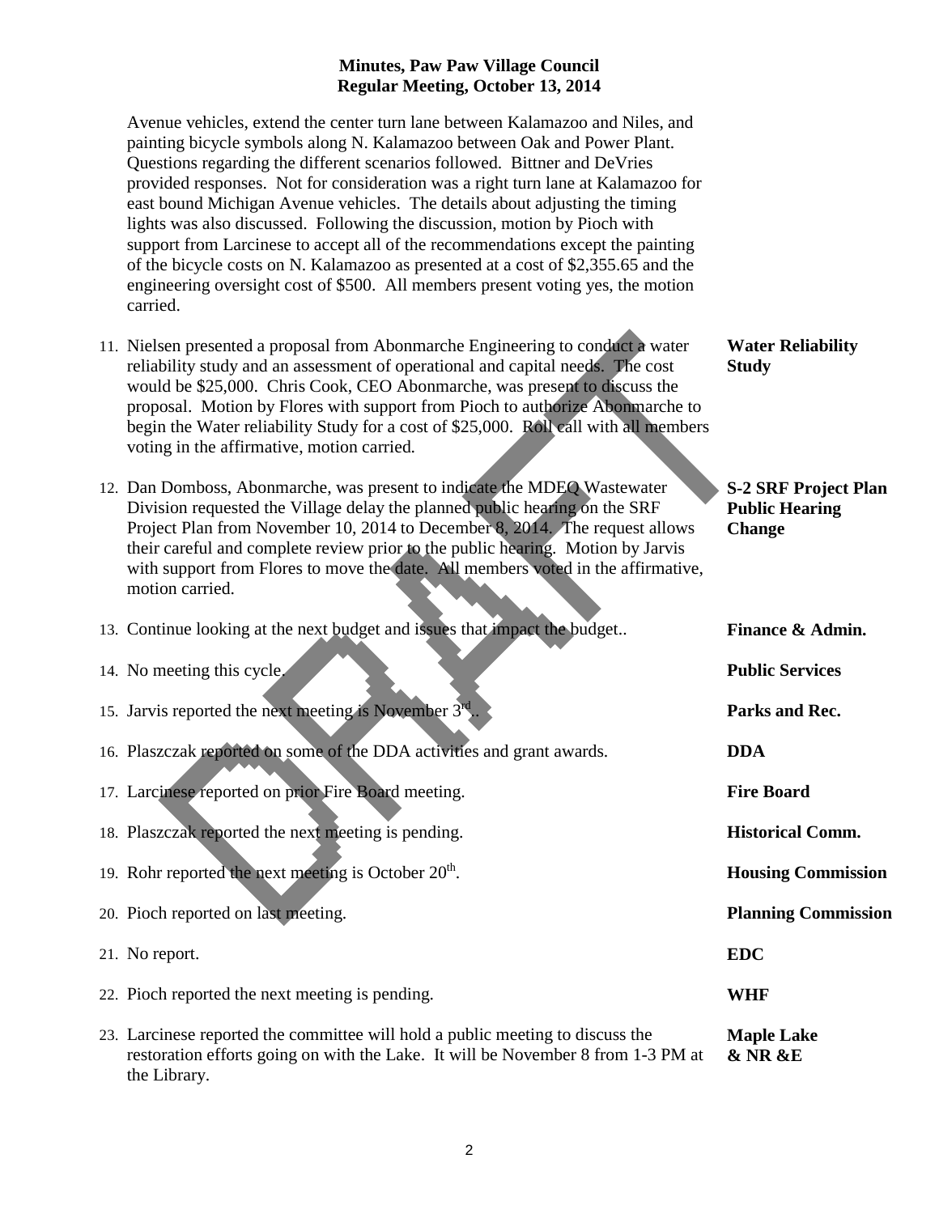Avenue vehicles, extend the center turn lane between Kalamazoo and Niles, and painting bicycle symbols along N. Kalamazoo between Oak and Power Plant. Questions regarding the different scenarios followed. Bittner and DeVries provided responses. Not for consideration was a right turn lane at Kalamazoo for east bound Michigan Avenue vehicles. The details about adjusting the timing lights was also discussed. Following the discussion, motion by Pioch with support from Larcinese to accept all of the recommendations except the painting of the bicycle costs on N. Kalamazoo as presented at a cost of $2,355.65 and the engineering oversight cost of $500. All members present voting yes, the motion carried.

11. Nielsen presented a proposal from Abonmarche Engineering to conduct a water reliability study and an assessment of operational and capital needs. The cost would be $25,000. Chris Cook, CEO Abonmarche, was present to discuss the proposal. Motion by Flores with support from Pioch to authorize Abonmarche to begin the Water reliability Study for a cost of $25,000. Roll call with all members voting in the affirmative, motion carried. — **Water Reliability Study**

12. Dan Domboss, Abonmarche, was present to indicate the MDEQ Wastewater Division requested the Village delay the planned public hearing on the SRF Project Plan from November 10, 2014 to December 8, 2014. The request allows their careful and complete review prior to the public hearing. Motion by Jarvis with support from Flores to move the date. All members voted in the affirmative, motion carried. — **S-2 SRF Project Plan Public Hearing Change**

13. Continue looking at the next budget and issues that impact the budget.. — **Finance & Admin.**

14. No meeting this cycle. — **Public Services**

15. Jarvis reported the next meeting is November 3rd.. — **Parks and Rec.**

16. Plaszczak reported on some of the DDA activities and grant awards. — **DDA**

17. Larcinese reported on prior Fire Board meeting. — **Fire Board**

18. Plaszczak reported the next meeting is pending. — **Historical Comm.**

19. Rohr reported the next meeting is October 20th. — **Housing Commission**

20. Pioch reported on last meeting. — **Planning Commission**

21. No report. — **EDC**

22. Pioch reported the next meeting is pending. — **WHF**

23. Larcinese reported the committee will hold a public meeting to discuss the restoration efforts going on with the Lake. It will be November 8 from 1-3 PM at the Library. — **Maple Lake & NR &E**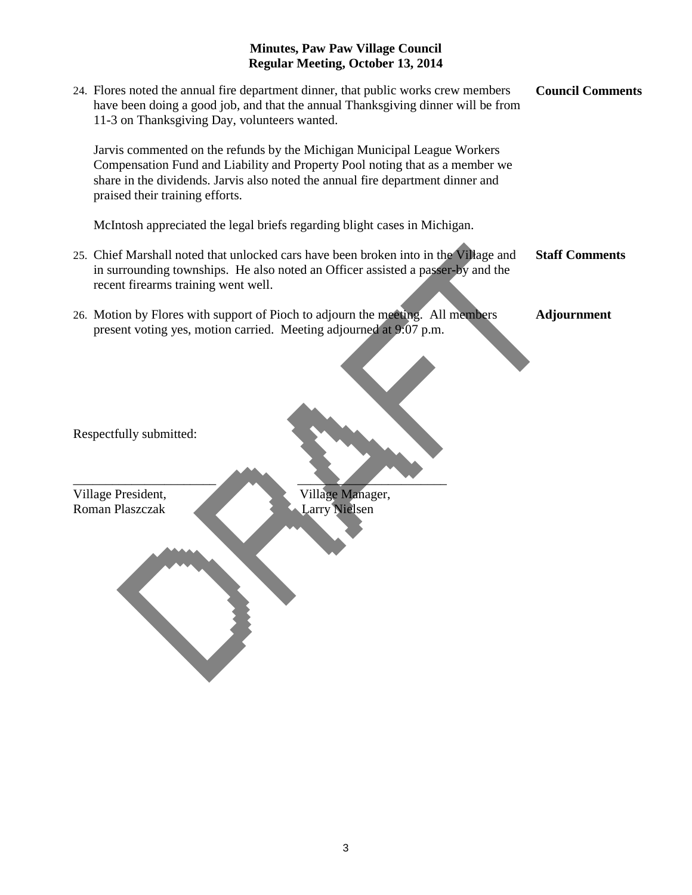**Minutes, Paw Paw Village Council**
**Regular Meeting, October 13, 2014**

24. Flores noted the annual fire department dinner, that public works crew members have been doing a good job, and that the annual Thanksgiving dinner will be from 11-3 on Thanksgiving Day, volunteers wanted. — **Council Comments**

    Jarvis commented on the refunds by the Michigan Municipal League Workers Compensation Fund and Liability and Property Pool noting that as a member we share in the dividends. Jarvis also noted the annual fire department dinner and praised their training efforts.

    McIntosh appreciated the legal briefs regarding blight cases in Michigan.

25. Chief Marshall noted that unlocked cars have been broken into in the Village and in surrounding townships. He also noted an Officer assisted a passer-by and the recent firearms training went well. — **Staff Comments**

26. Motion by Flores with support of Pioch to adjourn the meeting. All members present voting yes, motion carried. Meeting adjourned at 9:07 p.m. — **Adjournment**

Respectfully submitted:

| ______________________ | ______________________ |
|---|---|
| Village President, | Village Manager, |
| Roman Plaszczak | Larry Nielsen |

DRAFT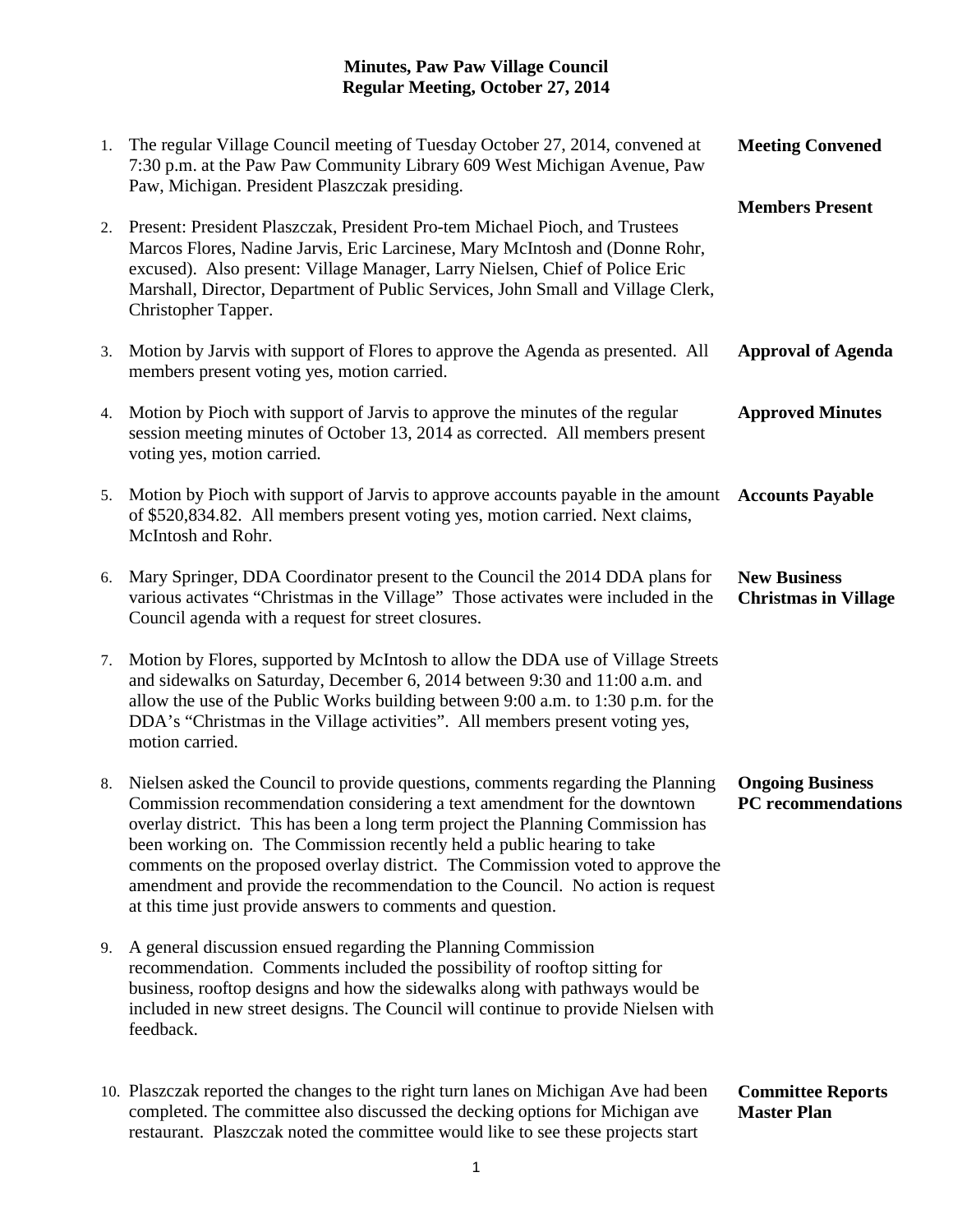**Minutes, Paw Paw Village Council**
**Regular Meeting, October 27, 2014**

| | | |
|---|---|---|
| 1. | The regular Village Council meeting of Tuesday October 27, 2014, convened at 7:30 p.m. at the Paw Paw Community Library 609 West Michigan Avenue, Paw Paw, Michigan. President Plaszczak presiding. | **Meeting Convened** |
| 2. | Present: President Plaszczak, President Pro-tem Michael Pioch, and Trustees Marcos Flores, Nadine Jarvis, Eric Larcinese, Mary McIntosh and (Donne Rohr, excused). Also present: Village Manager, Larry Nielsen, Chief of Police Eric Marshall, Director, Department of Public Services, John Small and Village Clerk, Christopher Tapper. | **Members Present** |
| 3. | Motion by Jarvis with support of Flores to approve the Agenda as presented. All members present voting yes, motion carried. | **Approval of Agenda** |
| 4. | Motion by Pioch with support of Jarvis to approve the minutes of the regular session meeting minutes of October 13, 2014 as corrected. All members present voting yes, motion carried. | **Approved Minutes** |
| 5. | Motion by Pioch with support of Jarvis to approve accounts payable in the amount of $520,834.82. All members present voting yes, motion carried. Next claims, McIntosh and Rohr. | **Accounts Payable** |
| 6. | Mary Springer, DDA Coordinator present to the Council the 2014 DDA plans for various activates "Christmas in the Village" Those activates were included in the Council agenda with a request for street closures. | **New Business Christmas in Village** |
| 7. | Motion by Flores, supported by McIntosh to allow the DDA use of Village Streets and sidewalks on Saturday, December 6, 2014 between 9:30 and 11:00 a.m. and allow the use of the Public Works building between 9:00 a.m. to 1:30 p.m. for the DDA's "Christmas in the Village activities". All members present voting yes, motion carried. | |
| 8. | Nielsen asked the Council to provide questions, comments regarding the Planning Commission recommendation considering a text amendment for the downtown overlay district. This has been a long term project the Planning Commission has been working on. The Commission recently held a public hearing to take comments on the proposed overlay district. The Commission voted to approve the amendment and provide the recommendation to the Council. No action is request at this time just provide answers to comments and question. | **Ongoing Business PC recommendations** |
| 9. | A general discussion ensued regarding the Planning Commission recommendation. Comments included the possibility of rooftop sitting for business, rooftop designs and how the sidewalks along with pathways would be included in new street designs. The Council will continue to provide Nielsen with feedback. | |
| 10. | Plaszczak reported the changes to the right turn lanes on Michigan Ave had been completed. The committee also discussed the decking options for Michigan ave restaurant. Plaszczak noted the committee would like to see these projects start | **Committee Reports Master Plan** |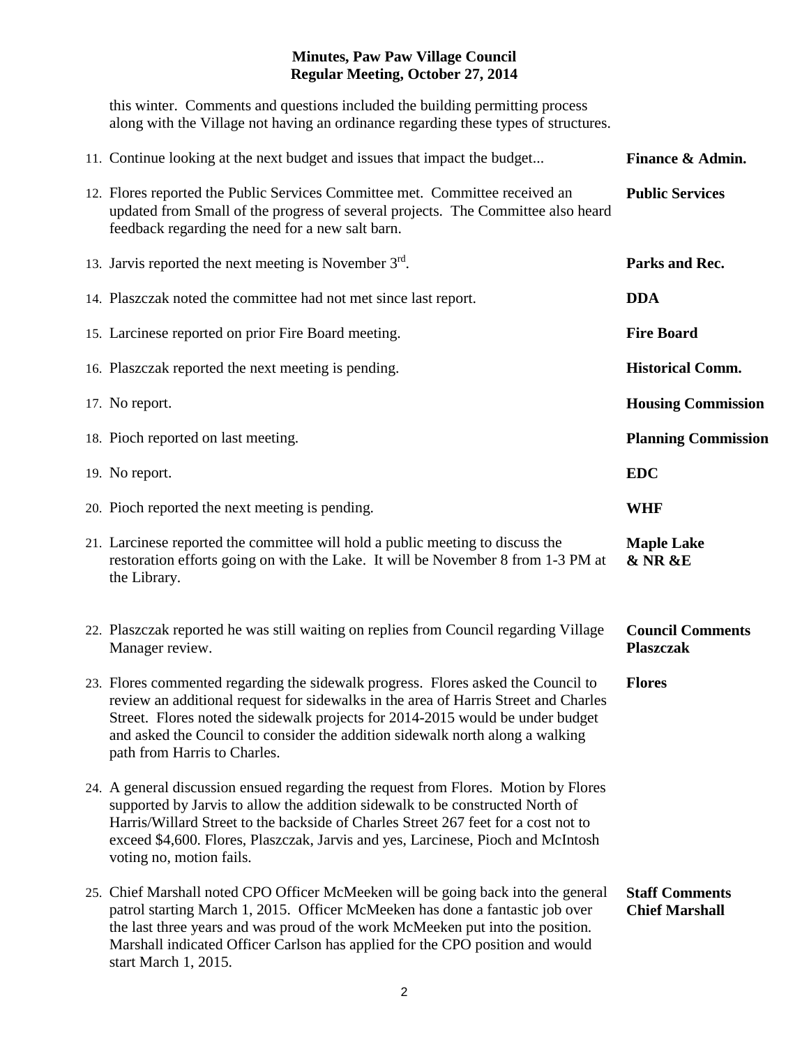## Minutes, Paw Paw Village Council
## Regular Meeting, October 27, 2014

this winter. Comments and questions included the building permitting process along with the Village not having an ordinance regarding these types of structures.

11. Continue looking at the next budget and issues that impact the budget... **Finance & Admin.**

12. Flores reported the Public Services Committee met. Committee received an updated from Small of the progress of several projects. The Committee also heard feedback regarding the need for a new salt barn. **Public Services**

13. Jarvis reported the next meeting is November 3rd. **Parks and Rec.**

14. Plaszczak noted the committee had not met since last report. **DDA**

15. Larcinese reported on prior Fire Board meeting. **Fire Board**

16. Plaszczak reported the next meeting is pending. **Historical Comm.**

17. No report. **Housing Commission**

18. Pioch reported on last meeting. **Planning Commission**

19. No report. **EDC**

20. Pioch reported the next meeting is pending. **WHF**

21. Larcinese reported the committee will hold a public meeting to discuss the restoration efforts going on with the Lake. It will be November 8 from 1-3 PM at the Library. **Maple Lake & NR &E**

22. Plaszczak reported he was still waiting on replies from Council regarding Village Manager review. **Council Comments Plaszczak**

23. Flores commented regarding the sidewalk progress. Flores asked the Council to review an additional request for sidewalks in the area of Harris Street and Charles Street. Flores noted the sidewalk projects for 2014-2015 would be under budget and asked the Council to consider the addition sidewalk north along a walking path from Harris to Charles. **Flores**

24. A general discussion ensued regarding the request from Flores. Motion by Flores supported by Jarvis to allow the addition sidewalk to be constructed North of Harris/Willard Street to the backside of Charles Street 267 feet for a cost not to exceed $4,600. Flores, Plaszczak, Jarvis and yes, Larcinese, Pioch and McIntosh voting no, motion fails.

25. Chief Marshall noted CPO Officer McMeeken will be going back into the general patrol starting March 1, 2015. Officer McMeeken has done a fantastic job over the last three years and was proud of the work McMeeken put into the position. Marshall indicated Officer Carlson has applied for the CPO position and would start March 1, 2015. **Staff Comments Chief Marshall**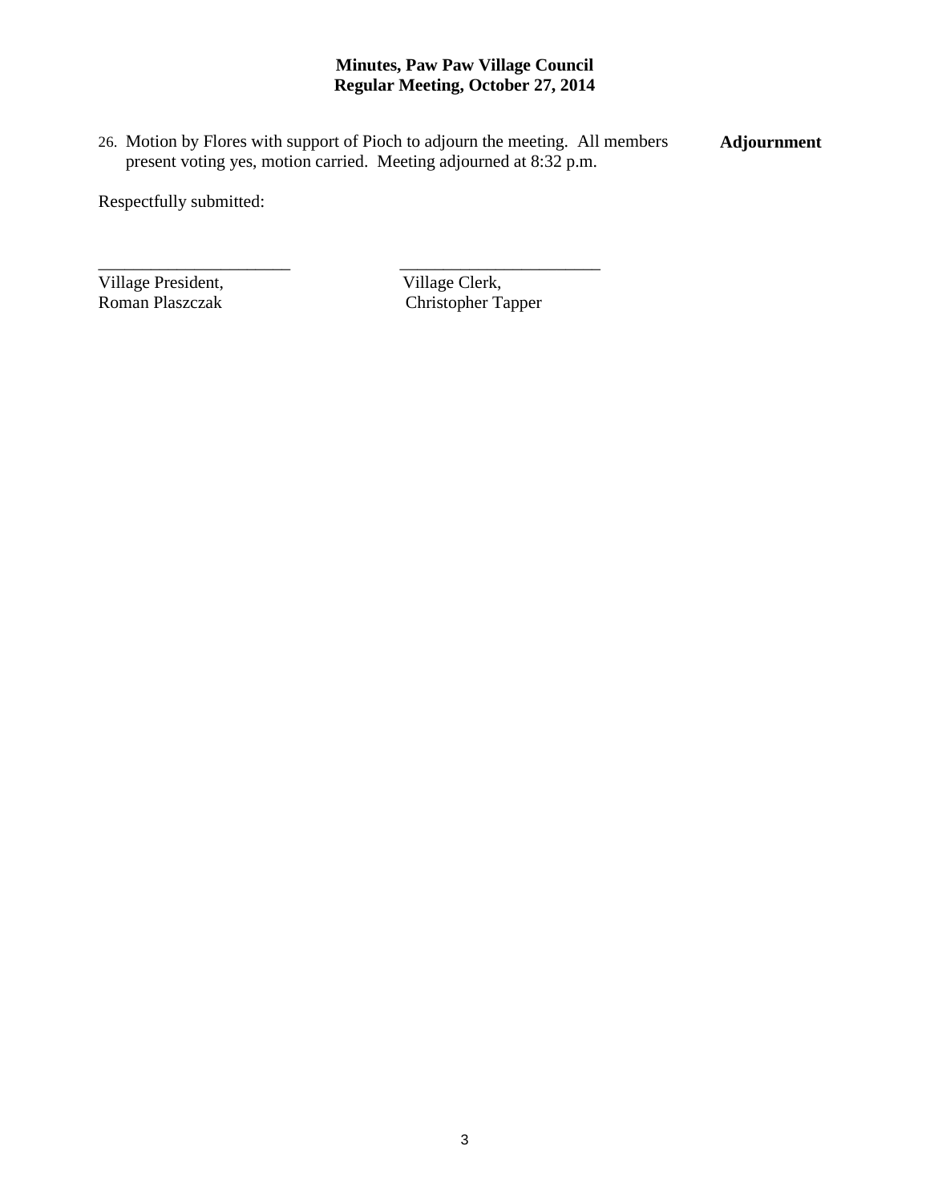**Minutes, Paw Paw Village Council**
**Regular Meeting, October 27, 2014**

26. Motion by Flores with support of Pioch to adjourn the meeting. All members present voting yes, motion carried. Meeting adjourned at 8:32 p.m. **Adjournment**

Respectfully submitted:

______________________ ______________________
Village President, Village Clerk,
Roman Plaszczak Christopher Tapper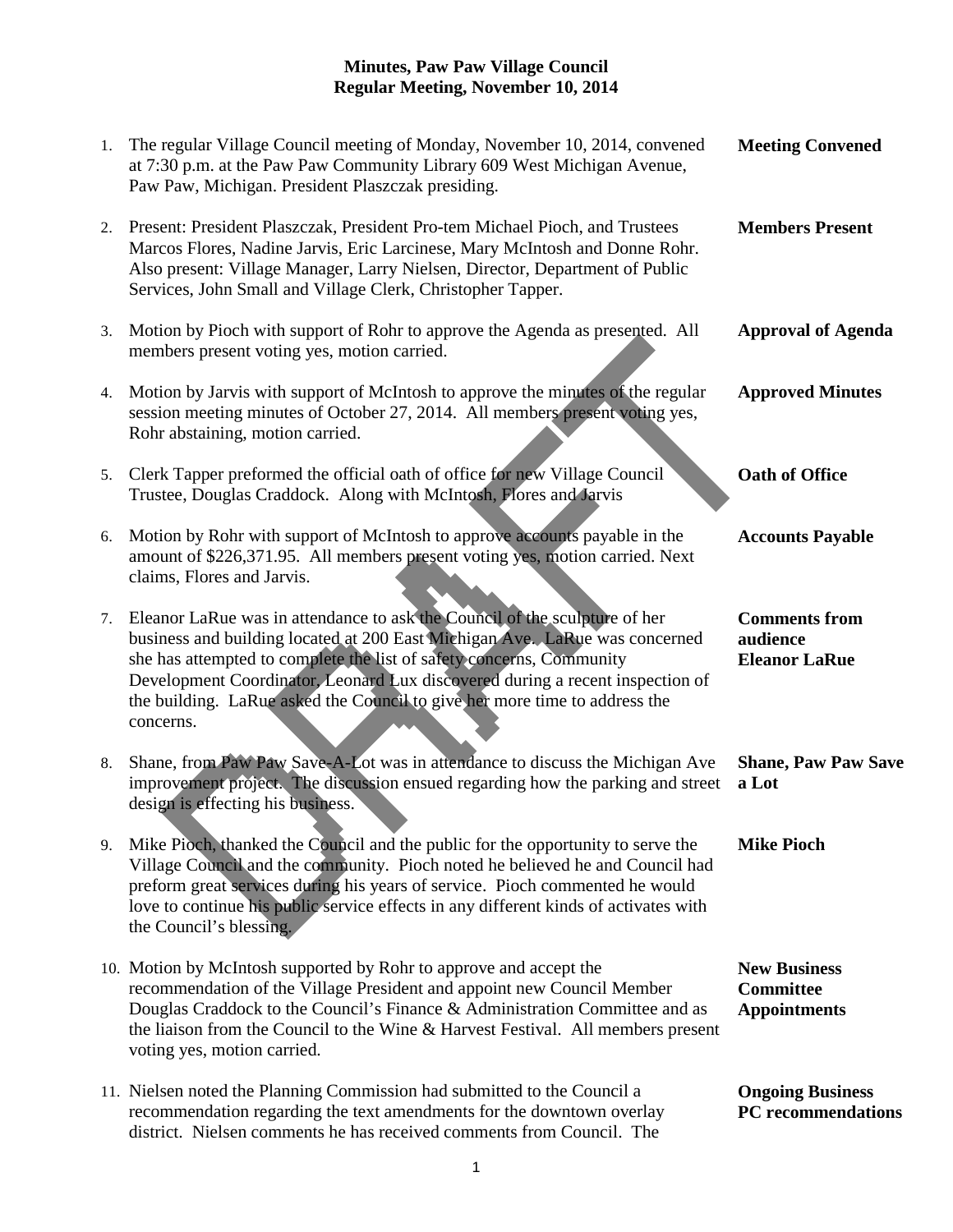**Minutes, Paw Paw Village Council**
**Regular Meeting, November 10, 2014**

| | | |
|---|---|---|
| 1. | The regular Village Council meeting of Monday, November 10, 2014, convened at 7:30 p.m. at the Paw Paw Community Library 609 West Michigan Avenue, Paw Paw, Michigan. President Plaszczak presiding. | **Meeting Convened** |
| 2. | Present: President Plaszczak, President Pro-tem Michael Pioch, and Trustees Marcos Flores, Nadine Jarvis, Eric Larcinese, Mary McIntosh and Donne Rohr. Also present: Village Manager, Larry Nielsen, Director, Department of Public Services, John Small and Village Clerk, Christopher Tapper. | **Members Present** |
| 3. | Motion by Pioch with support of Rohr to approve the Agenda as presented. All members present voting yes, motion carried. | **Approval of Agenda** |
| 4. | Motion by Jarvis with support of McIntosh to approve the minutes of the regular session meeting minutes of October 27, 2014. All members present voting yes, Rohr abstaining, motion carried. | **Approved Minutes** |
| 5. | Clerk Tapper preformed the official oath of office for new Village Council Trustee, Douglas Craddock. Along with McIntosh, Flores and Jarvis | **Oath of Office** |
| 6. | Motion by Rohr with support of McIntosh to approve accounts payable in the amount of $226,371.95. All members present voting yes, motion carried. Next claims, Flores and Jarvis. | **Accounts Payable** |
| 7. | Eleanor LaRue was in attendance to ask the Council of the sculpture of her business and building located at 200 East Michigan Ave. LaRue was concerned she has attempted to complete the list of safety concerns, Community Development Coordinator, Leonard Lux discovered during a recent inspection of the building. LaRue asked the Council to give her more time to address the concerns. | **Comments from audience Eleanor LaRue** |
| 8. | Shane, from Paw Paw Save-A-Lot was in attendance to discuss the Michigan Ave improvement project. The discussion ensued regarding how the parking and street design is effecting his business. | **Shane, Paw Paw Save a Lot** |
| 9. | Mike Pioch, thanked the Council and the public for the opportunity to serve the Village Council and the community. Pioch noted he believed he and Council had preform great services during his years of service. Pioch commented he would love to continue his public service effects in any different kinds of activates with the Council's blessing. | **Mike Pioch** |
| 10. | Motion by McIntosh supported by Rohr to approve and accept the recommendation of the Village President and appoint new Council Member Douglas Craddock to the Council's Finance & Administration Committee and as the liaison from the Council to the Wine & Harvest Festival. All members present voting yes, motion carried. | **New Business Committee Appointments** |
| 11. | Nielsen noted the Planning Commission had submitted to the Council a recommendation regarding the text amendments for the downtown overlay district. Nielsen comments he has received comments from Council. The | **Ongoing Business PC recommendations** |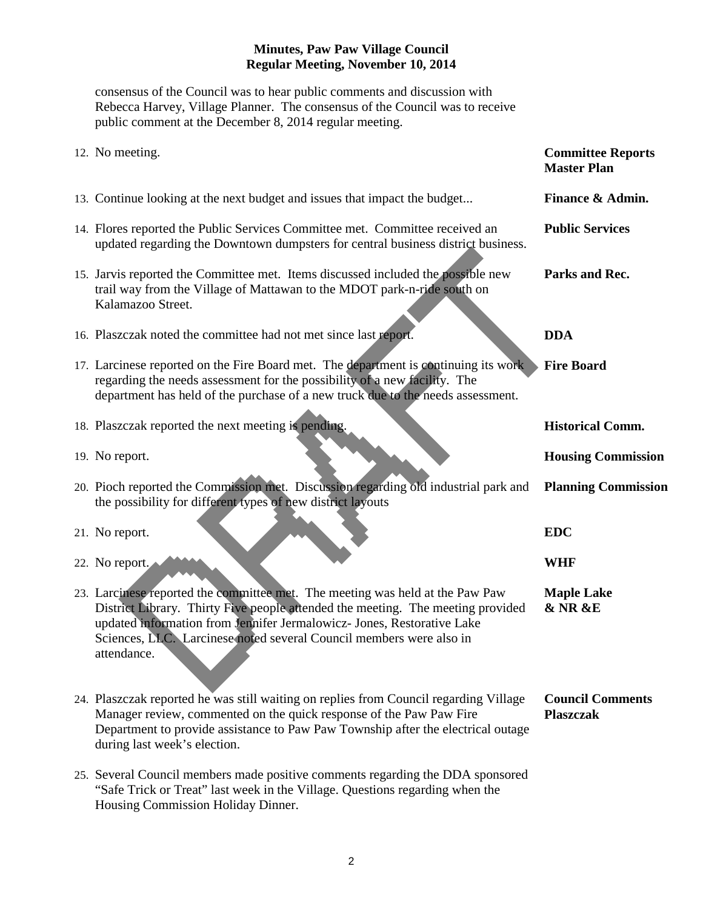consensus of the Council was to hear public comments and discussion with Rebecca Harvey, Village Planner. The consensus of the Council was to receive public comment at the December 8, 2014 regular meeting.

| | | |
|---|---|---|
| 12. | No meeting. | **Committee Reports Master Plan** |
| 13. | Continue looking at the next budget and issues that impact the budget... | **Finance & Admin.** |
| 14. | Flores reported the Public Services Committee met. Committee received an updated regarding the Downtown dumpsters for central business district business. | **Public Services** |
| 15. | Jarvis reported the Committee met. Items discussed included the possible new trail way from the Village of Mattawan to the MDOT park-n-ride south on Kalamazoo Street. | **Parks and Rec.** |
| 16. | Plaszczak noted the committee had not met since last report. | **DDA** |
| 17. | Larcinese reported on the Fire Board met. The department is continuing its work regarding the needs assessment for the possibility of a new facility. The department has held of the purchase of a new truck due to the needs assessment. | **Fire Board** |
| 18. | Plaszczak reported the next meeting is pending. | **Historical Comm.** |
| 19. | No report. | **Housing Commission** |
| 20. | Pioch reported the Commission met. Discussion regarding old industrial park and the possibility for different types of new district layouts | **Planning Commission** |
| 21. | No report. | **EDC** |
| 22. | No report. | **WHF** |
| 23. | Larcinese reported the committee met. The meeting was held at the Paw Paw District Library. Thirty Five people attended the meeting. The meeting provided updated information from Jennifer Jermalowicz- Jones, Restorative Lake Sciences, LLC. Larcinese noted several Council members were also in attendance. | **Maple Lake & NR &E** |
| 24. | Plaszczak reported he was still waiting on replies from Council regarding Village Manager review, commented on the quick response of the Paw Paw Fire Department to provide assistance to Paw Paw Township after the electrical outage during last week's election. | **Council Comments Plaszczak** |
| 25. | Several Council members made positive comments regarding the DDA sponsored "Safe Trick or Treat" last week in the Village. Questions regarding when the Housing Commission Holiday Dinner. | |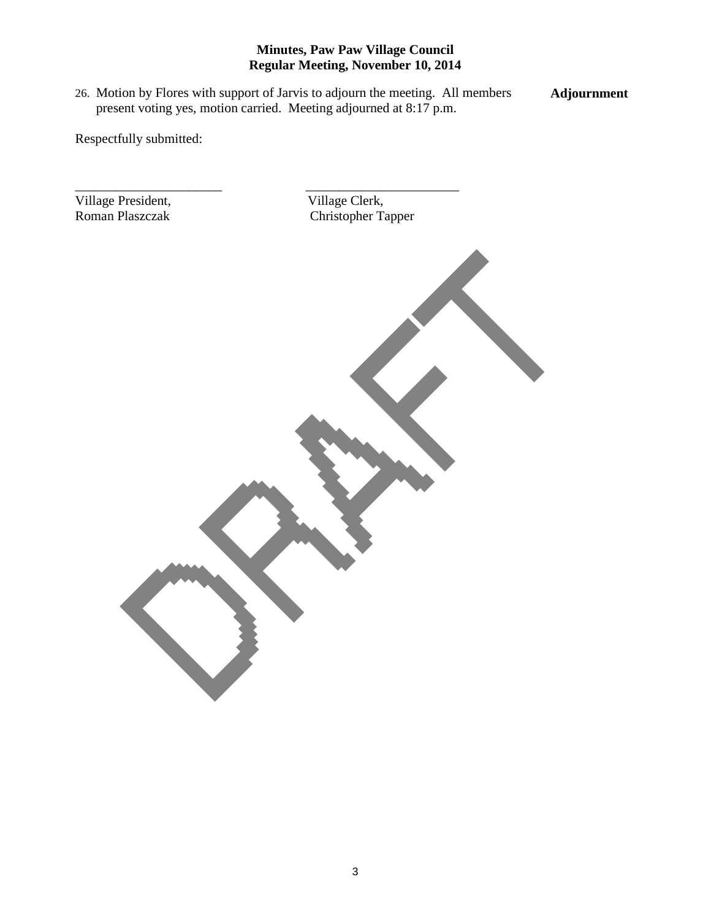**Minutes, Paw Paw Village Council**
**Regular Meeting, November 10, 2014**

26. Motion by Flores with support of Jarvis to adjourn the meeting. All members present voting yes, motion carried. Meeting adjourned at 8:17 p.m. **Adjournment**

Respectfully submitted:

______________________ ______________________
Village President, Village Clerk,
Roman Plaszczak Christopher Tapper

DRAFT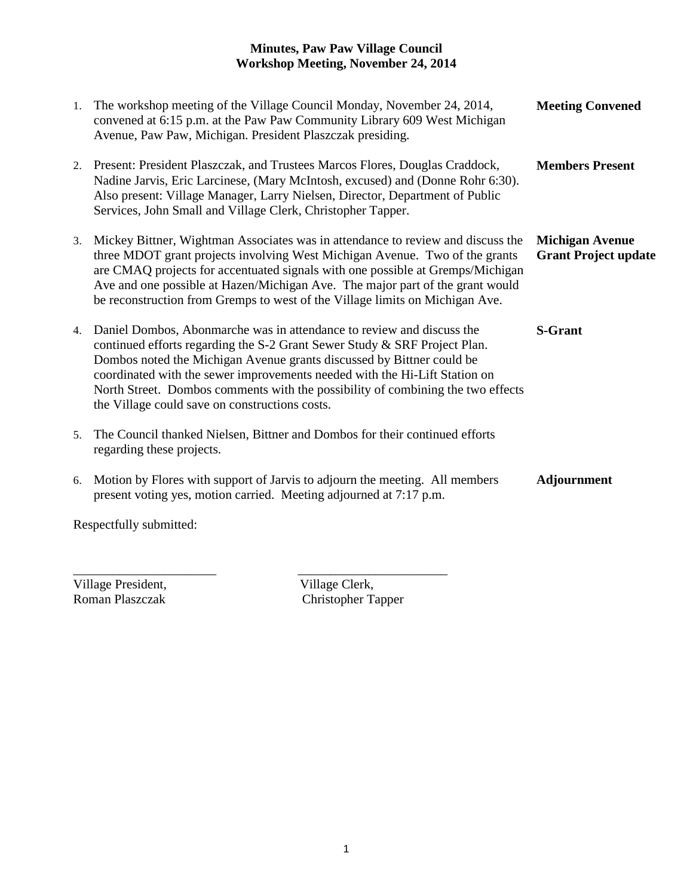## Minutes, Paw Paw Village Council
## Workshop Meeting, November 24, 2014

1. The workshop meeting of the Village Council Monday, November 24, 2014, convened at 6:15 p.m. at the Paw Paw Community Library 609 West Michigan Avenue, Paw Paw, Michigan. President Plaszczak presiding. **Meeting Convened**

2. Present: President Plaszczak, and Trustees Marcos Flores, Douglas Craddock, Nadine Jarvis, Eric Larcinese, (Mary McIntosh, excused) and (Donne Rohr 6:30). Also present: Village Manager, Larry Nielsen, Director, Department of Public Services, John Small and Village Clerk, Christopher Tapper. **Members Present**

3. Mickey Bittner, Wightman Associates was in attendance to review and discuss the three MDOT grant projects involving West Michigan Avenue. Two of the grants are CMAQ projects for accentuated signals with one possible at Gremps/Michigan Ave and one possible at Hazen/Michigan Ave. The major part of the grant would be reconstruction from Gremps to west of the Village limits on Michigan Ave. **Michigan Avenue Grant Project update**

4. Daniel Dombos, Abonmarche was in attendance to review and discuss the continued efforts regarding the S-2 Grant Sewer Study & SRF Project Plan. Dombos noted the Michigan Avenue grants discussed by Bittner could be coordinated with the sewer improvements needed with the Hi-Lift Station on North Street. Dombos comments with the possibility of combining the two effects the Village could save on constructions costs. **S-Grant**

5. The Council thanked Nielsen, Bittner and Dombos for their continued efforts regarding these projects.

6. Motion by Flores with support of Jarvis to adjourn the meeting. All members present voting yes, motion carried. Meeting adjourned at 7:17 p.m. **Adjournment**

Respectfully submitted:

______________________ ______________________

Village President, Roman Plaszczak

Village Clerk, Christopher Tapper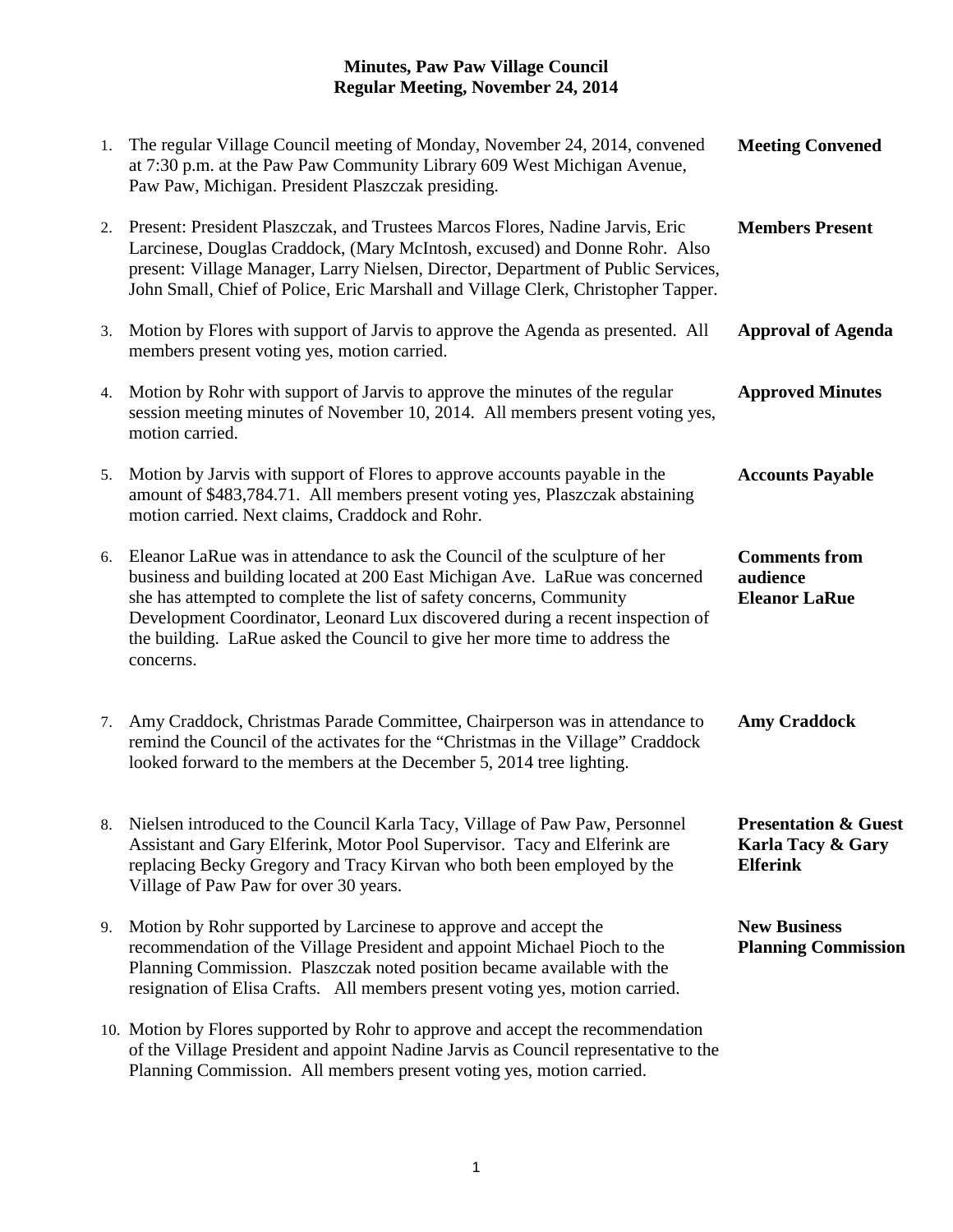**Minutes, Paw Paw Village Council**
**Regular Meeting, November 24, 2014**

| | | |
|---|---|---|
| 1. | The regular Village Council meeting of Monday, November 24, 2014, convened at 7:30 p.m. at the Paw Paw Community Library 609 West Michigan Avenue, Paw Paw, Michigan. President Plaszczak presiding. | **Meeting Convened** |
| 2. | Present: President Plaszczak, and Trustees Marcos Flores, Nadine Jarvis, Eric Larcinese, Douglas Craddock, (Mary McIntosh, excused) and Donne Rohr. Also present: Village Manager, Larry Nielsen, Director, Department of Public Services, John Small, Chief of Police, Eric Marshall and Village Clerk, Christopher Tapper. | **Members Present** |
| 3. | Motion by Flores with support of Jarvis to approve the Agenda as presented. All members present voting yes, motion carried. | **Approval of Agenda** |
| 4. | Motion by Rohr with support of Jarvis to approve the minutes of the regular session meeting minutes of November 10, 2014. All members present voting yes, motion carried. | **Approved Minutes** |
| 5. | Motion by Jarvis with support of Flores to approve accounts payable in the amount of $483,784.71. All members present voting yes, Plaszczak abstaining motion carried. Next claims, Craddock and Rohr. | **Accounts Payable** |
| 6. | Eleanor LaRue was in attendance to ask the Council of the sculpture of her business and building located at 200 East Michigan Ave. LaRue was concerned she has attempted to complete the list of safety concerns, Community Development Coordinator, Leonard Lux discovered during a recent inspection of the building. LaRue asked the Council to give her more time to address the concerns. | **Comments from audience Eleanor LaRue** |
| 7. | Amy Craddock, Christmas Parade Committee, Chairperson was in attendance to remind the Council of the activates for the "Christmas in the Village" Craddock looked forward to the members at the December 5, 2014 tree lighting. | **Amy Craddock** |
| 8. | Nielsen introduced to the Council Karla Tacy, Village of Paw Paw, Personnel Assistant and Gary Elferink, Motor Pool Supervisor. Tacy and Elferink are replacing Becky Gregory and Tracy Kirvan who both been employed by the Village of Paw Paw for over 30 years. | **Presentation & Guest Karla Tacy & Gary Elferink** |
| 9. | Motion by Rohr supported by Larcinese to approve and accept the recommendation of the Village President and appoint Michael Pioch to the Planning Commission. Plaszczak noted position became available with the resignation of Elisa Crafts. All members present voting yes, motion carried. | **New Business Planning Commission** |
| 10. | Motion by Flores supported by Rohr to approve and accept the recommendation of the Village President and appoint Nadine Jarvis as Council representative to the Planning Commission. All members present voting yes, motion carried. | |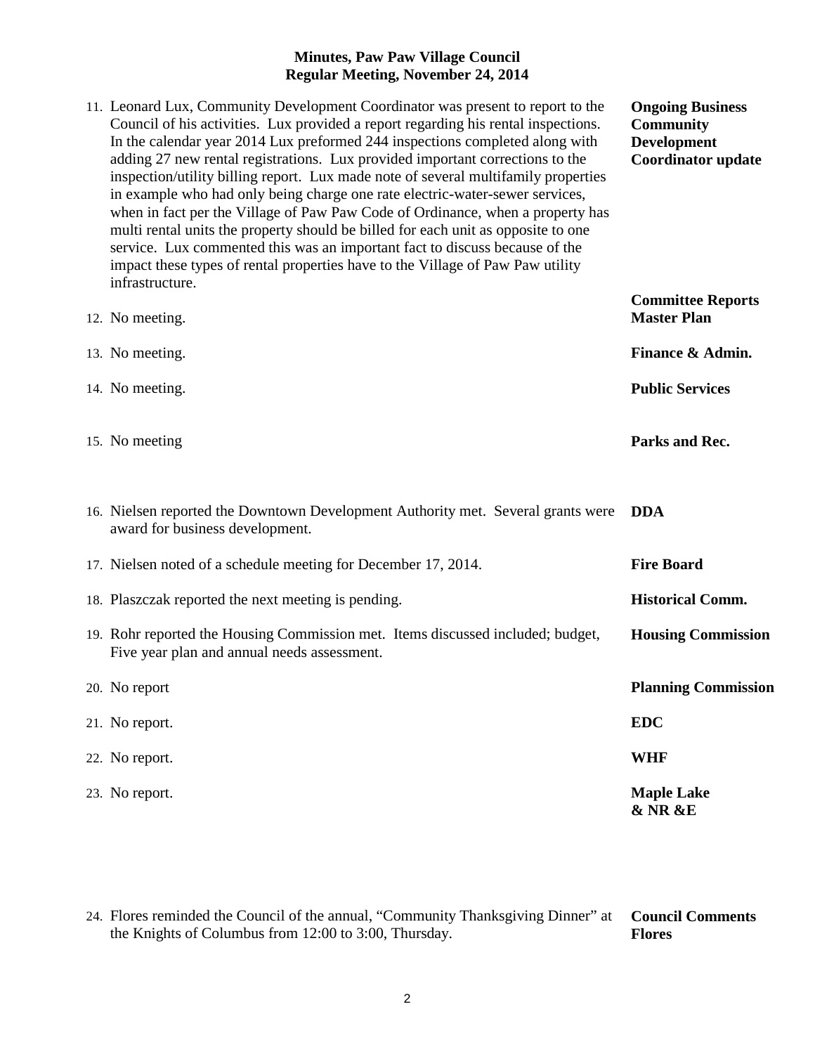**Minutes, Paw Paw Village Council**
**Regular Meeting, November 24, 2014**

| | |
|---|---|
| 11. Leonard Lux, Community Development Coordinator was present to report to the Council of his activities. Lux provided a report regarding his rental inspections. In the calendar year 2014 Lux preformed 244 inspections completed along with adding 27 new rental registrations. Lux provided important corrections to the inspection/utility billing report. Lux made note of several multifamily properties in example who had only being charge one rate electric-water-sewer services, when in fact per the Village of Paw Paw Code of Ordinance, when a property has multi rental units the property should be billed for each unit as opposite to one service. Lux commented this was an important fact to discuss because of the impact these types of rental properties have to the Village of Paw Paw utility infrastructure. | **Ongoing Business Community Development Coordinator update** |
| | **Committee Reports** |
| 12. No meeting. | **Master Plan** |
| 13. No meeting. | **Finance & Admin.** |
| 14. No meeting. | **Public Services** |
| 15. No meeting | **Parks and Rec.** |
| 16. Nielsen reported the Downtown Development Authority met. Several grants were award for business development. | **DDA** |
| 17. Nielsen noted of a schedule meeting for December 17, 2014. | **Fire Board** |
| 18. Plaszczak reported the next meeting is pending. | **Historical Comm.** |
| 19. Rohr reported the Housing Commission met. Items discussed included; budget, Five year plan and annual needs assessment. | **Housing Commission** |
| 20. No report | **Planning Commission** |
| 21. No report. | **EDC** |
| 22. No report. | **WHF** |
| 23. No report. | **Maple Lake & NR &E** |
| 24. Flores reminded the Council of the annual, "Community Thanksgiving Dinner" at the Knights of Columbus from 12:00 to 3:00, Thursday. | **Council Comments Flores** |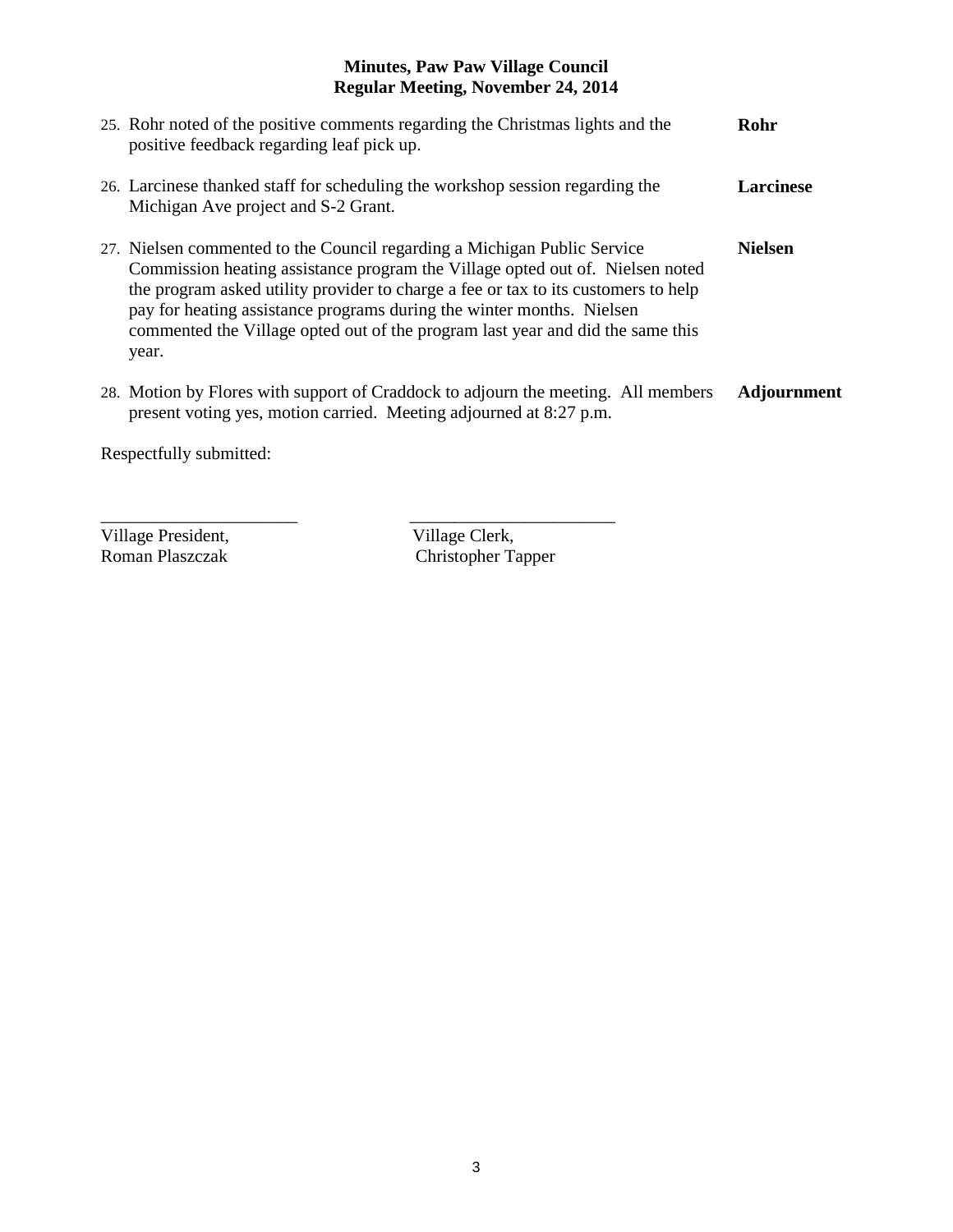**Minutes, Paw Paw Village Council**
**Regular Meeting, November 24, 2014**

| | | |
|---|---|---|
| 25. | Rohr noted of the positive comments regarding the Christmas lights and the positive feedback regarding leaf pick up. | **Rohr** |
| 26. | Larcinese thanked staff for scheduling the workshop session regarding the Michigan Ave project and S-2 Grant. | **Larcinese** |
| 27. | Nielsen commented to the Council regarding a Michigan Public Service Commission heating assistance program the Village opted out of. Nielsen noted the program asked utility provider to charge a fee or tax to its customers to help pay for heating assistance programs during the winter months. Nielsen commented the Village opted out of the program last year and did the same this year. | **Nielsen** |
| 28. | Motion by Flores with support of Craddock to adjourn the meeting. All members present voting yes, motion carried. Meeting adjourned at 8:27 p.m. | **Adjournment** |

Respectfully submitted:

______________________ ______________________

Village President, Roman Plaszczak

Village Clerk, Christopher Tapper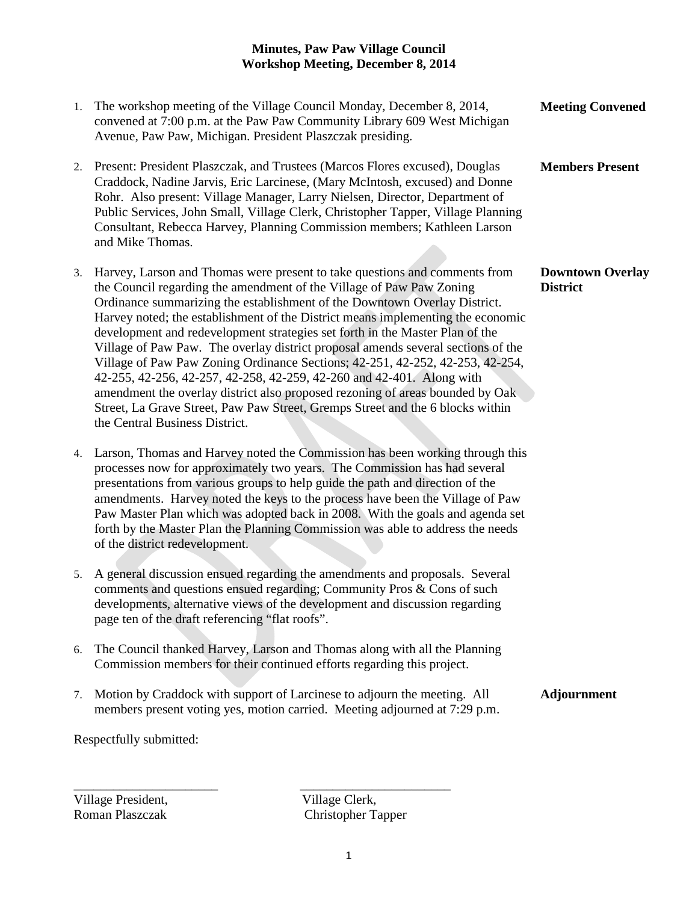**Minutes, Paw Paw Village Council**
**Workshop Meeting, December 8, 2014**

1. The workshop meeting of the Village Council Monday, December 8, 2014, convened at 7:00 p.m. at the Paw Paw Community Library 609 West Michigan Avenue, Paw Paw, Michigan. President Plaszczak presiding. **Meeting Convened**

2. Present: President Plaszczak, and Trustees (Marcos Flores excused), Douglas Craddock, Nadine Jarvis, Eric Larcinese, (Mary McIntosh, excused) and Donne Rohr. Also present: Village Manager, Larry Nielsen, Director, Department of Public Services, John Small, Village Clerk, Christopher Tapper, Village Planning Consultant, Rebecca Harvey, Planning Commission members; Kathleen Larson and Mike Thomas. **Members Present**

3. Harvey, Larson and Thomas were present to take questions and comments from the Council regarding the amendment of the Village of Paw Paw Zoning Ordinance summarizing the establishment of the Downtown Overlay District. Harvey noted; the establishment of the District means implementing the economic development and redevelopment strategies set forth in the Master Plan of the Village of Paw Paw. The overlay district proposal amends several sections of the Village of Paw Paw Zoning Ordinance Sections; 42-251, 42-252, 42-253, 42-254, 42-255, 42-256, 42-257, 42-258, 42-259, 42-260 and 42-401. Along with amendment the overlay district also proposed rezoning of areas bounded by Oak Street, La Grave Street, Paw Paw Street, Gremps Street and the 6 blocks within the Central Business District. **Downtown Overlay District**

4. Larson, Thomas and Harvey noted the Commission has been working through this processes now for approximately two years. The Commission has had several presentations from various groups to help guide the path and direction of the amendments. Harvey noted the keys to the process have been the Village of Paw Paw Master Plan which was adopted back in 2008. With the goals and agenda set forth by the Master Plan the Planning Commission was able to address the needs of the district redevelopment.

5. A general discussion ensued regarding the amendments and proposals. Several comments and questions ensued regarding; Community Pros & Cons of such developments, alternative views of the development and discussion regarding page ten of the draft referencing "flat roofs".

6. The Council thanked Harvey, Larson and Thomas along with all the Planning Commission members for their continued efforts regarding this project.

7. Motion by Craddock with support of Larcinese to adjourn the meeting. All members present voting yes, motion carried. Meeting adjourned at 7:29 p.m. **Adjournment**

Respectfully submitted:

______________________ ______________________

Village President, Roman Plaszczak

Village Clerk, Christopher Tapper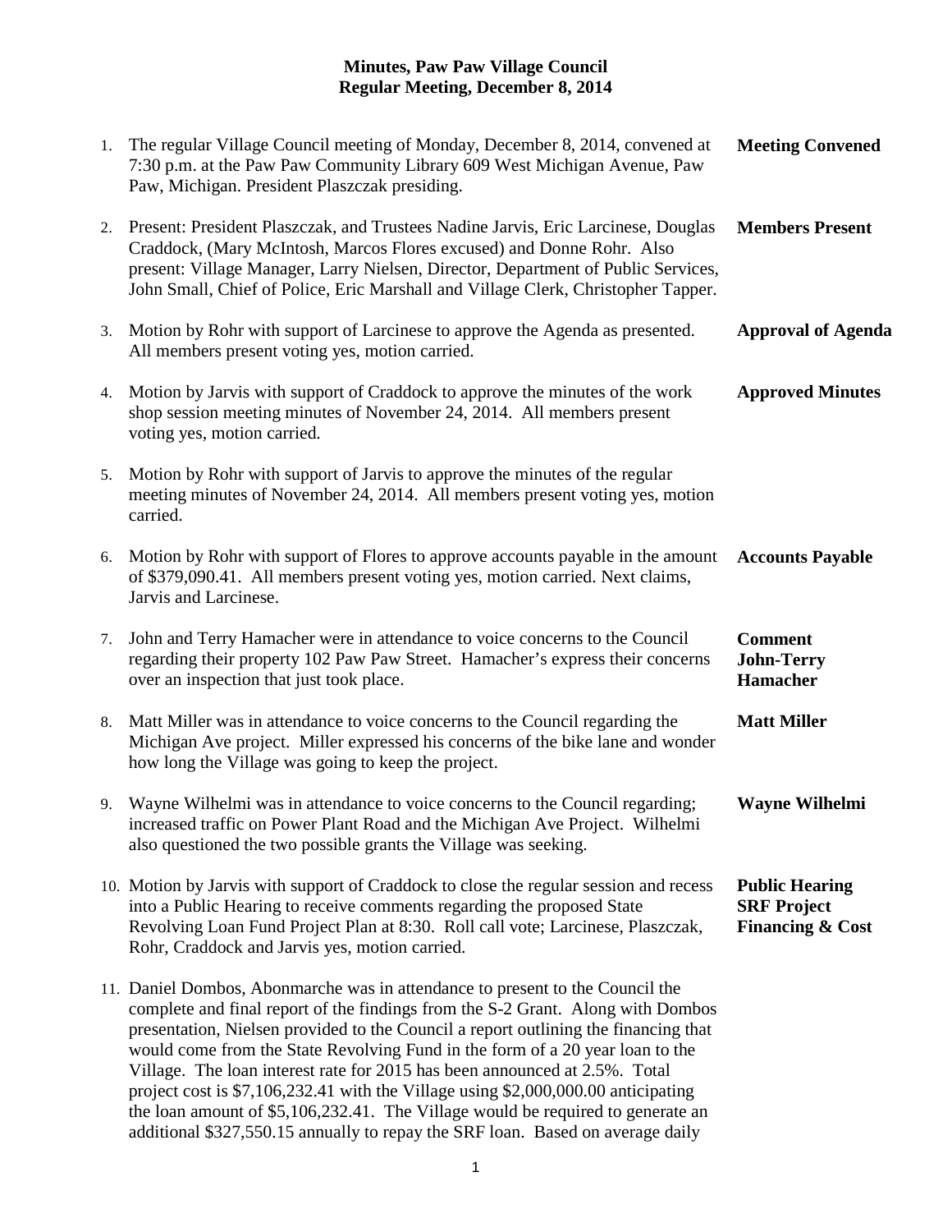**Minutes, Paw Paw Village Council**
**Regular Meeting, December 8, 2014**

| | | |
|---|---|---|
| 1. | The regular Village Council meeting of Monday, December 8, 2014, convened at 7:30 p.m. at the Paw Paw Community Library 609 West Michigan Avenue, Paw Paw, Michigan. President Plaszczak presiding. | **Meeting Convened** |
| 2. | Present: President Plaszczak, and Trustees Nadine Jarvis, Eric Larcinese, Douglas Craddock, (Mary McIntosh, Marcos Flores excused) and Donne Rohr. Also present: Village Manager, Larry Nielsen, Director, Department of Public Services, John Small, Chief of Police, Eric Marshall and Village Clerk, Christopher Tapper. | **Members Present** |
| 3. | Motion by Rohr with support of Larcinese to approve the Agenda as presented. All members present voting yes, motion carried. | **Approval of Agenda** |
| 4. | Motion by Jarvis with support of Craddock to approve the minutes of the work shop session meeting minutes of November 24, 2014. All members present voting yes, motion carried. | **Approved Minutes** |
| 5. | Motion by Rohr with support of Jarvis to approve the minutes of the regular meeting minutes of November 24, 2014. All members present voting yes, motion carried. | |
| 6. | Motion by Rohr with support of Flores to approve accounts payable in the amount of $379,090.41. All members present voting yes, motion carried. Next claims, Jarvis and Larcinese. | **Accounts Payable** |
| 7. | John and Terry Hamacher were in attendance to voice concerns to the Council regarding their property 102 Paw Paw Street. Hamacher's express their concerns over an inspection that just took place. | **Comment John-Terry Hamacher** |
| 8. | Matt Miller was in attendance to voice concerns to the Council regarding the Michigan Ave project. Miller expressed his concerns of the bike lane and wonder how long the Village was going to keep the project. | **Matt Miller** |
| 9. | Wayne Wilhelmi was in attendance to voice concerns to the Council regarding; increased traffic on Power Plant Road and the Michigan Ave Project. Wilhelmi also questioned the two possible grants the Village was seeking. | **Wayne Wilhelmi** |
| 10. | Motion by Jarvis with support of Craddock to close the regular session and recess into a Public Hearing to receive comments regarding the proposed State Revolving Loan Fund Project Plan at 8:30. Roll call vote; Larcinese, Plaszczak, Rohr, Craddock and Jarvis yes, motion carried. | **Public Hearing SRF Project Financing & Cost** |
| 11. | Daniel Dombos, Abonmarche was in attendance to present to the Council the complete and final report of the findings from the S-2 Grant. Along with Dombos presentation, Nielsen provided to the Council a report outlining the financing that would come from the State Revolving Fund in the form of a 20 year loan to the Village. The loan interest rate for 2015 has been announced at 2.5%. Total project cost is $7,106,232.41 with the Village using $2,000,000.00 anticipating the loan amount of $5,106,232.41. The Village would be required to generate an additional $327,550.15 annually to repay the SRF loan. Based on average daily | |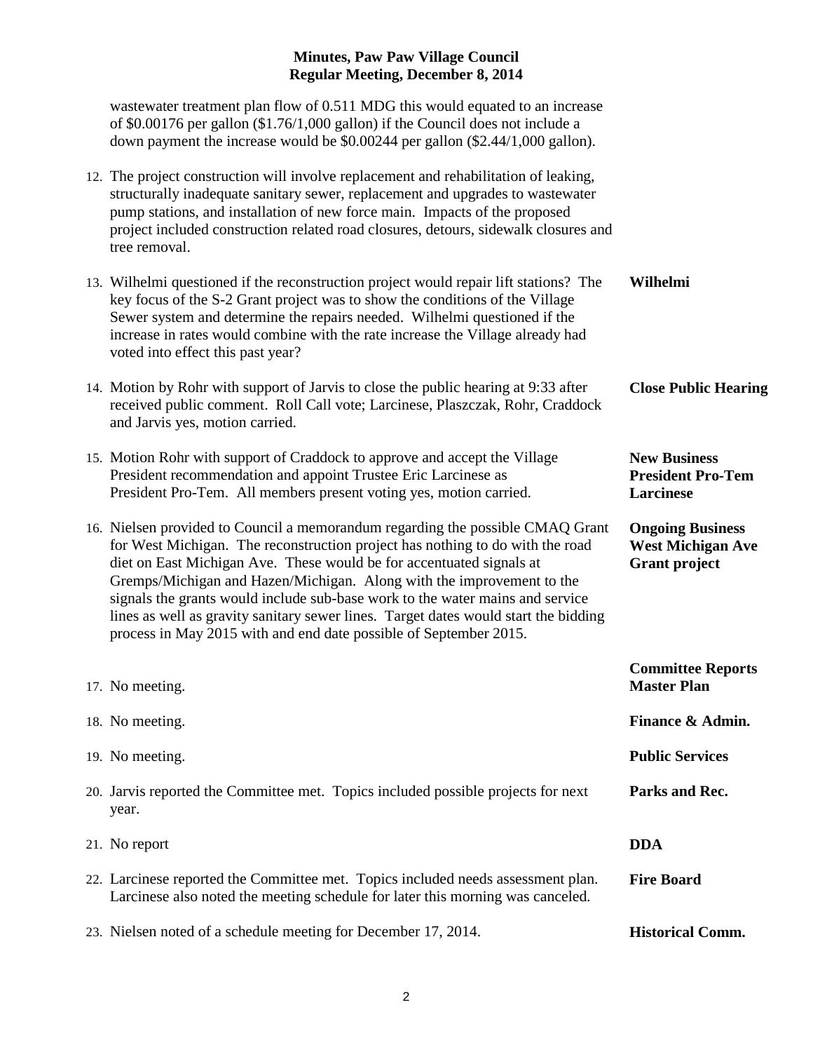wastewater treatment plan flow of 0.511 MDG this would equated to an increase of $0.00176 per gallon ($1.76/1,000 gallon) if the Council does not include a down payment the increase would be $0.00244 per gallon ($2.44/1,000 gallon).

12. The project construction will involve replacement and rehabilitation of leaking, structurally inadequate sanitary sewer, replacement and upgrades to wastewater pump stations, and installation of new force main. Impacts of the proposed project included construction related road closures, detours, sidewalk closures and tree removal.

13. Wilhelmi questioned if the reconstruction project would repair lift stations? The key focus of the S-2 Grant project was to show the conditions of the Village Sewer system and determine the repairs needed. Wilhelmi questioned if the increase in rates would combine with the rate increase the Village already had voted into effect this past year? — **Wilhelmi**

14. Motion by Rohr with support of Jarvis to close the public hearing at 9:33 after received public comment. Roll Call vote; Larcinese, Plaszczak, Rohr, Craddock and Jarvis yes, motion carried. — **Close Public Hearing**

15. Motion Rohr with support of Craddock to approve and accept the Village President recommendation and appoint Trustee Eric Larcinese as President Pro-Tem. All members present voting yes, motion carried. — **New Business President Pro-Tem Larcinese**

16. Nielsen provided to Council a memorandum regarding the possible CMAQ Grant for West Michigan. The reconstruction project has nothing to do with the road diet on East Michigan Ave. These would be for accentuated signals at Gremps/Michigan and Hazen/Michigan. Along with the improvement to the signals the grants would include sub-base work to the water mains and service lines as well as gravity sanitary sewer lines. Target dates would start the bidding process in May 2015 with and end date possible of September 2015. — **Ongoing Business West Michigan Ave Grant project**

**Committee Reports**

17. No meeting. — **Master Plan**

18. No meeting. — **Finance & Admin.**

19. No meeting. — **Public Services**

20. Jarvis reported the Committee met. Topics included possible projects for next year. — **Parks and Rec.**

21. No report — **DDA**

22. Larcinese reported the Committee met. Topics included needs assessment plan. Larcinese also noted the meeting schedule for later this morning was canceled. — **Fire Board**

23. Nielsen noted of a schedule meeting for December 17, 2014. — **Historical Comm.**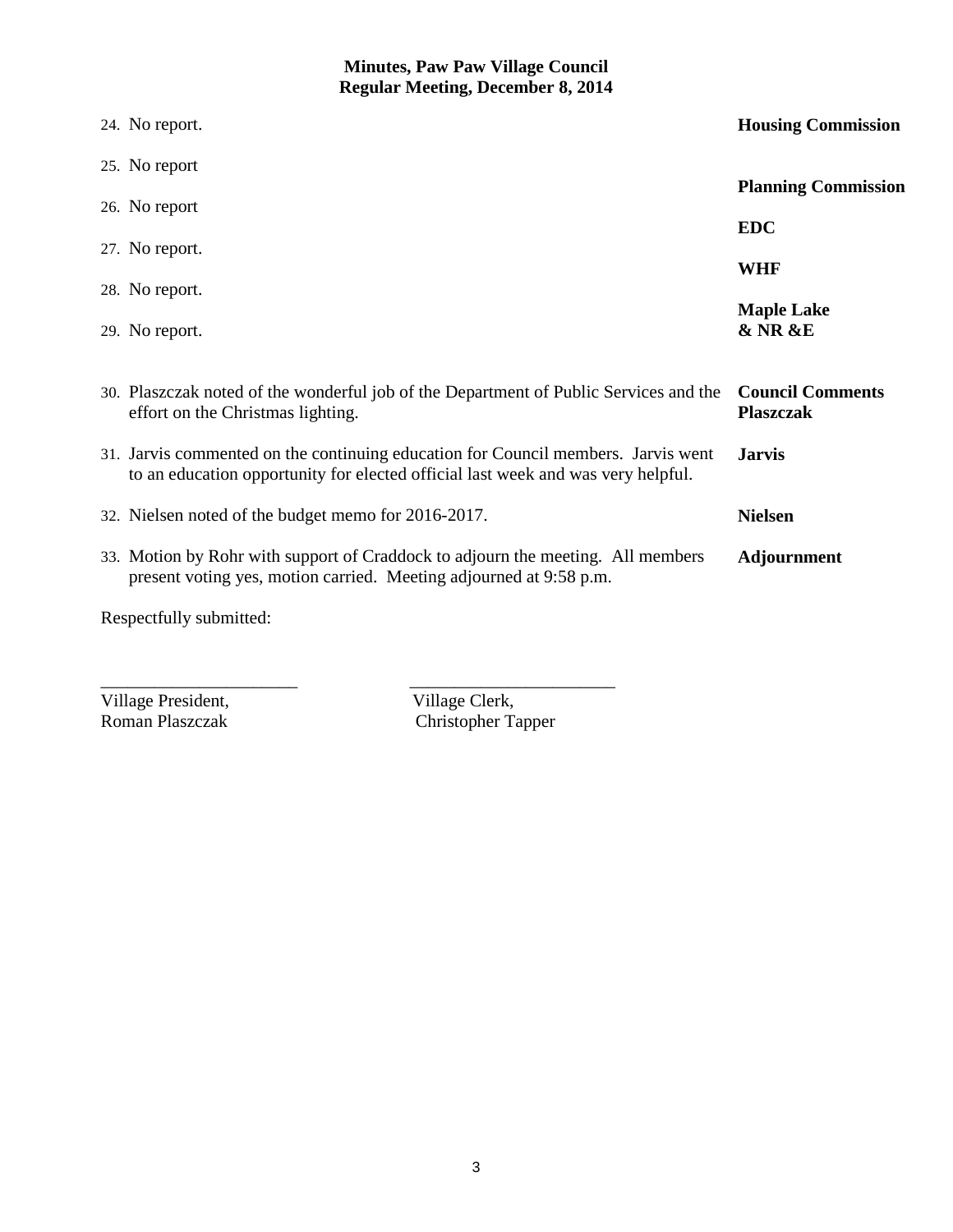**Minutes, Paw Paw Village Council**
**Regular Meeting, December 8, 2014**

| | |
|---|---|
| 24. No report. | **Housing Commission** |
| 25. No report | **Planning Commission** |
| 26. No report | **EDC** |
| 27. No report. | **WHF** |
| 28. No report. | **Maple Lake & NR &E** |
| 29. No report. | |
| 30. Plaszczak noted of the wonderful job of the Department of Public Services and the effort on the Christmas lighting. | **Council Comments Plaszczak** |
| 31. Jarvis commented on the continuing education for Council members. Jarvis went to an education opportunity for elected official last week and was very helpful. | **Jarvis** |
| 32. Nielsen noted of the budget memo for 2016-2017. | **Nielsen** |
| 33. Motion by Rohr with support of Craddock to adjourn the meeting. All members present voting yes, motion carried. Meeting adjourned at 9:58 p.m. | **Adjournment** |

Respectfully submitted:

______________________ ______________________

Village President, Roman Plaszczak

Village Clerk, Christopher Tapper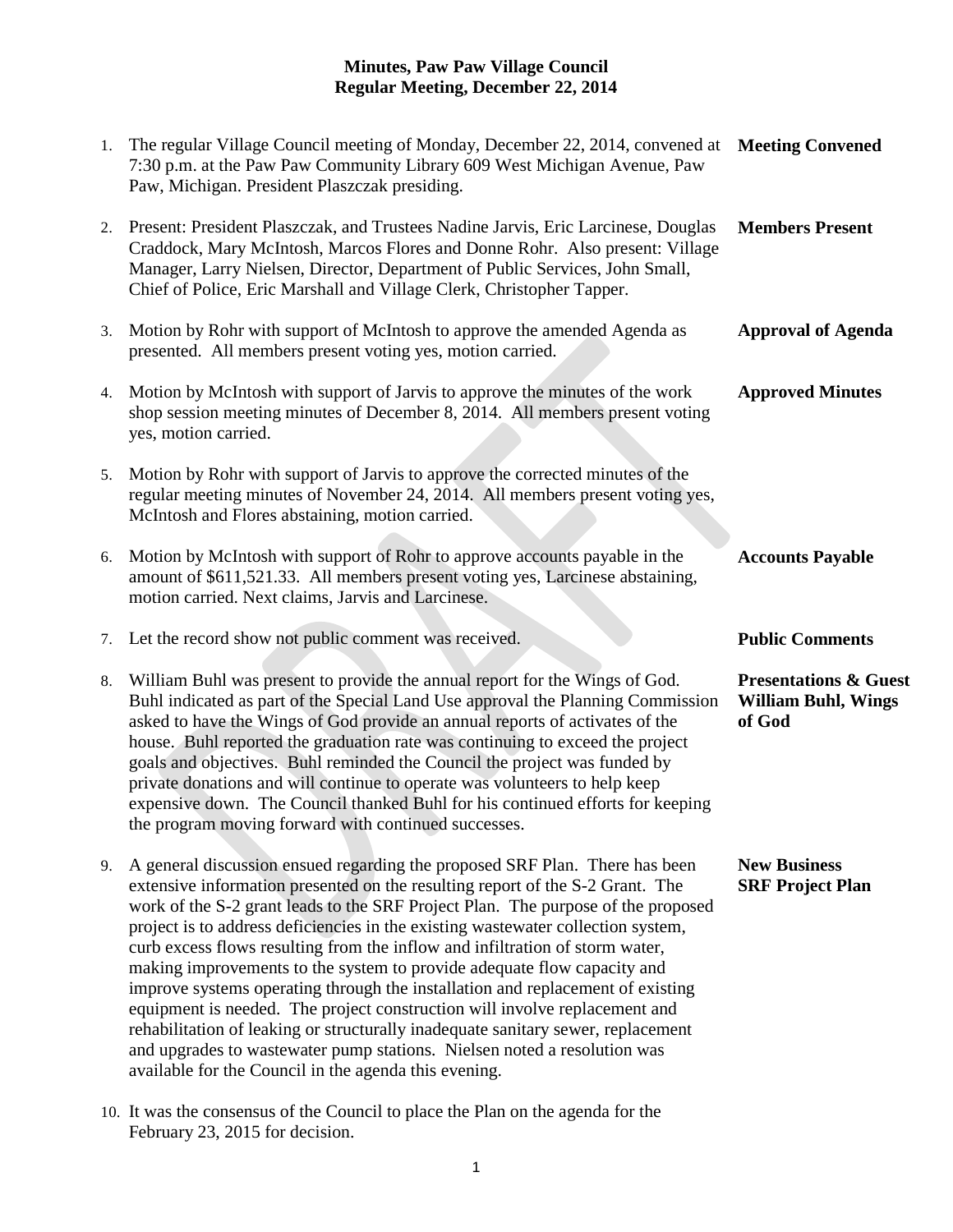# Minutes, Paw Paw Village Council
## Regular Meeting, December 22, 2014

1. The regular Village Council meeting of Monday, December 22, 2014, convened at 7:30 p.m. at the Paw Paw Community Library 609 West Michigan Avenue, Paw Paw, Michigan. President Plaszczak presiding. — **Meeting Convened**

2. Present: President Plaszczak, and Trustees Nadine Jarvis, Eric Larcinese, Douglas Craddock, Mary McIntosh, Marcos Flores and Donne Rohr. Also present: Village Manager, Larry Nielsen, Director, Department of Public Services, John Small, Chief of Police, Eric Marshall and Village Clerk, Christopher Tapper. — **Members Present**

3. Motion by Rohr with support of McIntosh to approve the amended Agenda as presented. All members present voting yes, motion carried. — **Approval of Agenda**

4. Motion by McIntosh with support of Jarvis to approve the minutes of the work shop session meeting minutes of December 8, 2014. All members present voting yes, motion carried. — **Approved Minutes**

5. Motion by Rohr with support of Jarvis to approve the corrected minutes of the regular meeting minutes of November 24, 2014. All members present voting yes, McIntosh and Flores abstaining, motion carried.

6. Motion by McIntosh with support of Rohr to approve accounts payable in the amount of $611,521.33. All members present voting yes, Larcinese abstaining, motion carried. Next claims, Jarvis and Larcinese. — **Accounts Payable**

7. Let the record show not public comment was received. — **Public Comments**

8. William Buhl was present to provide the annual report for the Wings of God. Buhl indicated as part of the Special Land Use approval the Planning Commission asked to have the Wings of God provide an annual reports of activates of the house. Buhl reported the graduation rate was continuing to exceed the project goals and objectives. Buhl reminded the Council the project was funded by private donations and will continue to operate was volunteers to help keep expensive down. The Council thanked Buhl for his continued efforts for keeping the program moving forward with continued successes. — **Presentations & Guest William Buhl, Wings of God**

9. A general discussion ensued regarding the proposed SRF Plan. There has been extensive information presented on the resulting report of the S-2 Grant. The work of the S-2 grant leads to the SRF Project Plan. The purpose of the proposed project is to address deficiencies in the existing wastewater collection system, curb excess flows resulting from the inflow and infiltration of storm water, making improvements to the system to provide adequate flow capacity and improve systems operating through the installation and replacement of existing equipment is needed. The project construction will involve replacement and rehabilitation of leaking or structurally inadequate sanitary sewer, replacement and upgrades to wastewater pump stations. Nielsen noted a resolution was available for the Council in the agenda this evening. — **New Business SRF Project Plan**

10. It was the consensus of the Council to place the Plan on the agenda for the February 23, 2015 for decision.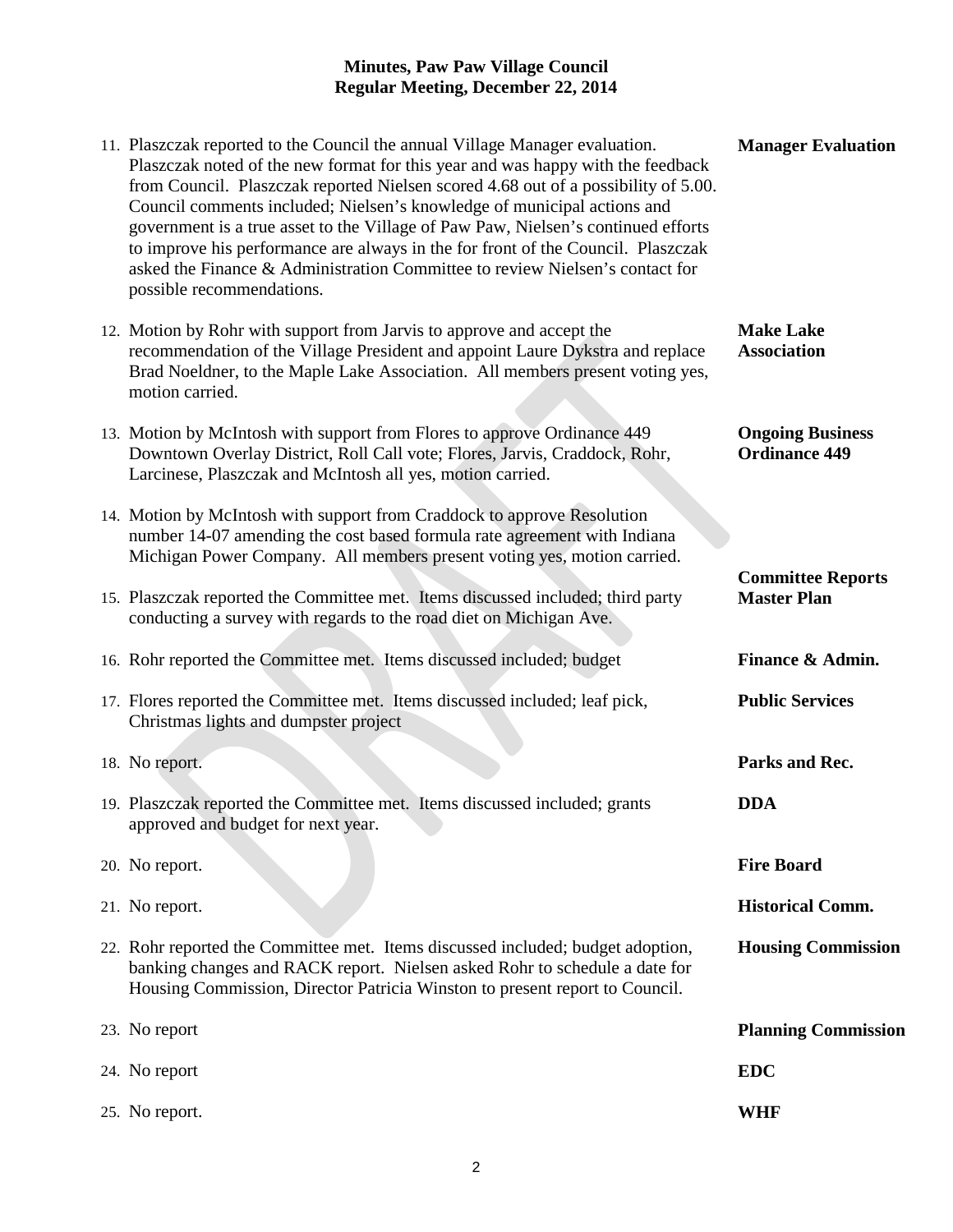**Minutes, Paw Paw Village Council**
**Regular Meeting, December 22, 2014**

11. Plaszczak reported to the Council the annual Village Manager evaluation. Plaszczak noted of the new format for this year and was happy with the feedback from Council. Plaszczak reported Nielsen scored 4.68 out of a possibility of 5.00. Council comments included; Nielsen's knowledge of municipal actions and government is a true asset to the Village of Paw Paw, Nielsen's continued efforts to improve his performance are always in the for front of the Council. Plaszczak asked the Finance & Administration Committee to review Nielsen's contact for possible recommendations. — **Manager Evaluation**

12. Motion by Rohr with support from Jarvis to approve and accept the recommendation of the Village President and appoint Laure Dykstra and replace Brad Noeldner, to the Maple Lake Association. All members present voting yes, motion carried. — **Make Lake Association**

13. Motion by McIntosh with support from Flores to approve Ordinance 449 Downtown Overlay District, Roll Call vote; Flores, Jarvis, Craddock, Rohr, Larcinese, Plaszczak and McIntosh all yes, motion carried. — **Ongoing Business Ordinance 449**

14. Motion by McIntosh with support from Craddock to approve Resolution number 14-07 amending the cost based formula rate agreement with Indiana Michigan Power Company. All members present voting yes, motion carried.

**Committee Reports**

15. Plaszczak reported the Committee met. Items discussed included; third party conducting a survey with regards to the road diet on Michigan Ave. — **Master Plan**

16. Rohr reported the Committee met. Items discussed included; budget — **Finance & Admin.**

17. Flores reported the Committee met. Items discussed included; leaf pick, Christmas lights and dumpster project — **Public Services**

18. No report. — **Parks and Rec.**

19. Plaszczak reported the Committee met. Items discussed included; grants approved and budget for next year. — **DDA**

20. No report. — **Fire Board**

21. No report. — **Historical Comm.**

22. Rohr reported the Committee met. Items discussed included; budget adoption, banking changes and RACK report. Nielsen asked Rohr to schedule a date for Housing Commission, Director Patricia Winston to present report to Council. — **Housing Commission**

23. No report — **Planning Commission**

24. No report — **EDC**

25. No report. — **WHF**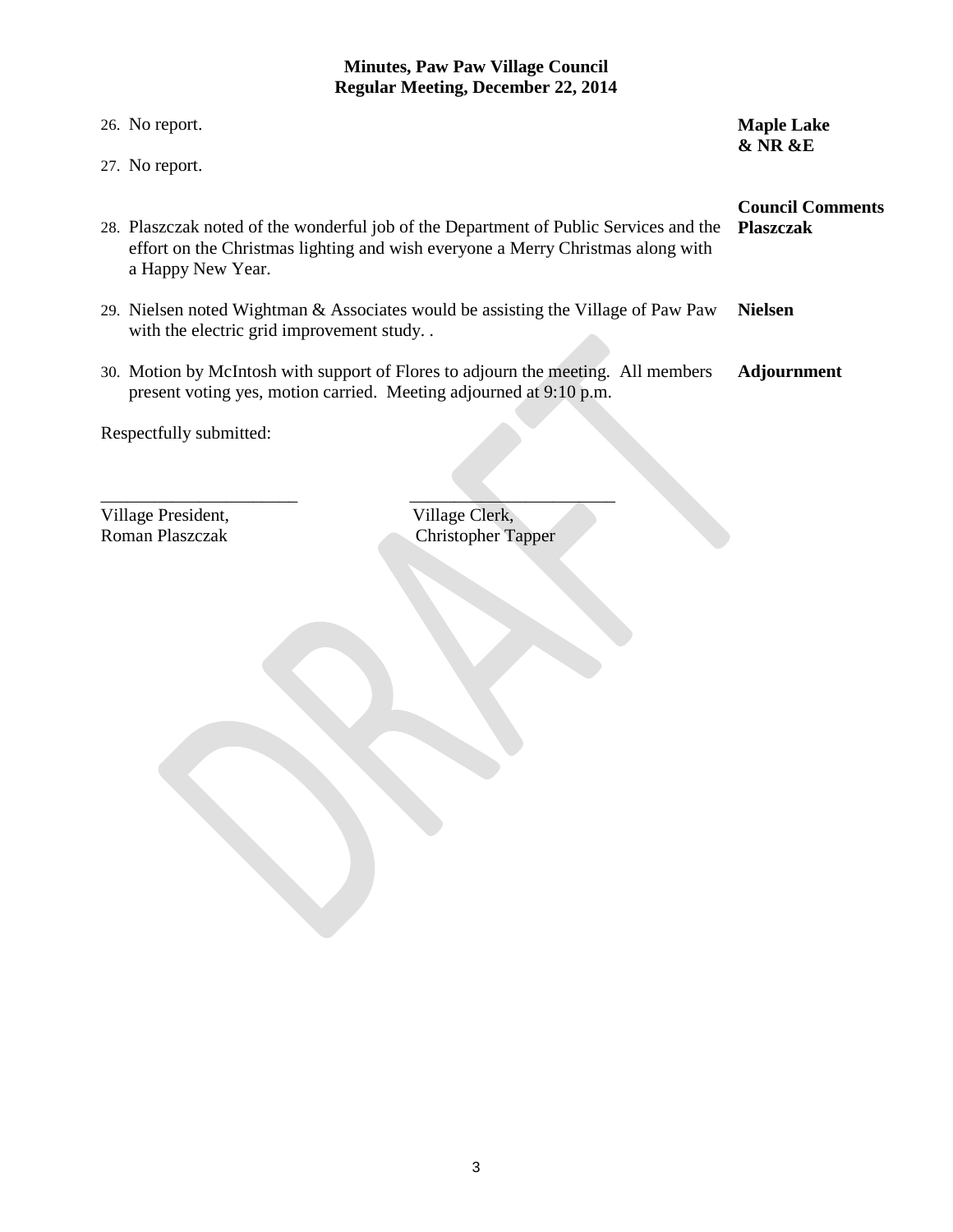**Minutes, Paw Paw Village Council**
**Regular Meeting, December 22, 2014**

26. No report. **Maple Lake & NR &E**

27. No report.

**Council Comments**

28. Plaszczak noted of the wonderful job of the Department of Public Services and the effort on the Christmas lighting and wish everyone a Merry Christmas along with a Happy New Year. **Plaszczak**

29. Nielsen noted Wightman & Associates would be assisting the Village of Paw Paw with the electric grid improvement study. . **Nielsen**

30. Motion by McIntosh with support of Flores to adjourn the meeting. All members present voting yes, motion carried. Meeting adjourned at 9:10 p.m. **Adjournment**

Respectfully submitted:

______________________ ______________________
Village President, Village Clerk,
Roman Plaszczak Christopher Tapper

DRAFT